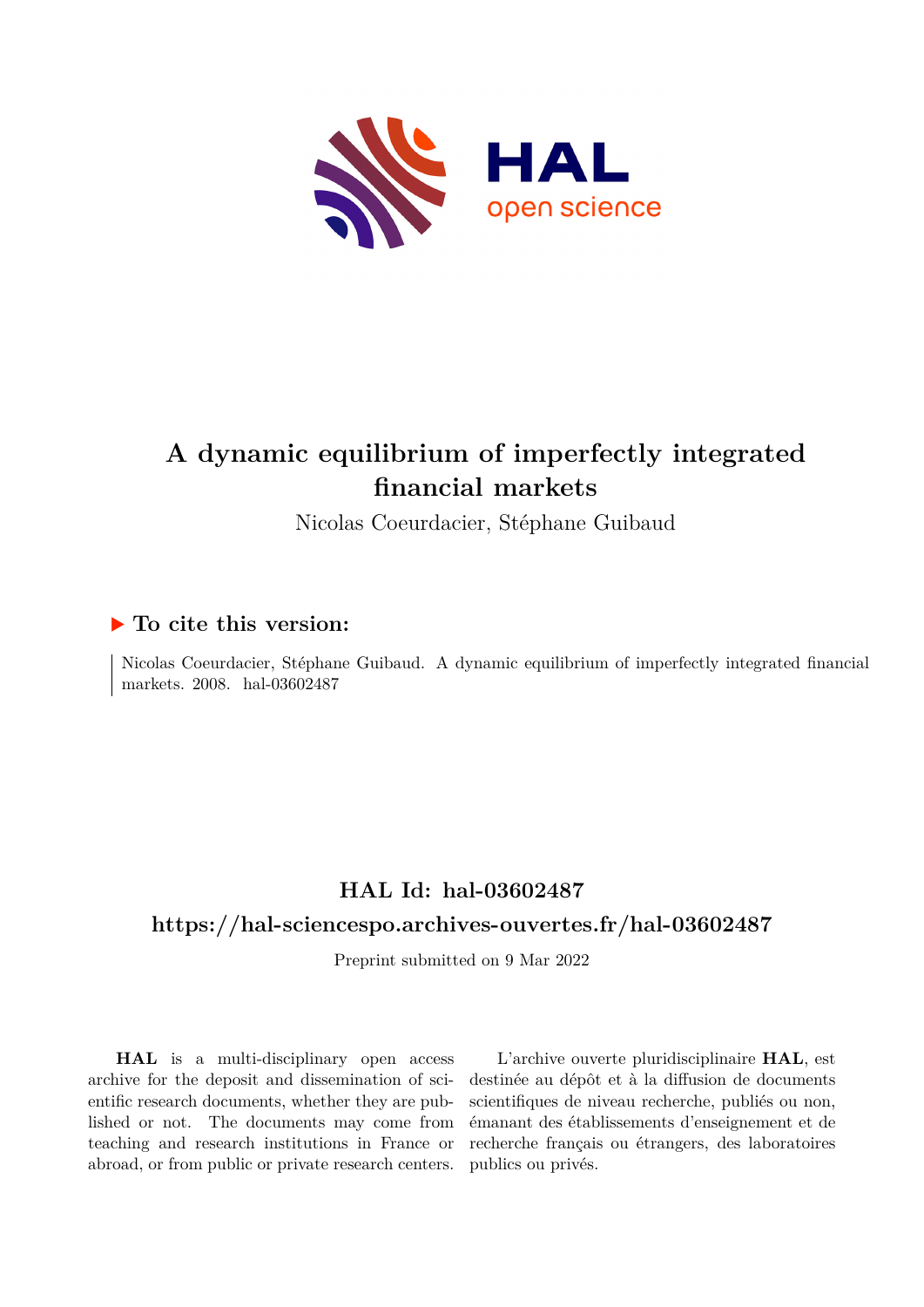# A dynamic equilibrium of imperfectly integrated financial markets

Nicolas Coeurdacier, Stéphane Guibaud

## ▶ To cite this version:

Nicolas Coeurdacier, Stéphane Guibaud. A dynamic equilibrium of imperfectly integrated financial markets. 2008. hal-03602487

## HAL Id: hal-03602487

## https://hal-sciencespo.archives-ouvertes.fr/hal-03602487

Preprint submitted on 9 Mar 2022

**HAL** is a multi-disciplinary open access archive for the deposit and dissemination of scientific research documents, whether they are published or not. The documents may come from teaching and research institutions in France or abroad, or from public or private research centers.

L'archive ouverte pluridisciplinaire **HAL**, est destinée au dépôt et à la diffusion de documents scientifiques de niveau recherche, publiés ou non, émanant des établissements d'enseignement et de recherche français ou étrangers, des laboratoires publics ou privés.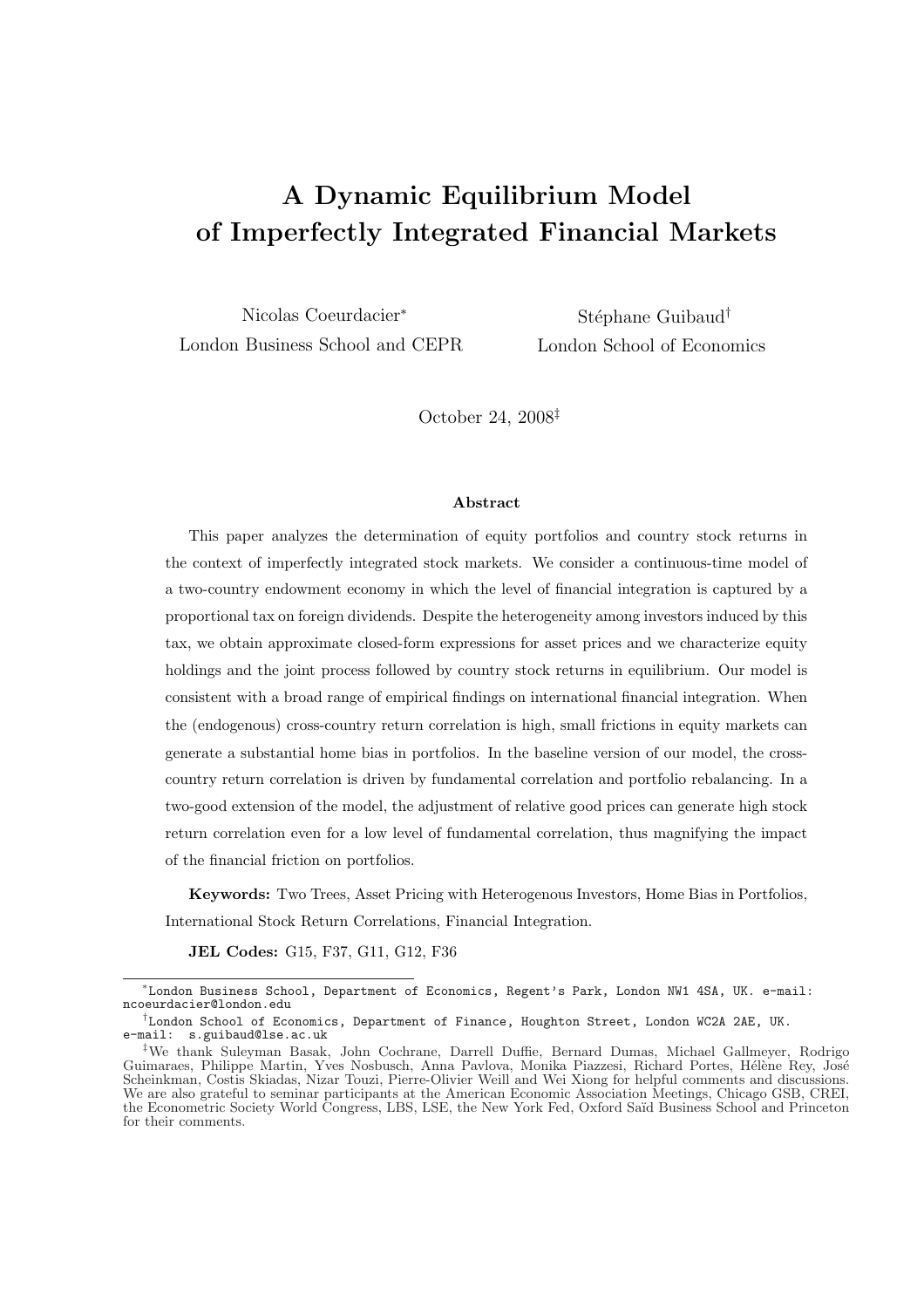# A Dynamic Equilibrium Model of Imperfectly Integrated Financial Markets

Nicolas Coeurdacier[*]
London Business School and CEPR

Stéphane Guibaud[†]
London School of Economics

October 24, 2008[‡]

## Abstract

This paper analyzes the determination of equity portfolios and country stock returns in the context of imperfectly integrated stock markets. We consider a continuous-time model of a two-country endowment economy in which the level of financial integration is captured by a proportional tax on foreign dividends. Despite the heterogeneity among investors induced by this tax, we obtain approximate closed-form expressions for asset prices and we characterize equity holdings and the joint process followed by country stock returns in equilibrium. Our model is consistent with a broad range of empirical findings on international financial integration. When the (endogenous) cross-country return correlation is high, small frictions in equity markets can generate a substantial home bias in portfolios. In the baseline version of our model, the cross-country return correlation is driven by fundamental correlation and portfolio rebalancing. In a two-good extension of the model, the adjustment of relative good prices can generate high stock return correlation even for a low level of fundamental correlation, thus magnifying the impact of the financial friction on portfolios.

**Keywords:** Two Trees, Asset Pricing with Heterogenous Investors, Home Bias in Portfolios, International Stock Return Correlations, Financial Integration.

**JEL Codes:** G15, F37, G11, G12, F36

---

[*] London Business School, Department of Economics, Regent's Park, London NW1 4SA, UK. e-mail: ncoeurdacier@london.edu

[†] London School of Economics, Department of Finance, Houghton Street, London WC2A 2AE, UK. e-mail: s.guibaud@lse.ac.uk

[‡] We thank Suleyman Basak, John Cochrane, Darrell Duffie, Bernard Dumas, Michael Gallmeyer, Rodrigo Guimaraes, Philippe Martin, Yves Nosbusch, Anna Pavlova, Monika Piazzesi, Richard Portes, Hélène Rey, José Scheinkman, Costis Skiadas, Nizar Touzi, Pierre-Olivier Weill and Wei Xiong for helpful comments and discussions. We are also grateful to seminar participants at the American Economic Association Meetings, Chicago GSB, CREI, the Econometric Society World Congress, LBS, LSE, the New York Fed, Oxford Saïd Business School and Princeton for their comments.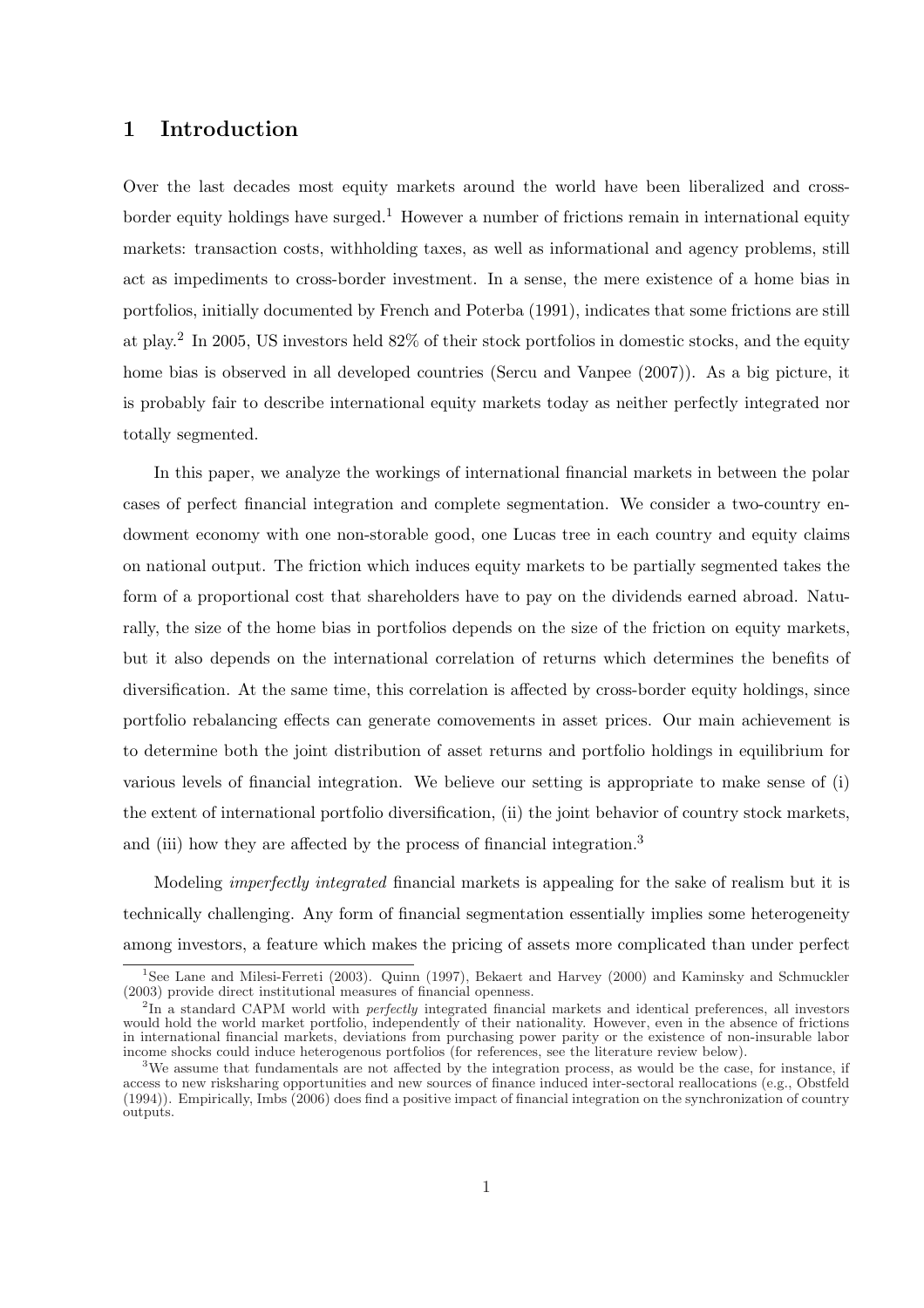# 1 Introduction

Over the last decades most equity markets around the world have been liberalized and cross-border equity holdings have surged.[1] However a number of frictions remain in international equity markets: transaction costs, withholding taxes, as well as informational and agency problems, still act as impediments to cross-border investment. In a sense, the mere existence of a home bias in portfolios, initially documented by French and Poterba (1991), indicates that some frictions are still at play.[2] In 2005, US investors held 82% of their stock portfolios in domestic stocks, and the equity home bias is observed in all developed countries (Sercu and Vanpee (2007)). As a big picture, it is probably fair to describe international equity markets today as neither perfectly integrated nor totally segmented.

In this paper, we analyze the workings of international financial markets in between the polar cases of perfect financial integration and complete segmentation. We consider a two-country endowment economy with one non-storable good, one Lucas tree in each country and equity claims on national output. The friction which induces equity markets to be partially segmented takes the form of a proportional cost that shareholders have to pay on the dividends earned abroad. Naturally, the size of the home bias in portfolios depends on the size of the friction on equity markets, but it also depends on the international correlation of returns which determines the benefits of diversification. At the same time, this correlation is affected by cross-border equity holdings, since portfolio rebalancing effects can generate comovements in asset prices. Our main achievement is to determine both the joint distribution of asset returns and portfolio holdings in equilibrium for various levels of financial integration. We believe our setting is appropriate to make sense of (i) the extent of international portfolio diversification, (ii) the joint behavior of country stock markets, and (iii) how they are affected by the process of financial integration.[3]

Modeling *imperfectly integrated* financial markets is appealing for the sake of realism but it is technically challenging. Any form of financial segmentation essentially implies some heterogeneity among investors, a feature which makes the pricing of assets more complicated than under perfect

---

[1] See Lane and Milesi-Ferreti (2003). Quinn (1997), Bekaert and Harvey (2000) and Kaminsky and Schmuckler (2003) provide direct institutional measures of financial openness.

[2] In a standard CAPM world with *perfectly* integrated financial markets and identical preferences, all investors would hold the world market portfolio, independently of their nationality. However, even in the absence of frictions in international financial markets, deviations from purchasing power parity or the existence of non-insurable labor income shocks could induce heterogenous portfolios (for references, see the literature review below).

[3] We assume that fundamentals are not affected by the integration process, as would be the case, for instance, if access to new risksharing opportunities and new sources of finance induced inter-sectoral reallocations (e.g., Obstfeld (1994)). Empirically, Imbs (2006) does find a positive impact of financial integration on the synchronization of country outputs.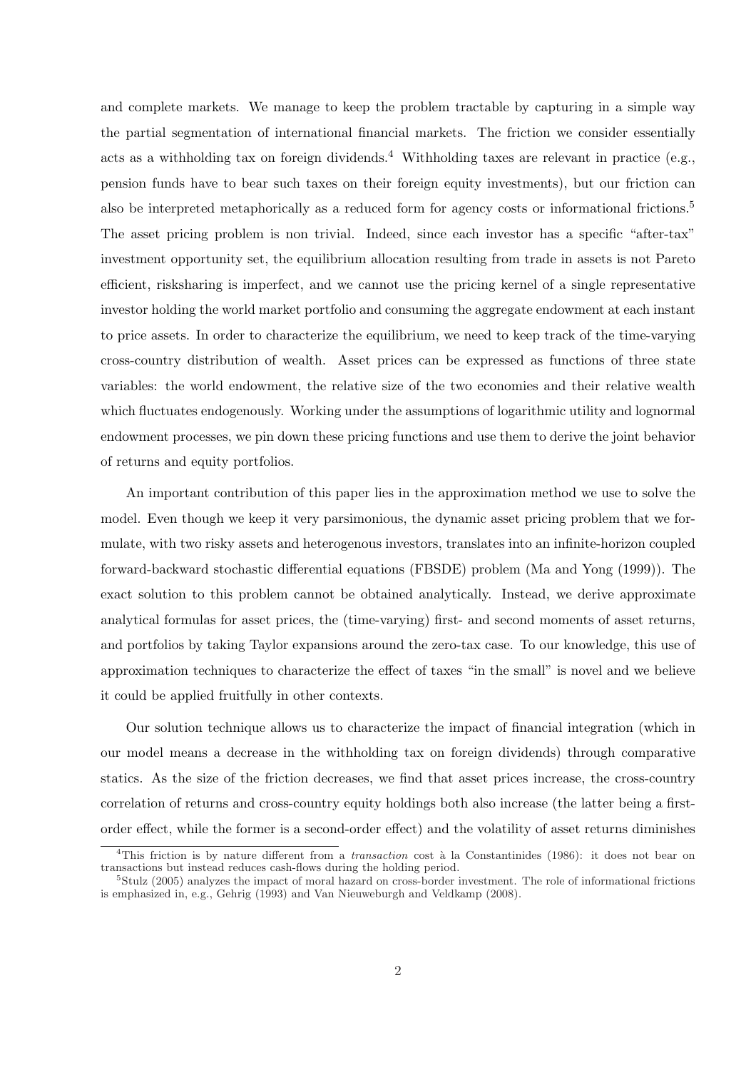and complete markets. We manage to keep the problem tractable by capturing in a simple way the partial segmentation of international financial markets. The friction we consider essentially acts as a withholding tax on foreign dividends.[4] Withholding taxes are relevant in practice (e.g., pension funds have to bear such taxes on their foreign equity investments), but our friction can also be interpreted metaphorically as a reduced form for agency costs or informational frictions.[5] The asset pricing problem is non trivial. Indeed, since each investor has a specific "after-tax" investment opportunity set, the equilibrium allocation resulting from trade in assets is not Pareto efficient, risksharing is imperfect, and we cannot use the pricing kernel of a single representative investor holding the world market portfolio and consuming the aggregate endowment at each instant to price assets. In order to characterize the equilibrium, we need to keep track of the time-varying cross-country distribution of wealth. Asset prices can be expressed as functions of three state variables: the world endowment, the relative size of the two economies and their relative wealth which fluctuates endogenously. Working under the assumptions of logarithmic utility and lognormal endowment processes, we pin down these pricing functions and use them to derive the joint behavior of returns and equity portfolios.

An important contribution of this paper lies in the approximation method we use to solve the model. Even though we keep it very parsimonious, the dynamic asset pricing problem that we formulate, with two risky assets and heterogenous investors, translates into an infinite-horizon coupled forward-backward stochastic differential equations (FBSDE) problem (Ma and Yong (1999)). The exact solution to this problem cannot be obtained analytically. Instead, we derive approximate analytical formulas for asset prices, the (time-varying) first- and second moments of asset returns, and portfolios by taking Taylor expansions around the zero-tax case. To our knowledge, this use of approximation techniques to characterize the effect of taxes "in the small" is novel and we believe it could be applied fruitfully in other contexts.

Our solution technique allows us to characterize the impact of financial integration (which in our model means a decrease in the withholding tax on foreign dividends) through comparative statics. As the size of the friction decreases, we find that asset prices increase, the cross-country correlation of returns and cross-country equity holdings both also increase (the latter being a first-order effect, while the former is a second-order effect) and the volatility of asset returns diminishes

[4] This friction is by nature different from a *transaction* cost à la Constantinides (1986): it does not bear on transactions but instead reduces cash-flows during the holding period.

[5] Stulz (2005) analyzes the impact of moral hazard on cross-border investment. The role of informational frictions is emphasized in, e.g., Gehrig (1993) and Van Nieuweburgh and Veldkamp (2008).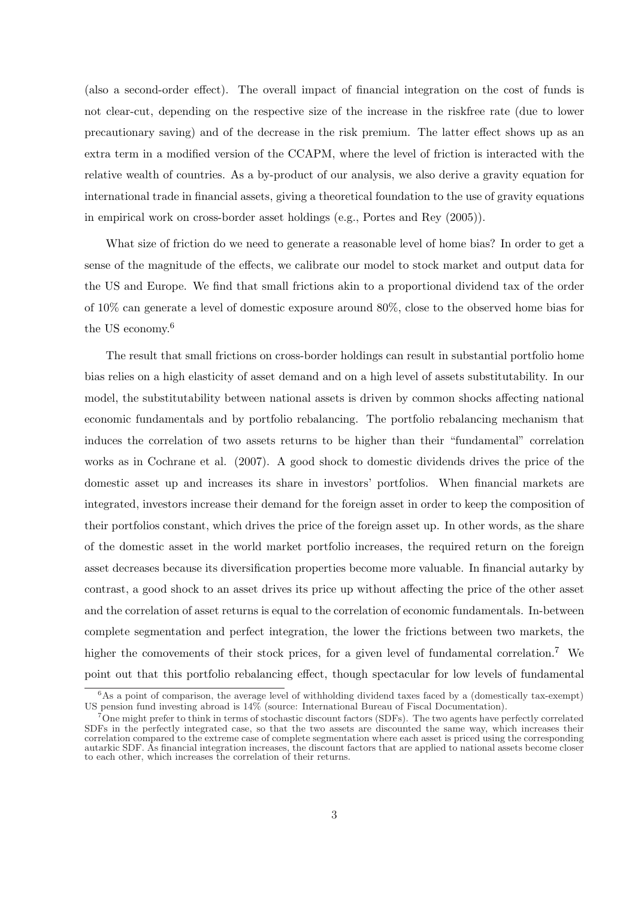(also a second-order effect). The overall impact of financial integration on the cost of funds is not clear-cut, depending on the respective size of the increase in the riskfree rate (due to lower precautionary saving) and of the decrease in the risk premium. The latter effect shows up as an extra term in a modified version of the CCAPM, where the level of friction is interacted with the relative wealth of countries. As a by-product of our analysis, we also derive a gravity equation for international trade in financial assets, giving a theoretical foundation to the use of gravity equations in empirical work on cross-border asset holdings (e.g., Portes and Rey (2005)).

What size of friction do we need to generate a reasonable level of home bias? In order to get a sense of the magnitude of the effects, we calibrate our model to stock market and output data for the US and Europe. We find that small frictions akin to a proportional dividend tax of the order of 10% can generate a level of domestic exposure around 80%, close to the observed home bias for the US economy.[6]

The result that small frictions on cross-border holdings can result in substantial portfolio home bias relies on a high elasticity of asset demand and on a high level of assets substitutability. In our model, the substitutability between national assets is driven by common shocks affecting national economic fundamentals and by portfolio rebalancing. The portfolio rebalancing mechanism that induces the correlation of two assets returns to be higher than their "fundamental" correlation works as in Cochrane et al. (2007). A good shock to domestic dividends drives the price of the domestic asset up and increases its share in investors' portfolios. When financial markets are integrated, investors increase their demand for the foreign asset in order to keep the composition of their portfolios constant, which drives the price of the foreign asset up. In other words, as the share of the domestic asset in the world market portfolio increases, the required return on the foreign asset decreases because its diversification properties become more valuable. In financial autarky by contrast, a good shock to an asset drives its price up without affecting the price of the other asset and the correlation of asset returns is equal to the correlation of economic fundamentals. In-between complete segmentation and perfect integration, the lower the frictions between two markets, the higher the comovements of their stock prices, for a given level of fundamental correlation.[7] We point out that this portfolio rebalancing effect, though spectacular for low levels of fundamental

[6] As a point of comparison, the average level of withholding dividend taxes faced by a (domestically tax-exempt) US pension fund investing abroad is 14% (source: International Bureau of Fiscal Documentation).

[7] One might prefer to think in terms of stochastic discount factors (SDFs). The two agents have perfectly correlated SDFs in the perfectly integrated case, so that the two assets are discounted the same way, which increases their correlation compared to the extreme case of complete segmentation where each asset is priced using the corresponding autarkic SDF. As financial integration increases, the discount factors that are applied to national assets become closer to each other, which increases the correlation of their returns.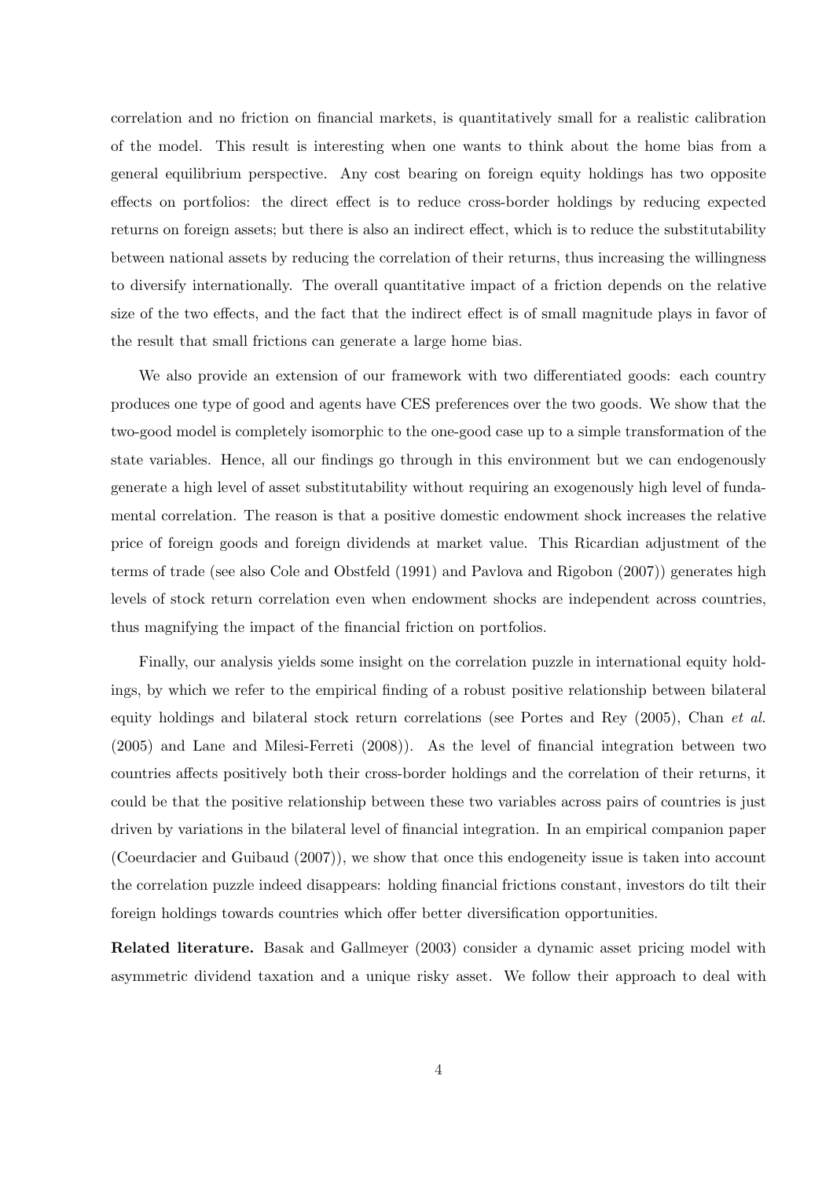correlation and no friction on financial markets, is quantitatively small for a realistic calibration of the model. This result is interesting when one wants to think about the home bias from a general equilibrium perspective. Any cost bearing on foreign equity holdings has two opposite effects on portfolios: the direct effect is to reduce cross-border holdings by reducing expected returns on foreign assets; but there is also an indirect effect, which is to reduce the substitutability between national assets by reducing the correlation of their returns, thus increasing the willingness to diversify internationally. The overall quantitative impact of a friction depends on the relative size of the two effects, and the fact that the indirect effect is of small magnitude plays in favor of the result that small frictions can generate a large home bias.

We also provide an extension of our framework with two differentiated goods: each country produces one type of good and agents have CES preferences over the two goods. We show that the two-good model is completely isomorphic to the one-good case up to a simple transformation of the state variables. Hence, all our findings go through in this environment but we can endogenously generate a high level of asset substitutability without requiring an exogenously high level of fundamental correlation. The reason is that a positive domestic endowment shock increases the relative price of foreign goods and foreign dividends at market value. This Ricardian adjustment of the terms of trade (see also Cole and Obstfeld (1991) and Pavlova and Rigobon (2007)) generates high levels of stock return correlation even when endowment shocks are independent across countries, thus magnifying the impact of the financial friction on portfolios.

Finally, our analysis yields some insight on the correlation puzzle in international equity holdings, by which we refer to the empirical finding of a robust positive relationship between bilateral equity holdings and bilateral stock return correlations (see Portes and Rey (2005), Chan *et al.* (2005) and Lane and Milesi-Ferreti (2008)). As the level of financial integration between two countries affects positively both their cross-border holdings and the correlation of their returns, it could be that the positive relationship between these two variables across pairs of countries is just driven by variations in the bilateral level of financial integration. In an empirical companion paper (Coeurdacier and Guibaud (2007)), we show that once this endogeneity issue is taken into account the correlation puzzle indeed disappears: holding financial frictions constant, investors do tilt their foreign holdings towards countries which offer better diversification opportunities.

**Related literature.** Basak and Gallmeyer (2003) consider a dynamic asset pricing model with asymmetric dividend taxation and a unique risky asset. We follow their approach to deal with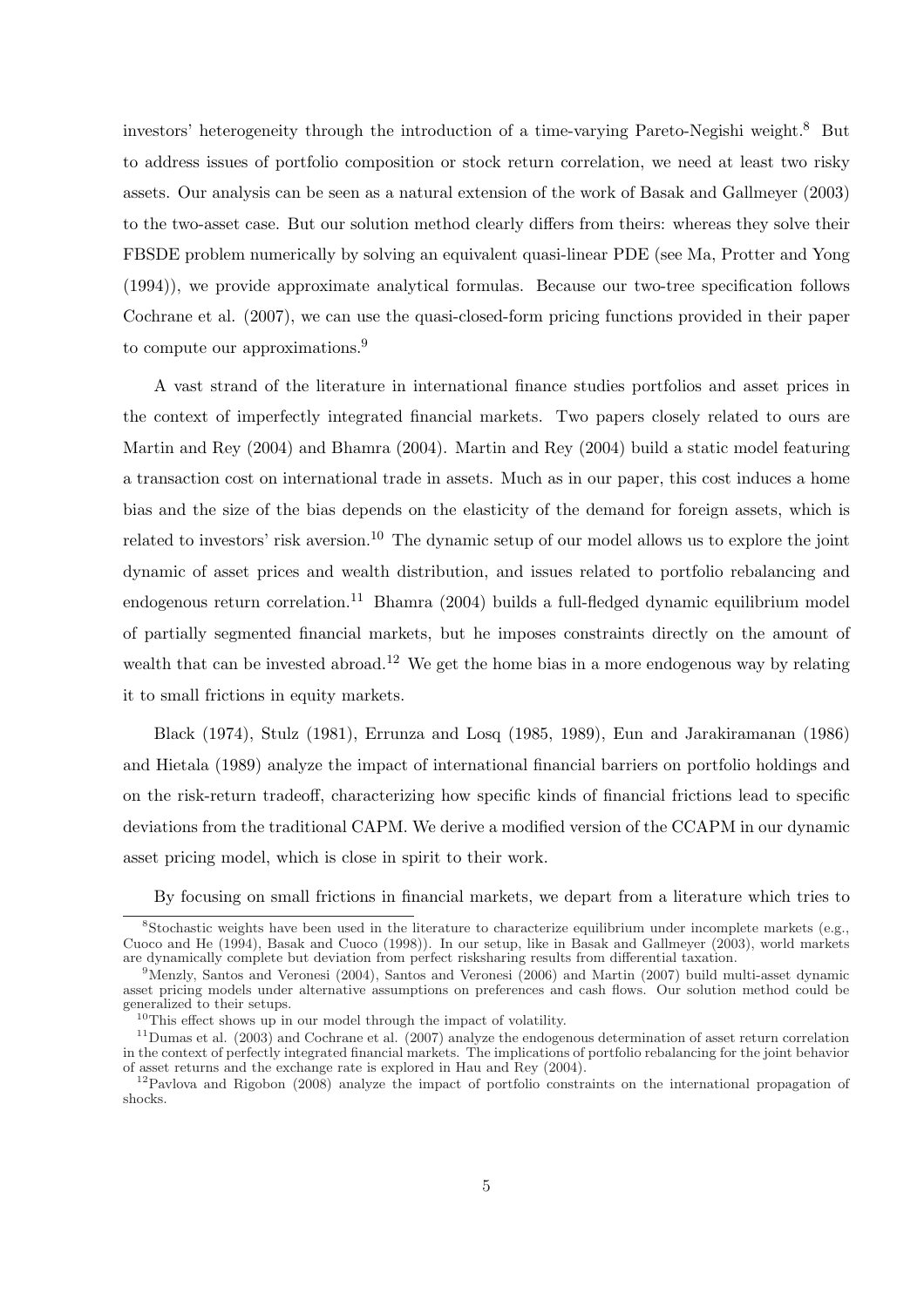investors' heterogeneity through the introduction of a time-varying Pareto-Negishi weight.[8] But to address issues of portfolio composition or stock return correlation, we need at least two risky assets. Our analysis can be seen as a natural extension of the work of Basak and Gallmeyer (2003) to the two-asset case. But our solution method clearly differs from theirs: whereas they solve their FBSDE problem numerically by solving an equivalent quasi-linear PDE (see Ma, Protter and Yong (1994)), we provide approximate analytical formulas. Because our two-tree specification follows Cochrane et al. (2007), we can use the quasi-closed-form pricing functions provided in their paper to compute our approximations.[9]

A vast strand of the literature in international finance studies portfolios and asset prices in the context of imperfectly integrated financial markets. Two papers closely related to ours are Martin and Rey (2004) and Bhamra (2004). Martin and Rey (2004) build a static model featuring a transaction cost on international trade in assets. Much as in our paper, this cost induces a home bias and the size of the bias depends on the elasticity of the demand for foreign assets, which is related to investors' risk aversion.[10] The dynamic setup of our model allows us to explore the joint dynamic of asset prices and wealth distribution, and issues related to portfolio rebalancing and endogenous return correlation.[11] Bhamra (2004) builds a full-fledged dynamic equilibrium model of partially segmented financial markets, but he imposes constraints directly on the amount of wealth that can be invested abroad.[12] We get the home bias in a more endogenous way by relating it to small frictions in equity markets.

Black (1974), Stulz (1981), Errunza and Losq (1985, 1989), Eun and Jarakiramanan (1986) and Hietala (1989) analyze the impact of international financial barriers on portfolio holdings and on the risk-return tradeoff, characterizing how specific kinds of financial frictions lead to specific deviations from the traditional CAPM. We derive a modified version of the CCAPM in our dynamic asset pricing model, which is close in spirit to their work.

By focusing on small frictions in financial markets, we depart from a literature which tries to

---

[8] Stochastic weights have been used in the literature to characterize equilibrium under incomplete markets (e.g., Cuoco and He (1994), Basak and Cuoco (1998)). In our setup, like in Basak and Gallmeyer (2003), world markets are dynamically complete but deviation from perfect risksharing results from differential taxation.

[9] Menzly, Santos and Veronesi (2004), Santos and Veronesi (2006) and Martin (2007) build multi-asset dynamic asset pricing models under alternative assumptions on preferences and cash flows. Our solution method could be generalized to their setups.

[10] This effect shows up in our model through the impact of volatility.

[11] Dumas et al. (2003) and Cochrane et al. (2007) analyze the endogenous determination of asset return correlation in the context of perfectly integrated financial markets. The implications of portfolio rebalancing for the joint behavior of asset returns and the exchange rate is explored in Hau and Rey (2004).

[12] Pavlova and Rigobon (2008) analyze the impact of portfolio constraints on the international propagation of shocks.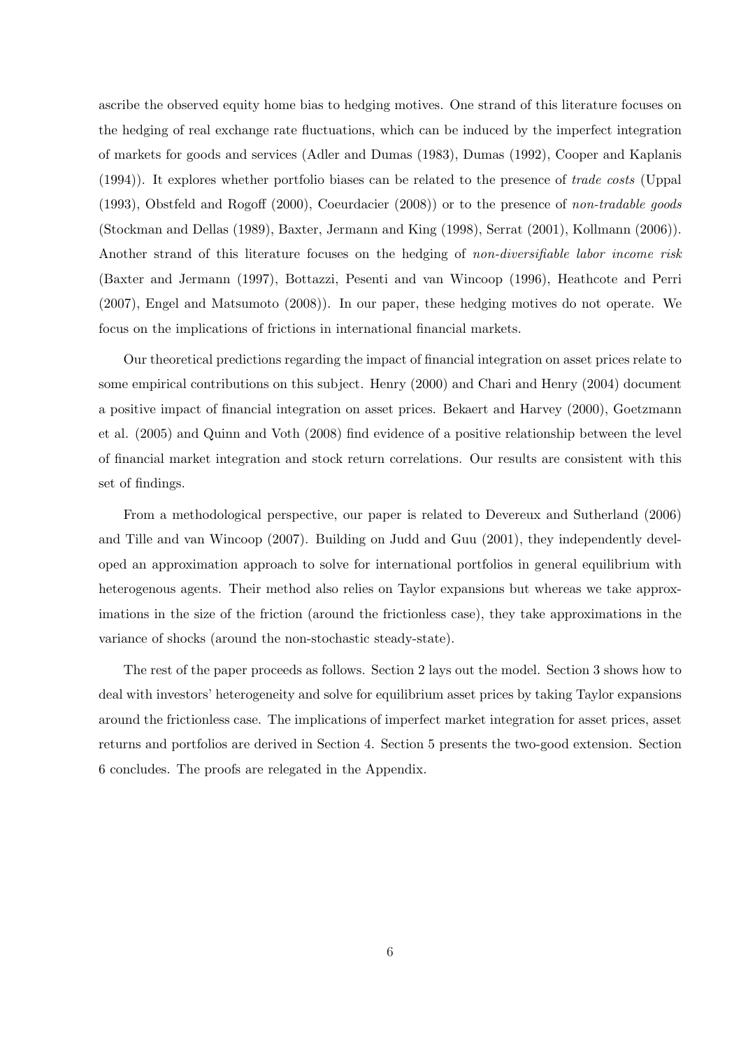ascribe the observed equity home bias to hedging motives. One strand of this literature focuses on the hedging of real exchange rate fluctuations, which can be induced by the imperfect integration of markets for goods and services (Adler and Dumas (1983), Dumas (1992), Cooper and Kaplanis (1994)). It explores whether portfolio biases can be related to the presence of *trade costs* (Uppal (1993), Obstfeld and Rogoff (2000), Coeurdacier (2008)) or to the presence of *non-tradable goods* (Stockman and Dellas (1989), Baxter, Jermann and King (1998), Serrat (2001), Kollmann (2006)). Another strand of this literature focuses on the hedging of *non-diversifiable labor income risk* (Baxter and Jermann (1997), Bottazzi, Pesenti and van Wincoop (1996), Heathcote and Perri (2007), Engel and Matsumoto (2008)). In our paper, these hedging motives do not operate. We focus on the implications of frictions in international financial markets.

Our theoretical predictions regarding the impact of financial integration on asset prices relate to some empirical contributions on this subject. Henry (2000) and Chari and Henry (2004) document a positive impact of financial integration on asset prices. Bekaert and Harvey (2000), Goetzmann et al. (2005) and Quinn and Voth (2008) find evidence of a positive relationship between the level of financial market integration and stock return correlations. Our results are consistent with this set of findings.

From a methodological perspective, our paper is related to Devereux and Sutherland (2006) and Tille and van Wincoop (2007). Building on Judd and Guu (2001), they independently developed an approximation approach to solve for international portfolios in general equilibrium with heterogenous agents. Their method also relies on Taylor expansions but whereas we take approximations in the size of the friction (around the frictionless case), they take approximations in the variance of shocks (around the non-stochastic steady-state).

The rest of the paper proceeds as follows. Section 2 lays out the model. Section 3 shows how to deal with investors' heterogeneity and solve for equilibrium asset prices by taking Taylor expansions around the frictionless case. The implications of imperfect market integration for asset prices, asset returns and portfolios are derived in Section 4. Section 5 presents the two-good extension. Section 6 concludes. The proofs are relegated in the Appendix.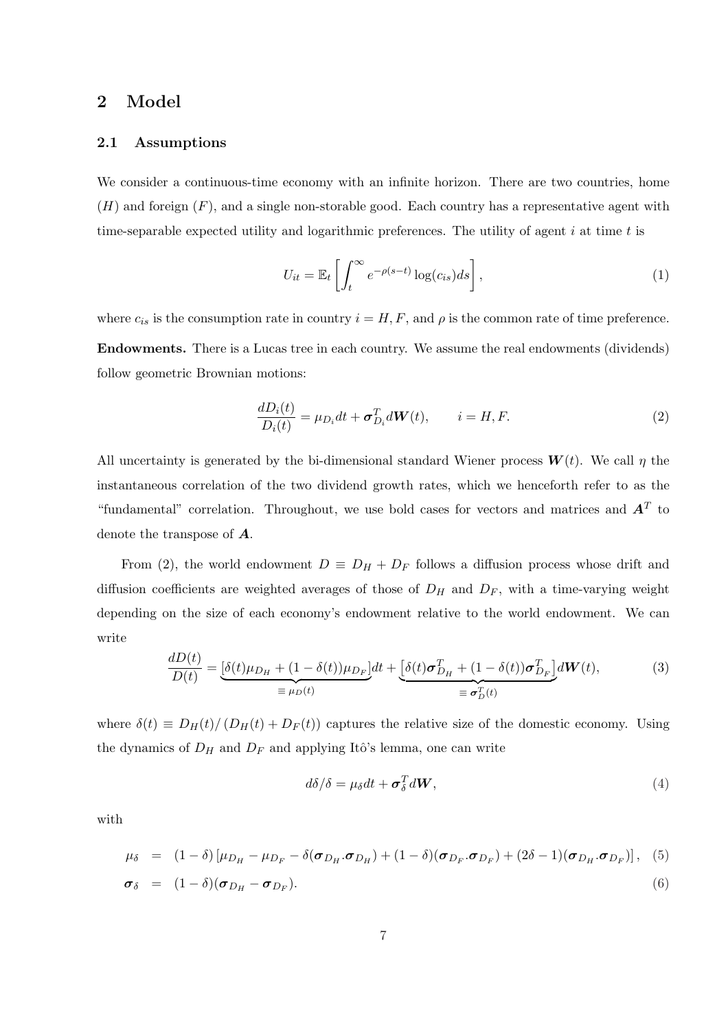## 2 Model

### 2.1 Assumptions

We consider a continuous-time economy with an infinite horizon. There are two countries, home ($H$) and foreign ($F$), and a single non-storable good. Each country has a representative agent with time-separable expected utility and logarithmic preferences. The utility of agent $i$ at time $t$ is

$$U_{it} = \mathbb{E}_t \left[ \int_t^\infty e^{-\rho(s-t)} \log(c_{is}) ds \right], \tag{1}$$

where $c_{is}$ is the consumption rate in country $i = H, F$, and $\rho$ is the common rate of time preference.

**Endowments.** There is a Lucas tree in each country. We assume the real endowments (dividends) follow geometric Brownian motions:

$$\frac{dD_i(t)}{D_i(t)} = \mu_{D_i} dt + \boldsymbol{\sigma}_{D_i}^T d\boldsymbol{W}(t), \qquad i = H, F. \tag{2}$$

All uncertainty is generated by the bi-dimensional standard Wiener process $\boldsymbol{W}(t)$. We call $\eta$ the instantaneous correlation of the two dividend growth rates, which we henceforth refer to as the "fundamental" correlation. Throughout, we use bold cases for vectors and matrices and $\boldsymbol{A}^T$ to denote the transpose of $\boldsymbol{A}$.

From (2), the world endowment $D \equiv D_H + D_F$ follows a diffusion process whose drift and diffusion coefficients are weighted averages of those of $D_H$ and $D_F$, with a time-varying weight depending on the size of each economy's endowment relative to the world endowment. We can write

$$\frac{dD(t)}{D(t)} = \underbrace{\left[\delta(t)\mu_{D_H} + (1-\delta(t))\mu_{D_F}\right]}_{\equiv \mu_D(t)} dt + \underbrace{\left[\delta(t)\boldsymbol{\sigma}_{D_H}^T + (1-\delta(t))\boldsymbol{\sigma}_{D_F}^T\right]}_{\equiv \boldsymbol{\sigma}_D^T(t)} d\boldsymbol{W}(t), \tag{3}$$

where $\delta(t) \equiv D_H(t)/\left(D_H(t) + D_F(t)\right)$ captures the relative size of the domestic economy. Using the dynamics of $D_H$ and $D_F$ and applying Itô's lemma, one can write

$$d\delta/\delta = \mu_\delta dt + \boldsymbol{\sigma}_\delta^T d\boldsymbol{W}, \tag{4}$$

with

$$\mu_\delta = (1-\delta)\left[\mu_{D_H} - \mu_{D_F} - \delta(\boldsymbol{\sigma}_{D_H}.\boldsymbol{\sigma}_{D_H}) + (1-\delta)(\boldsymbol{\sigma}_{D_F}.\boldsymbol{\sigma}_{D_F}) + (2\delta - 1)(\boldsymbol{\sigma}_{D_H}.\boldsymbol{\sigma}_{D_F})\right], \tag{5}$$

$$\boldsymbol{\sigma}_\delta = (1-\delta)(\boldsymbol{\sigma}_{D_H} - \boldsymbol{\sigma}_{D_F}). \tag{6}$$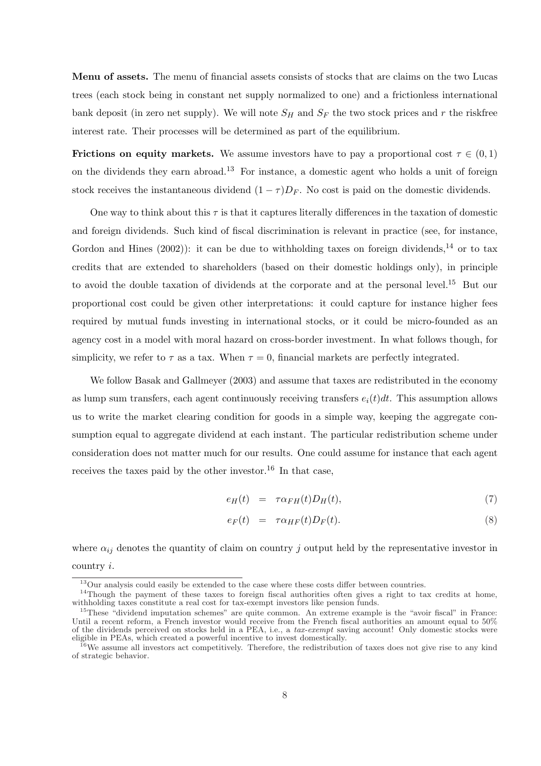**Menu of assets.** The menu of financial assets consists of stocks that are claims on the two Lucas trees (each stock being in constant net supply normalized to one) and a frictionless international bank deposit (in zero net supply). We will note $S_H$ and $S_F$ the two stock prices and $r$ the riskfree interest rate. Their processes will be determined as part of the equilibrium.

**Frictions on equity markets.** We assume investors have to pay a proportional cost $\tau \in (0, 1)$ on the dividends they earn abroad.[13] For instance, a domestic agent who holds a unit of foreign stock receives the instantaneous dividend $(1 - \tau)D_F$. No cost is paid on the domestic dividends.

One way to think about this $\tau$ is that it captures literally differences in the taxation of domestic and foreign dividends. Such kind of fiscal discrimination is relevant in practice (see, for instance, Gordon and Hines (2002)): it can be due to withholding taxes on foreign dividends,[14] or to tax credits that are extended to shareholders (based on their domestic holdings only), in principle to avoid the double taxation of dividends at the corporate and at the personal level.[15] But our proportional cost could be given other interpretations: it could capture for instance higher fees required by mutual funds investing in international stocks, or it could be micro-founded as an agency cost in a model with moral hazard on cross-border investment. In what follows though, for simplicity, we refer to $\tau$ as a tax. When $\tau = 0$, financial markets are perfectly integrated.

We follow Basak and Gallmeyer (2003) and assume that taxes are redistributed in the economy as lump sum transfers, each agent continuously receiving transfers $e_i(t)dt$. This assumption allows us to write the market clearing condition for goods in a simple way, keeping the aggregate consumption equal to aggregate dividend at each instant. The particular redistribution scheme under consideration does not matter much for our results. One could assume for instance that each agent receives the taxes paid by the other investor.[16] In that case,

$$e_H(t) = \tau \alpha_{FH}(t) D_H(t), \tag{7}$$

$$e_F(t) = \tau \alpha_{HF}(t) D_F(t). \tag{8}$$

where $\alpha_{ij}$ denotes the quantity of claim on country $j$ output held by the representative investor in country $i$.

---

[13] Our analysis could easily be extended to the case where these costs differ between countries.

[14] Though the payment of these taxes to foreign fiscal authorities often gives a right to tax credits at home, withholding taxes constitute a real cost for tax-exempt investors like pension funds.

[15] These "dividend imputation schemes" are quite common. An extreme example is the "avoir fiscal" in France: Until a recent reform, a French investor would receive from the French fiscal authorities an amount equal to 50% of the dividends perceived on stocks held in a PEA, i.e., a *tax-exempt* saving account! Only domestic stocks were eligible in PEAs, which created a powerful incentive to invest domestically.

[16] We assume all investors act competitively. Therefore, the redistribution of taxes does not give rise to any kind of strategic behavior.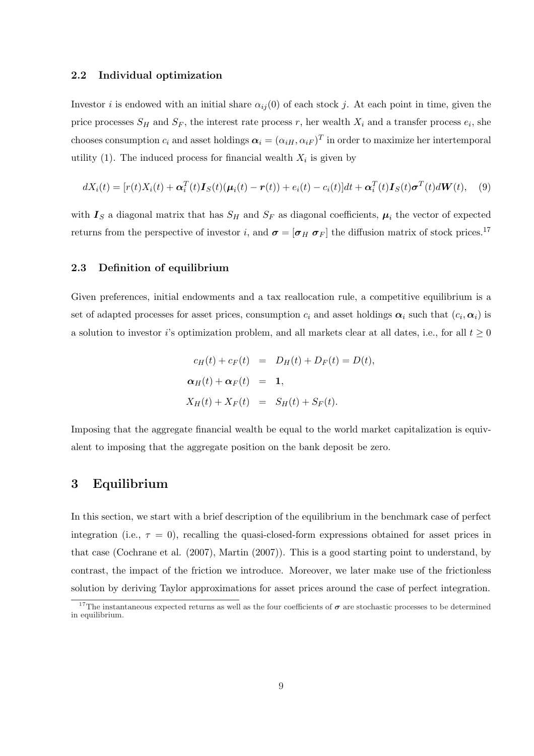### 2.2 Individual optimization

Investor $i$ is endowed with an initial share $\alpha_{ij}(0)$ of each stock $j$. At each point in time, given the price processes $S_H$ and $S_F$, the interest rate process $r$, her wealth $X_i$ and a transfer process $e_i$, she chooses consumption $c_i$ and asset holdings $\boldsymbol{\alpha}_i = (\alpha_{iH}, \alpha_{iF})^T$ in order to maximize her intertemporal utility (1). The induced process for financial wealth $X_i$ is given by

$$dX_i(t) = [r(t)X_i(t) + \boldsymbol{\alpha}_i^T(t)\boldsymbol{I}_S(t)(\boldsymbol{\mu}_i(t) - \boldsymbol{r}(t)) + e_i(t) - c_i(t)]dt + \boldsymbol{\alpha}_i^T(t)\boldsymbol{I}_S(t)\boldsymbol{\sigma}^T(t)d\boldsymbol{W}(t), \quad (9)$$

with $\boldsymbol{I}_S$ a diagonal matrix that has $S_H$ and $S_F$ as diagonal coefficients, $\boldsymbol{\mu}_i$ the vector of expected returns from the perspective of investor $i$, and $\boldsymbol{\sigma} = [\boldsymbol{\sigma}_H \ \boldsymbol{\sigma}_F]$ the diffusion matrix of stock prices.[17]

### 2.3 Definition of equilibrium

Given preferences, initial endowments and a tax reallocation rule, a competitive equilibrium is a set of adapted processes for asset prices, consumption $c_i$ and asset holdings $\boldsymbol{\alpha}_i$ such that $(c_i, \boldsymbol{\alpha}_i)$ is a solution to investor $i$'s optimization problem, and all markets clear at all dates, i.e., for all $t \geq 0$

$$\begin{aligned}
c_H(t) + c_F(t) &= D_H(t) + D_F(t) = D(t), \\
\boldsymbol{\alpha}_H(t) + \boldsymbol{\alpha}_F(t) &= \mathbf{1}, \\
X_H(t) + X_F(t) &= S_H(t) + S_F(t).
\end{aligned}$$

Imposing that the aggregate financial wealth be equal to the world market capitalization is equivalent to imposing that the aggregate position on the bank deposit be zero.

## 3 Equilibrium

In this section, we start with a brief description of the equilibrium in the benchmark case of perfect integration (i.e., $\tau = 0$), recalling the quasi-closed-form expressions obtained for asset prices in that case (Cochrane et al. (2007), Martin (2007)). This is a good starting point to understand, by contrast, the impact of the friction we introduce. Moreover, we later make use of the frictionless solution by deriving Taylor approximations for asset prices around the case of perfect integration.

[17] The instantaneous expected returns as well as the four coefficients of $\boldsymbol{\sigma}$ are stochastic processes to be determined in equilibrium.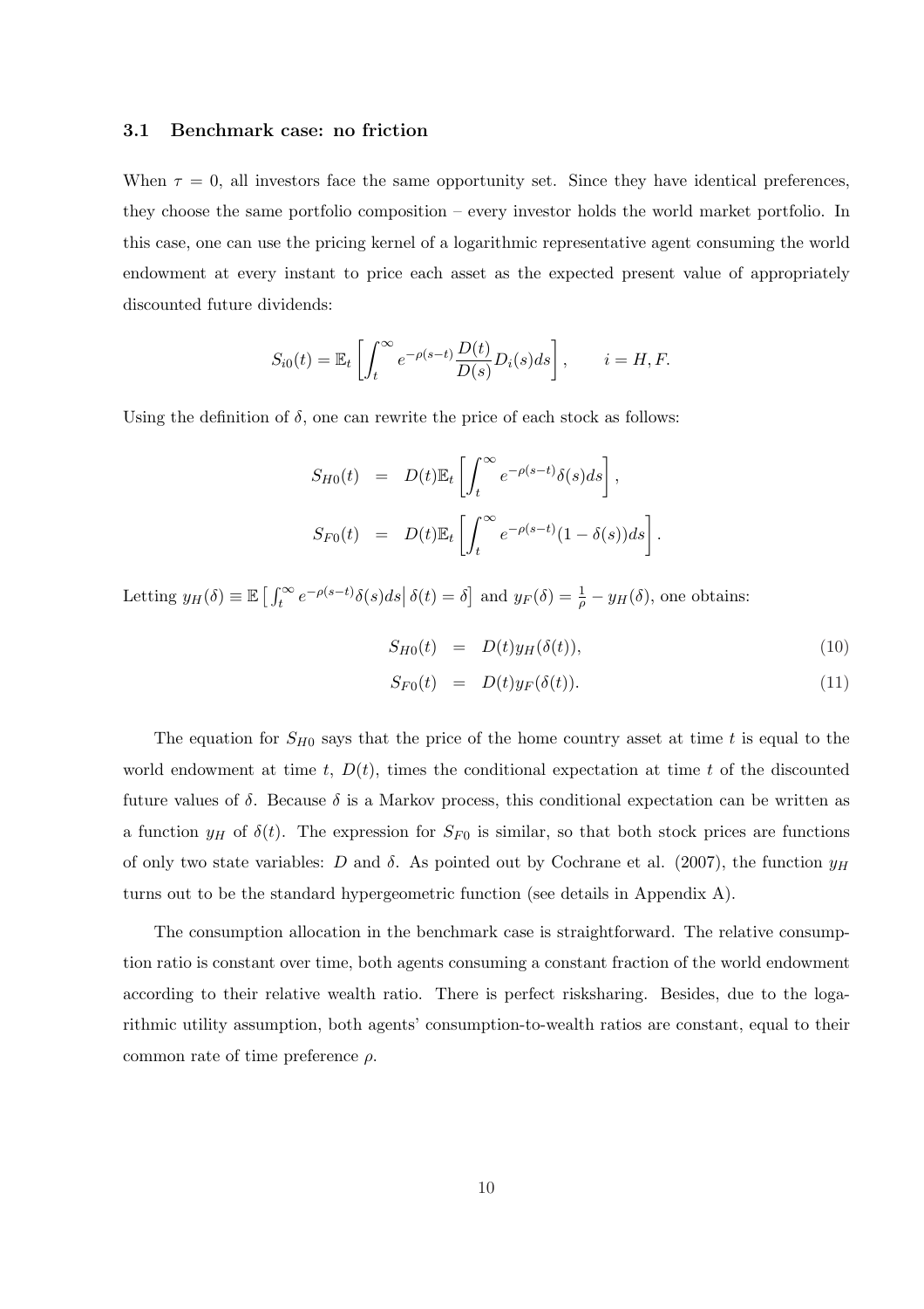### 3.1 Benchmark case: no friction

When $\tau = 0$, all investors face the same opportunity set. Since they have identical preferences, they choose the same portfolio composition – every investor holds the world market portfolio. In this case, one can use the pricing kernel of a logarithmic representative agent consuming the world endowment at every instant to price each asset as the expected present value of appropriately discounted future dividends:

$$S_{i0}(t) = \mathbb{E}_t \left[ \int_t^\infty e^{-\rho(s-t)} \frac{D(t)}{D(s)} D_i(s) ds \right], \qquad i = H, F.$$

Using the definition of $\delta$, one can rewrite the price of each stock as follows:

$$\begin{aligned} S_{H0}(t) &= D(t) \mathbb{E}_t \left[ \int_t^\infty e^{-\rho(s-t)} \delta(s) ds \right], \\ S_{F0}(t) &= D(t) \mathbb{E}_t \left[ \int_t^\infty e^{-\rho(s-t)} (1 - \delta(s)) ds \right]. \end{aligned}$$

Letting $y_H(\delta) \equiv \mathbb{E}\left[ \int_t^\infty e^{-\rho(s-t)} \delta(s) ds \middle| \delta(t) = \delta \right]$ and $y_F(\delta) = \frac{1}{\rho} - y_H(\delta)$, one obtains:

$$S_{H0}(t) = D(t) y_H(\delta(t)), \tag{10}$$

$$S_{F0}(t) = D(t) y_F(\delta(t)). \tag{11}$$

The equation for $S_{H0}$ says that the price of the home country asset at time $t$ is equal to the world endowment at time $t$, $D(t)$, times the conditional expectation at time $t$ of the discounted future values of $\delta$. Because $\delta$ is a Markov process, this conditional expectation can be written as a function $y_H$ of $\delta(t)$. The expression for $S_{F0}$ is similar, so that both stock prices are functions of only two state variables: $D$ and $\delta$. As pointed out by Cochrane et al. (2007), the function $y_H$ turns out to be the standard hypergeometric function (see details in Appendix A).

The consumption allocation in the benchmark case is straightforward. The relative consumption ratio is constant over time, both agents consuming a constant fraction of the world endowment according to their relative wealth ratio. There is perfect risksharing. Besides, due to the logarithmic utility assumption, both agents' consumption-to-wealth ratios are constant, equal to their common rate of time preference $\rho$.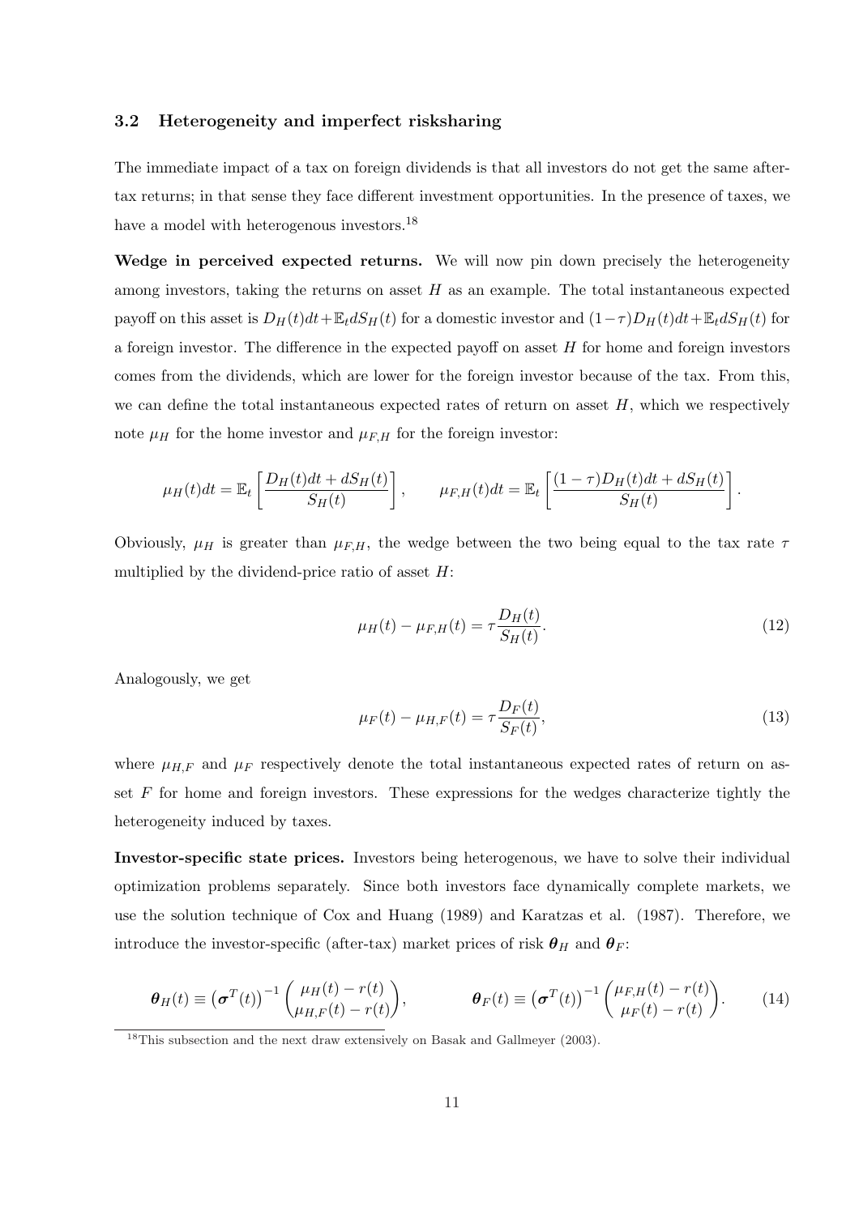### 3.2 Heterogeneity and imperfect risksharing

The immediate impact of a tax on foreign dividends is that all investors do not get the same after-tax returns; in that sense they face different investment opportunities. In the presence of taxes, we have a model with heterogenous investors.[18]

**Wedge in perceived expected returns.** We will now pin down precisely the heterogeneity among investors, taking the returns on asset $H$ as an example. The total instantaneous expected payoff on this asset is $D_H(t)dt + \mathbb{E}_t dS_H(t)$ for a domestic investor and $(1-\tau)D_H(t)dt + \mathbb{E}_t dS_H(t)$ for a foreign investor. The difference in the expected payoff on asset $H$ for home and foreign investors comes from the dividends, which are lower for the foreign investor because of the tax. From this, we can define the total instantaneous expected rates of return on asset $H$, which we respectively note $\mu_H$ for the home investor and $\mu_{F,H}$ for the foreign investor:

$$\mu_H(t)dt = \mathbb{E}_t\left[\frac{D_H(t)dt + dS_H(t)}{S_H(t)}\right], \qquad \mu_{F,H}(t)dt = \mathbb{E}_t\left[\frac{(1-\tau)D_H(t)dt + dS_H(t)}{S_H(t)}\right].$$

Obviously, $\mu_H$ is greater than $\mu_{F,H}$, the wedge between the two being equal to the tax rate $\tau$ multiplied by the dividend-price ratio of asset $H$:

$$\mu_H(t) - \mu_{F,H}(t) = \tau \frac{D_H(t)}{S_H(t)}. \tag{12}$$

Analogously, we get

$$\mu_F(t) - \mu_{H,F}(t) = \tau \frac{D_F(t)}{S_F(t)}, \tag{13}$$

where $\mu_{H,F}$ and $\mu_F$ respectively denote the total instantaneous expected rates of return on asset $F$ for home and foreign investors. These expressions for the wedges characterize tightly the heterogeneity induced by taxes.

**Investor-specific state prices.** Investors being heterogenous, we have to solve their individual optimization problems separately. Since both investors face dynamically complete markets, we use the solution technique of Cox and Huang (1989) and Karatzas et al. (1987). Therefore, we introduce the investor-specific (after-tax) market prices of risk $\boldsymbol{\theta}_H$ and $\boldsymbol{\theta}_F$:

$$\boldsymbol{\theta}_H(t) \equiv \left(\boldsymbol{\sigma}^T(t)\right)^{-1} \begin{pmatrix} \mu_H(t) - r(t) \\ \mu_{H,F}(t) - r(t) \end{pmatrix}, \qquad \boldsymbol{\theta}_F(t) \equiv \left(\boldsymbol{\sigma}^T(t)\right)^{-1} \begin{pmatrix} \mu_{F,H}(t) - r(t) \\ \mu_F(t) - r(t) \end{pmatrix}. \tag{14}$$

[18] This subsection and the next draw extensively on Basak and Gallmeyer (2003).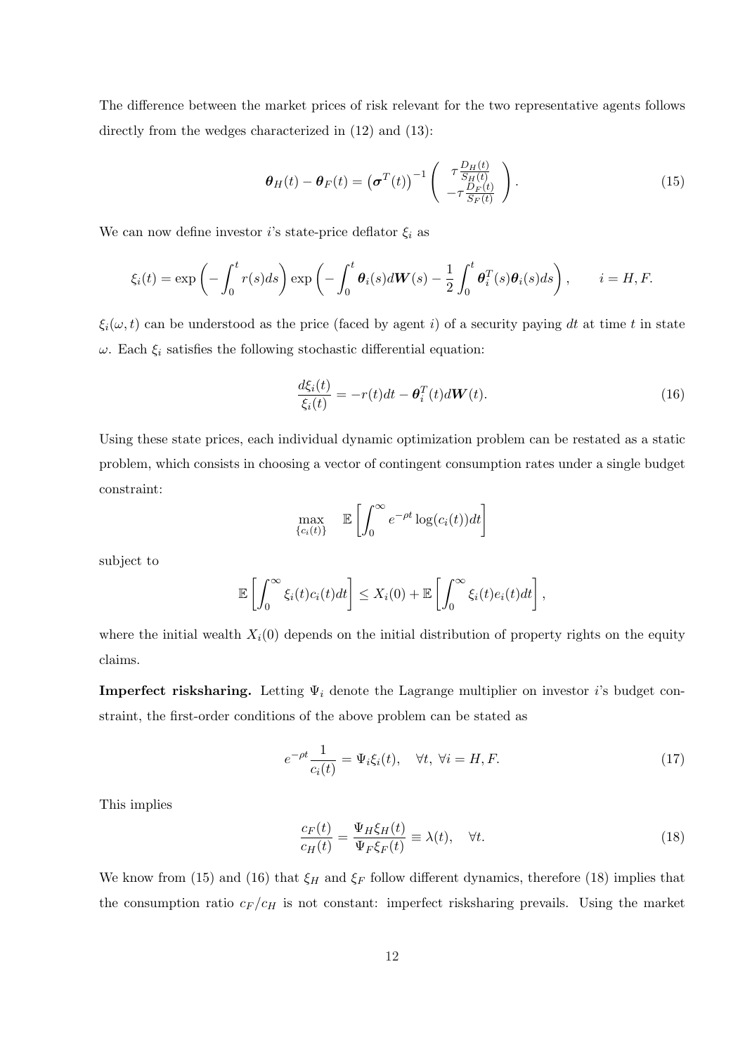The difference between the market prices of risk relevant for the two representative agents follows directly from the wedges characterized in (12) and (13):

$$\boldsymbol{\theta}_H(t) - \boldsymbol{\theta}_F(t) = \left(\boldsymbol{\sigma}^T(t)\right)^{-1} \begin{pmatrix} \tau \frac{D_H(t)}{S_H(t)} \\ -\tau \frac{D_F(t)}{S_F(t)} \end{pmatrix}. \tag{15}$$

We can now define investor $i$'s state-price deflator $\xi_i$ as

$$\xi_i(t) = \exp\left(-\int_0^t r(s)ds\right) \exp\left(-\int_0^t \boldsymbol{\theta}_i(s) d\boldsymbol{W}(s) - \frac{1}{2}\int_0^t \boldsymbol{\theta}_i^T(s)\boldsymbol{\theta}_i(s)ds\right), \qquad i = H, F.$$

$\xi_i(\omega, t)$ can be understood as the price (faced by agent $i$) of a security paying $dt$ at time $t$ in state $\omega$. Each $\xi_i$ satisfies the following stochastic differential equation:

$$\frac{d\xi_i(t)}{\xi_i(t)} = -r(t)dt - \boldsymbol{\theta}_i^T(t)d\boldsymbol{W}(t). \tag{16}$$

Using these state prices, each individual dynamic optimization problem can be restated as a static problem, which consists in choosing a vector of contingent consumption rates under a single budget constraint:

$$\max_{\{c_i(t)\}} \quad \mathbb{E}\left[\int_0^\infty e^{-\rho t}\log(c_i(t))dt\right]$$

subject to

$$\mathbb{E}\left[\int_0^\infty \xi_i(t)c_i(t)dt\right] \leq X_i(0) + \mathbb{E}\left[\int_0^\infty \xi_i(t)e_i(t)dt\right],$$

where the initial wealth $X_i(0)$ depends on the initial distribution of property rights on the equity claims.

**Imperfect risksharing.** Letting $\Psi_i$ denote the Lagrange multiplier on investor $i$'s budget constraint, the first-order conditions of the above problem can be stated as

$$e^{-\rho t}\frac{1}{c_i(t)} = \Psi_i \xi_i(t), \quad \forall t, \ \forall i = H, F. \tag{17}$$

This implies

$$\frac{c_F(t)}{c_H(t)} = \frac{\Psi_H \xi_H(t)}{\Psi_F \xi_F(t)} \equiv \lambda(t), \quad \forall t. \tag{18}$$

We know from (15) and (16) that $\xi_H$ and $\xi_F$ follow different dynamics, therefore (18) implies that the consumption ratio $c_F/c_H$ is not constant: imperfect risksharing prevails. Using the market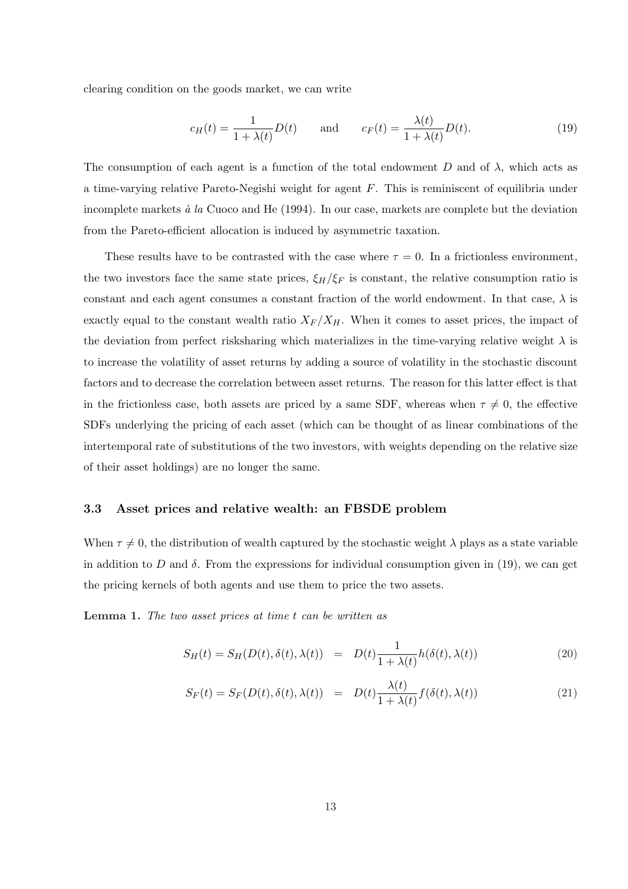clearing condition on the goods market, we can write

$$c_H(t) = \frac{1}{1+\lambda(t)} D(t) \qquad \text{and} \qquad c_F(t) = \frac{\lambda(t)}{1+\lambda(t)} D(t). \tag{19}$$

The consumption of each agent is a function of the total endowment $D$ and of $\lambda$, which acts as a time-varying relative Pareto-Negishi weight for agent $F$. This is reminiscent of equilibria under incomplete markets *à la* Cuoco and He (1994). In our case, markets are complete but the deviation from the Pareto-efficient allocation is induced by asymmetric taxation.

These results have to be contrasted with the case where $\tau = 0$. In a frictionless environment, the two investors face the same state prices, $\xi_H/\xi_F$ is constant, the relative consumption ratio is constant and each agent consumes a constant fraction of the world endowment. In that case, $\lambda$ is exactly equal to the constant wealth ratio $X_F/X_H$. When it comes to asset prices, the impact of the deviation from perfect risksharing which materializes in the time-varying relative weight $\lambda$ is to increase the volatility of asset returns by adding a source of volatility in the stochastic discount factors and to decrease the correlation between asset returns. The reason for this latter effect is that in the frictionless case, both assets are priced by a same SDF, whereas when $\tau \neq 0$, the effective SDFs underlying the pricing of each asset (which can be thought of as linear combinations of the intertemporal rate of substitutions of the two investors, with weights depending on the relative size of their asset holdings) are no longer the same.

### 3.3 Asset prices and relative wealth: an FBSDE problem

When $\tau \neq 0$, the distribution of wealth captured by the stochastic weight $\lambda$ plays as a state variable in addition to $D$ and $\delta$. From the expressions for individual consumption given in (19), we can get the pricing kernels of both agents and use them to price the two assets.

**Lemma 1.** *The two asset prices at time $t$ can be written as*

$$S_H(t) = S_H(D(t), \delta(t), \lambda(t)) = D(t) \frac{1}{1+\lambda(t)} h(\delta(t), \lambda(t)) \tag{20}$$

$$S_F(t) = S_F(D(t), \delta(t), \lambda(t)) = D(t) \frac{\lambda(t)}{1+\lambda(t)} f(\delta(t), \lambda(t)) \tag{21}$$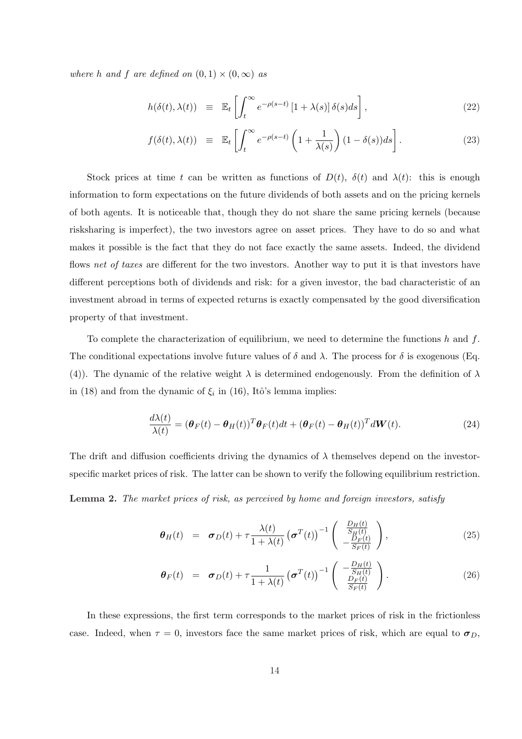*where $h$ and $f$ are defined on $(0,1) \times (0,\infty)$ as*

$$
\begin{aligned}
h(\delta(t), \lambda(t)) &\equiv \mathbb{E}_t \left[ \int_t^\infty e^{-\rho(s-t)} \left[1 + \lambda(s)\right] \delta(s) ds \right], && (22) \\
f(\delta(t), \lambda(t)) &\equiv \mathbb{E}_t \left[ \int_t^\infty e^{-\rho(s-t)} \left(1 + \frac{1}{\lambda(s)}\right) (1 - \delta(s)) ds \right]. && (23)
\end{aligned}
$$

Stock prices at time $t$ can be written as functions of $D(t)$, $\delta(t)$ and $\lambda(t)$: this is enough information to form expectations on the future dividends of both assets and on the pricing kernels of both agents. It is noticeable that, though they do not share the same pricing kernels (because risksharing is imperfect), the two investors agree on asset prices. They have to do so and what makes it possible is the fact that they do not face exactly the same assets. Indeed, the dividend flows *net of taxes* are different for the two investors. Another way to put it is that investors have different perceptions both of dividends and risk: for a given investor, the bad characteristic of an investment abroad in terms of expected returns is exactly compensated by the good diversification property of that investment.

To complete the characterization of equilibrium, we need to determine the functions $h$ and $f$. The conditional expectations involve future values of $\delta$ and $\lambda$. The process for $\delta$ is exogenous (Eq. (4)). The dynamic of the relative weight $\lambda$ is determined endogenously. From the definition of $\lambda$ in (18) and from the dynamic of $\xi_i$ in (16), Itô's lemma implies:

$$
\frac{d\lambda(t)}{\lambda(t)} = (\boldsymbol{\theta}_F(t) - \boldsymbol{\theta}_H(t))^T \boldsymbol{\theta}_F(t) dt + (\boldsymbol{\theta}_F(t) - \boldsymbol{\theta}_H(t))^T d\boldsymbol{W}(t). \tag{24}
$$

The drift and diffusion coefficients driving the dynamics of $\lambda$ themselves depend on the investor-specific market prices of risk. The latter can be shown to verify the following equilibrium restriction.

**Lemma 2.** *The market prices of risk, as perceived by home and foreign investors, satisfy*

$$
\begin{aligned}
\boldsymbol{\theta}_H(t) &= \boldsymbol{\sigma}_D(t) + \tau \frac{\lambda(t)}{1 + \lambda(t)} \left(\boldsymbol{\sigma}^T(t)\right)^{-1} \begin{pmatrix} \frac{D_H(t)}{S_H(t)} \\ -\frac{D_F(t)}{S_F(t)} \end{pmatrix}, && (25) \\
\boldsymbol{\theta}_F(t) &= \boldsymbol{\sigma}_D(t) + \tau \frac{1}{1 + \lambda(t)} \left(\boldsymbol{\sigma}^T(t)\right)^{-1} \begin{pmatrix} -\frac{D_H(t)}{S_H(t)} \\ \frac{D_F(t)}{S_F(t)} \end{pmatrix}. && (26)
\end{aligned}
$$

In these expressions, the first term corresponds to the market prices of risk in the frictionless case. Indeed, when $\tau = 0$, investors face the same market prices of risk, which are equal to $\boldsymbol{\sigma}_D$,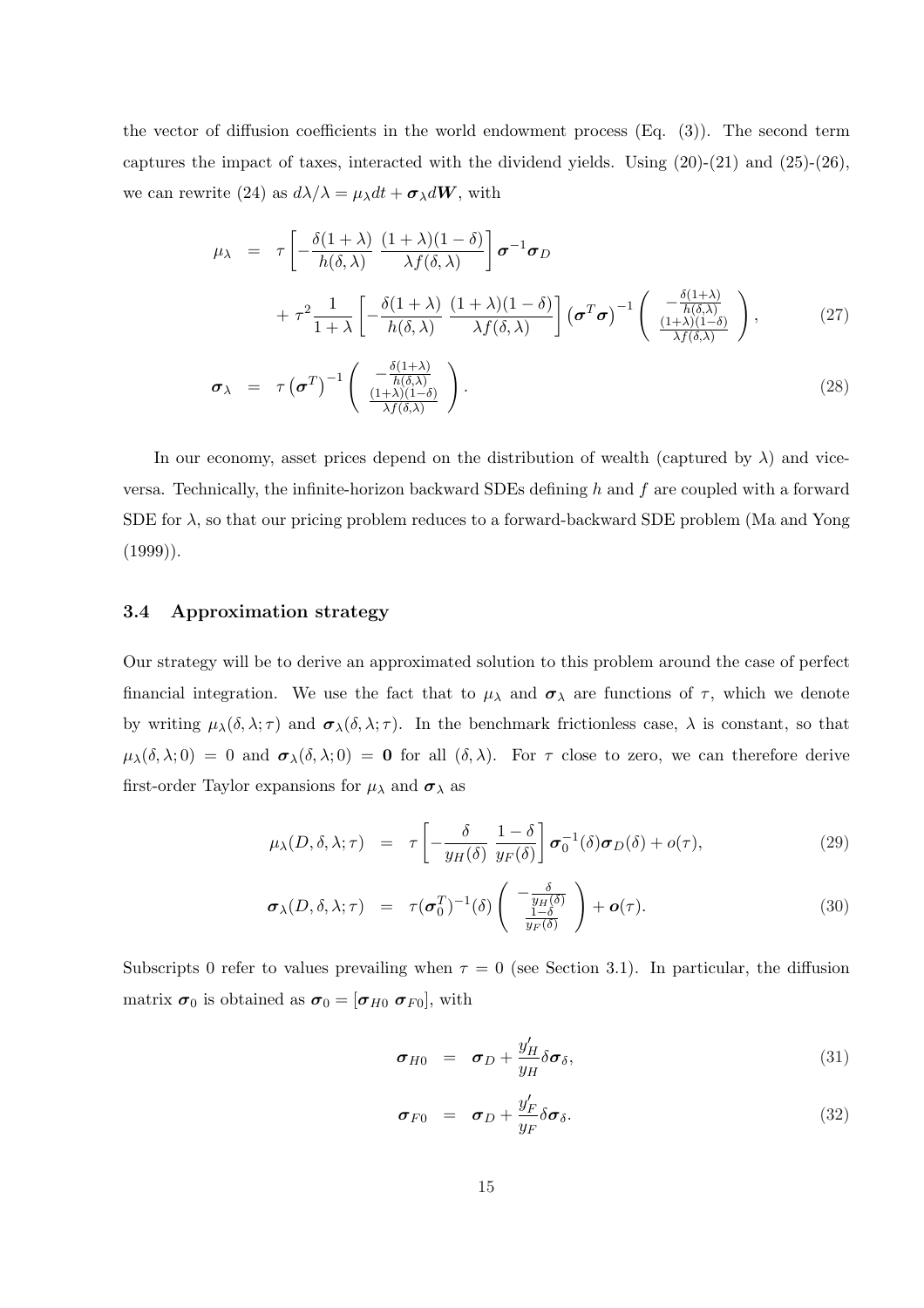the vector of diffusion coefficients in the world endowment process (Eq. (3)). The second term captures the impact of taxes, interacted with the dividend yields. Using (20)-(21) and (25)-(26), we can rewrite (24) as $d\lambda/\lambda = \mu_\lambda dt + \boldsymbol{\sigma}_\lambda d\boldsymbol{W}$, with

$$
\begin{aligned}
\mu_\lambda &= \tau \left[ -\frac{\delta(1+\lambda)}{h(\delta,\lambda)} \ \frac{(1+\lambda)(1-\delta)}{\lambda f(\delta,\lambda)} \right] \boldsymbol{\sigma}^{-1} \boldsymbol{\sigma}_D \\
&\quad + \tau^2 \frac{1}{1+\lambda} \left[ -\frac{\delta(1+\lambda)}{h(\delta,\lambda)} \ \frac{(1+\lambda)(1-\delta)}{\lambda f(\delta,\lambda)} \right] \left(\boldsymbol{\sigma}^T \boldsymbol{\sigma}\right)^{-1} \begin{pmatrix} -\frac{\delta(1+\lambda)}{h(\delta,\lambda)} \\ \frac{(1+\lambda)(1-\delta)}{\lambda f(\delta,\lambda)} \end{pmatrix}, \qquad (27)
\end{aligned}
$$

$$
\boldsymbol{\sigma}_\lambda = \tau \left(\boldsymbol{\sigma}^T\right)^{-1} \begin{pmatrix} -\frac{\delta(1+\lambda)}{h(\delta,\lambda)} \\ \frac{(1+\lambda)(1-\delta)}{\lambda f(\delta,\lambda)} \end{pmatrix}. \qquad (28)
$$

In our economy, asset prices depend on the distribution of wealth (captured by $\lambda$) and vice-versa. Technically, the infinite-horizon backward SDEs defining $h$ and $f$ are coupled with a forward SDE for $\lambda$, so that our pricing problem reduces to a forward-backward SDE problem (Ma and Yong (1999)).

### 3.4 Approximation strategy

Our strategy will be to derive an approximated solution to this problem around the case of perfect financial integration. We use the fact that to $\mu_\lambda$ and $\boldsymbol{\sigma}_\lambda$ are functions of $\tau$, which we denote by writing $\mu_\lambda(\delta, \lambda; \tau)$ and $\boldsymbol{\sigma}_\lambda(\delta, \lambda; \tau)$. In the benchmark frictionless case, $\lambda$ is constant, so that $\mu_\lambda(\delta, \lambda; 0) = 0$ and $\boldsymbol{\sigma}_\lambda(\delta, \lambda; 0) = \boldsymbol{0}$ for all $(\delta, \lambda)$. For $\tau$ close to zero, we can therefore derive first-order Taylor expansions for $\mu_\lambda$ and $\boldsymbol{\sigma}_\lambda$ as

$$
\mu_\lambda(D, \delta, \lambda; \tau) = \tau \left[ -\frac{\delta}{y_H(\delta)} \ \frac{1-\delta}{y_F(\delta)} \right] \boldsymbol{\sigma}_0^{-1}(\delta) \boldsymbol{\sigma}_D(\delta) + o(\tau), \qquad (29)
$$

$$
\boldsymbol{\sigma}_\lambda(D, \delta, \lambda; \tau) = \tau (\boldsymbol{\sigma}_0^T)^{-1}(\delta) \begin{pmatrix} -\frac{\delta}{y_H(\delta)} \\ \frac{1-\delta}{y_F(\delta)} \end{pmatrix} + \boldsymbol{o}(\tau). \qquad (30)
$$

Subscripts 0 refer to values prevailing when $\tau = 0$ (see Section 3.1). In particular, the diffusion matrix $\boldsymbol{\sigma}_0$ is obtained as $\boldsymbol{\sigma}_0 = [\boldsymbol{\sigma}_{H0} \ \boldsymbol{\sigma}_{F0}]$, with

$$
\boldsymbol{\sigma}_{H0} = \boldsymbol{\sigma}_D + \frac{y_H'}{y_H} \delta \boldsymbol{\sigma}_\delta, \qquad (31)
$$

$$
\boldsymbol{\sigma}_{F0} = \boldsymbol{\sigma}_D + \frac{y_F'}{y_F} \delta \boldsymbol{\sigma}_\delta. \qquad (32)
$$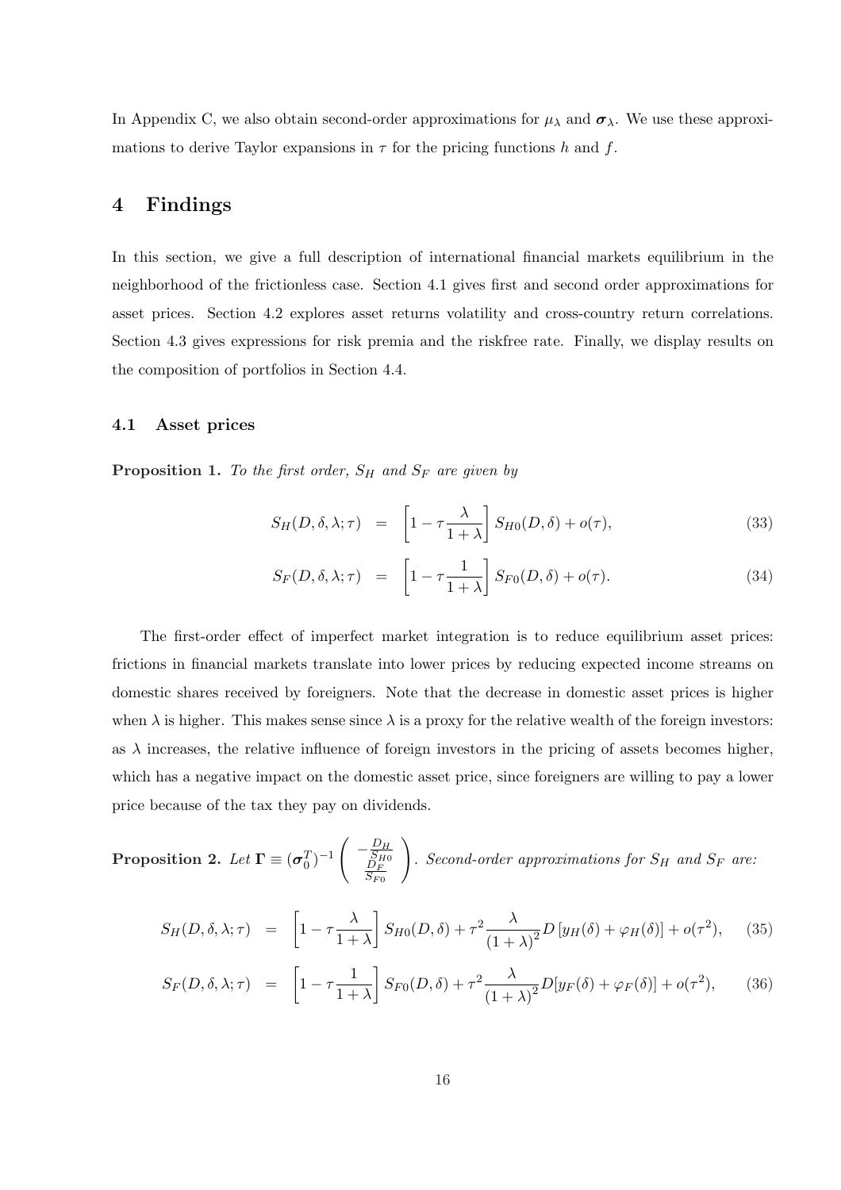In Appendix C, we also obtain second-order approximations for $\mu_\lambda$ and $\boldsymbol{\sigma}_\lambda$. We use these approximations to derive Taylor expansions in $\tau$ for the pricing functions $h$ and $f$.

# 4 Findings

In this section, we give a full description of international financial markets equilibrium in the neighborhood of the frictionless case. Section 4.1 gives first and second order approximations for asset prices. Section 4.2 explores asset returns volatility and cross-country return correlations. Section 4.3 gives expressions for risk premia and the riskfree rate. Finally, we display results on the composition of portfolios in Section 4.4.

## 4.1 Asset prices

**Proposition 1.** *To the first order, $S_H$ and $S_F$ are given by*

$$S_H(D, \delta, \lambda; \tau) = \left[1 - \tau \frac{\lambda}{1+\lambda}\right] S_{H0}(D, \delta) + o(\tau), \tag{33}$$

$$S_F(D, \delta, \lambda; \tau) = \left[1 - \tau \frac{1}{1+\lambda}\right] S_{F0}(D, \delta) + o(\tau). \tag{34}$$

The first-order effect of imperfect market integration is to reduce equilibrium asset prices: frictions in financial markets translate into lower prices by reducing expected income streams on domestic shares received by foreigners. Note that the decrease in domestic asset prices is higher when $\lambda$ is higher. This makes sense since $\lambda$ is a proxy for the relative wealth of the foreign investors: as $\lambda$ increases, the relative influence of foreign investors in the pricing of assets becomes higher, which has a negative impact on the domestic asset price, since foreigners are willing to pay a lower price because of the tax they pay on dividends.

**Proposition 2.** *Let $\boldsymbol{\Gamma} \equiv (\boldsymbol{\sigma}_0^T)^{-1} \begin{pmatrix} -\frac{D_H}{S_{H0}} \\ \frac{D_F}{S_{F0}} \end{pmatrix}$. Second-order approximations for $S_H$ and $S_F$ are:*

$$S_H(D, \delta, \lambda; \tau) = \left[1 - \tau \frac{\lambda}{1+\lambda}\right] S_{H0}(D, \delta) + \tau^2 \frac{\lambda}{(1+\lambda)^2} D \left[y_H(\delta) + \varphi_H(\delta)\right] + o(\tau^2), \tag{35}$$

$$S_F(D, \delta, \lambda; \tau) = \left[1 - \tau \frac{1}{1+\lambda}\right] S_{F0}(D, \delta) + \tau^2 \frac{\lambda}{(1+\lambda)^2} D[y_F(\delta) + \varphi_F(\delta)] + o(\tau^2), \tag{36}$$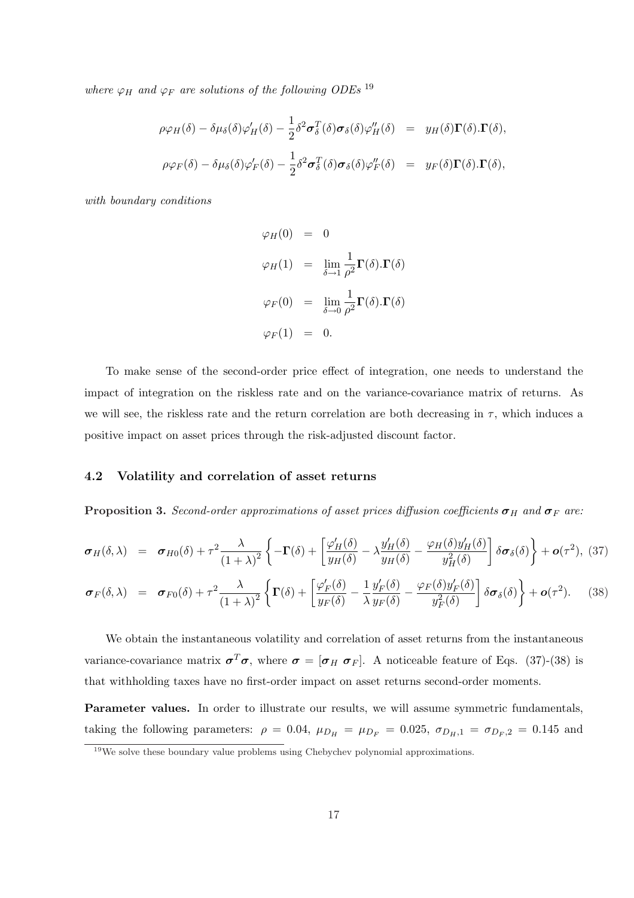*where $\varphi_H$ and $\varphi_F$ are solutions of the following ODEs* [19]

$$
\begin{aligned}
\rho\varphi_H(\delta) - \delta\mu_\delta(\delta)\varphi_H'(\delta) - \frac{1}{2}\delta^2\boldsymbol{\sigma}_\delta^T(\delta)\boldsymbol{\sigma}_\delta(\delta)\varphi_H''(\delta) &= y_H(\delta)\boldsymbol{\Gamma}(\delta).\boldsymbol{\Gamma}(\delta), \\
\rho\varphi_F(\delta) - \delta\mu_\delta(\delta)\varphi_F'(\delta) - \frac{1}{2}\delta^2\boldsymbol{\sigma}_\delta^T(\delta)\boldsymbol{\sigma}_\delta(\delta)\varphi_F''(\delta) &= y_F(\delta)\boldsymbol{\Gamma}(\delta).\boldsymbol{\Gamma}(\delta),
\end{aligned}
$$

*with boundary conditions*

$$
\begin{aligned}
\varphi_H(0) &= 0 \\
\varphi_H(1) &= \lim_{\delta\to 1}\frac{1}{\rho^2}\boldsymbol{\Gamma}(\delta).\boldsymbol{\Gamma}(\delta) \\
\varphi_F(0) &= \lim_{\delta\to 0}\frac{1}{\rho^2}\boldsymbol{\Gamma}(\delta).\boldsymbol{\Gamma}(\delta) \\
\varphi_F(1) &= 0.
\end{aligned}
$$

To make sense of the second-order price effect of integration, one needs to understand the impact of integration on the riskless rate and on the variance-covariance matrix of returns. As we will see, the riskless rate and the return correlation are both decreasing in $\tau$, which induces a positive impact on asset prices through the risk-adjusted discount factor.

## 4.2 Volatility and correlation of asset returns

**Proposition 3.** *Second-order approximations of asset prices diffusion coefficients $\boldsymbol{\sigma}_H$ and $\boldsymbol{\sigma}_F$ are:*

$$
\begin{aligned}
\boldsymbol{\sigma}_H(\delta,\lambda) &= \boldsymbol{\sigma}_{H0}(\delta) + \tau^2\frac{\lambda}{(1+\lambda)^2}\left\{-\boldsymbol{\Gamma}(\delta) + \left[\frac{\varphi_H'(\delta)}{y_H(\delta)} - \lambda\frac{y_H'(\delta)}{y_H(\delta)} - \frac{\varphi_H(\delta)y_H'(\delta)}{y_H^2(\delta)}\right]\delta\boldsymbol{\sigma}_\delta(\delta)\right\} + \boldsymbol{o}(\tau^2), \quad (37) \\
\boldsymbol{\sigma}_F(\delta,\lambda) &= \boldsymbol{\sigma}_{F0}(\delta) + \tau^2\frac{\lambda}{(1+\lambda)^2}\left\{\boldsymbol{\Gamma}(\delta) + \left[\frac{\varphi_F'(\delta)}{y_F(\delta)} - \frac{1}{\lambda}\frac{y_F'(\delta)}{y_F(\delta)} - \frac{\varphi_F(\delta)y_F'(\delta)}{y_F^2(\delta)}\right]\delta\boldsymbol{\sigma}_\delta(\delta)\right\} + \boldsymbol{o}(\tau^2). \quad (38)
\end{aligned}
$$

We obtain the instantaneous volatility and correlation of asset returns from the instantaneous variance-covariance matrix $\boldsymbol{\sigma}^T\boldsymbol{\sigma}$, where $\boldsymbol{\sigma} = [\boldsymbol{\sigma}_H \ \boldsymbol{\sigma}_F]$. A noticeable feature of Eqs. (37)-(38) is that withholding taxes have no first-order impact on asset returns second-order moments.

**Parameter values.** In order to illustrate our results, we will assume symmetric fundamentals, taking the following parameters: $\rho = 0.04$, $\mu_{D_H} = \mu_{D_F} = 0.025$, $\sigma_{D_H,1} = \sigma_{D_F,2} = 0.145$ and

[19] We solve these boundary value problems using Chebychev polynomial approximations.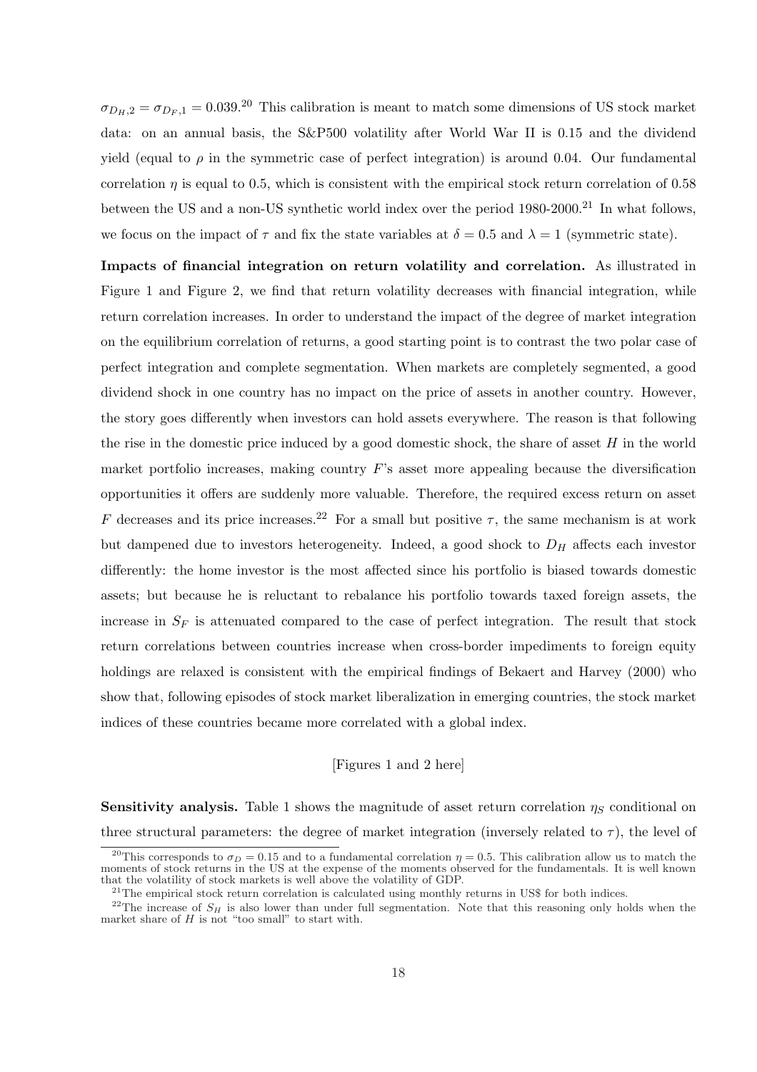$\sigma_{D_H,2} = \sigma_{D_F,1} = 0.039$.[20] This calibration is meant to match some dimensions of US stock market data: on an annual basis, the S&P500 volatility after World War II is 0.15 and the dividend yield (equal to $\rho$ in the symmetric case of perfect integration) is around 0.04. Our fundamental correlation $\eta$ is equal to 0.5, which is consistent with the empirical stock return correlation of 0.58 between the US and a non-US synthetic world index over the period 1980-2000.[21] In what follows, we focus on the impact of $\tau$ and fix the state variables at $\delta = 0.5$ and $\lambda = 1$ (symmetric state).

**Impacts of financial integration on return volatility and correlation.** As illustrated in Figure 1 and Figure 2, we find that return volatility decreases with financial integration, while return correlation increases. In order to understand the impact of the degree of market integration on the equilibrium correlation of returns, a good starting point is to contrast the two polar case of perfect integration and complete segmentation. When markets are completely segmented, a good dividend shock in one country has no impact on the price of assets in another country. However, the story goes differently when investors can hold assets everywhere. The reason is that following the rise in the domestic price induced by a good domestic shock, the share of asset $H$ in the world market portfolio increases, making country $F$'s asset more appealing because the diversification opportunities it offers are suddenly more valuable. Therefore, the required excess return on asset $F$ decreases and its price increases.[22] For a small but positive $\tau$, the same mechanism is at work but dampened due to investors heterogeneity. Indeed, a good shock to $D_H$ affects each investor differently: the home investor is the most affected since his portfolio is biased towards domestic assets; but because he is reluctant to rebalance his portfolio towards taxed foreign assets, the increase in $S_F$ is attenuated compared to the case of perfect integration. The result that stock return correlations between countries increase when cross-border impediments to foreign equity holdings are relaxed is consistent with the empirical findings of Bekaert and Harvey (2000) who show that, following episodes of stock market liberalization in emerging countries, the stock market indices of these countries became more correlated with a global index.

[Figures 1 and 2 here]

**Sensitivity analysis.** Table 1 shows the magnitude of asset return correlation $\eta_S$ conditional on three structural parameters: the degree of market integration (inversely related to $\tau$), the level of

---

[20] This corresponds to $\sigma_D = 0.15$ and to a fundamental correlation $\eta = 0.5$. This calibration allow us to match the moments of stock returns in the US at the expense of the moments observed for the fundamentals. It is well known that the volatility of stock markets is well above the volatility of GDP.

[21] The empirical stock return correlation is calculated using monthly returns in US$ for both indices.

[22] The increase of $S_H$ is also lower than under full segmentation. Note that this reasoning only holds when the market share of $H$ is not "too small" to start with.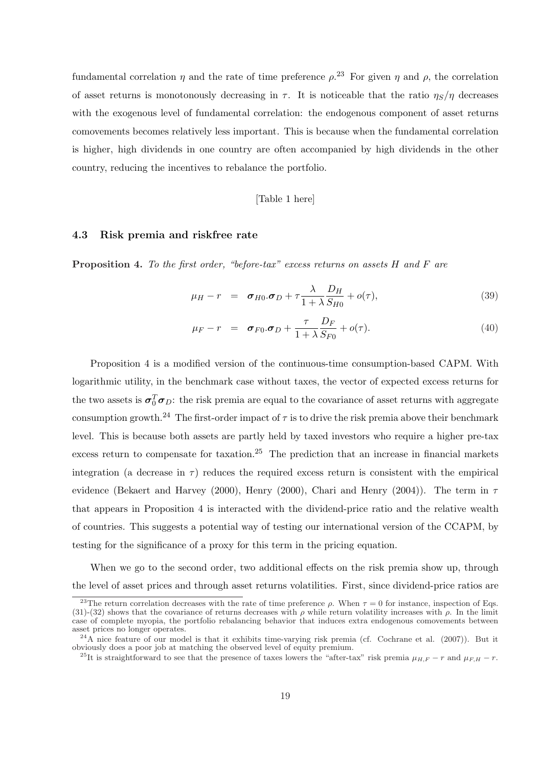fundamental correlation $\eta$ and the rate of time preference $\rho$.[23] For given $\eta$ and $\rho$, the correlation of asset returns is monotonously decreasing in $\tau$. It is noticeable that the ratio $\eta_S/\eta$ decreases with the exogenous level of fundamental correlation: the endogenous component of asset returns comovements becomes relatively less important. This is because when the fundamental correlation is higher, high dividends in one country are often accompanied by high dividends in the other country, reducing the incentives to rebalance the portfolio.

[Table 1 here]

### 4.3 Risk premia and riskfree rate

**Proposition 4.** *To the first order, "before-tax" excess returns on assets $H$ and $F$ are*

$$\mu_H - r = \boldsymbol{\sigma}_{H0}.\boldsymbol{\sigma}_D + \tau \frac{\lambda}{1+\lambda} \frac{D_H}{S_{H0}} + o(\tau), \tag{39}$$

$$\mu_F - r = \boldsymbol{\sigma}_{F0}.\boldsymbol{\sigma}_D + \frac{\tau}{1+\lambda} \frac{D_F}{S_{F0}} + o(\tau). \tag{40}$$

Proposition 4 is a modified version of the continuous-time consumption-based CAPM. With logarithmic utility, in the benchmark case without taxes, the vector of expected excess returns for the two assets is $\boldsymbol{\sigma}_0^T \boldsymbol{\sigma}_D$: the risk premia are equal to the covariance of asset returns with aggregate consumption growth.[24] The first-order impact of $\tau$ is to drive the risk premia above their benchmark level. This is because both assets are partly held by taxed investors who require a higher pre-tax excess return to compensate for taxation.[25] The prediction that an increase in financial markets integration (a decrease in $\tau$) reduces the required excess return is consistent with the empirical evidence (Bekaert and Harvey (2000), Henry (2000), Chari and Henry (2004)). The term in $\tau$ that appears in Proposition 4 is interacted with the dividend-price ratio and the relative wealth of countries. This suggests a potential way of testing our international version of the CCAPM, by testing for the significance of a proxy for this term in the pricing equation.

When we go to the second order, two additional effects on the risk premia show up, through the level of asset prices and through asset returns volatilities. First, since dividend-price ratios are

---

[23] The return correlation decreases with the rate of time preference $\rho$. When $\tau = 0$ for instance, inspection of Eqs. (31)-(32) shows that the covariance of returns decreases with $\rho$ while return volatility increases with $\rho$. In the limit case of complete myopia, the portfolio rebalancing behavior that induces extra endogenous comovements between asset prices no longer operates.

[24] A nice feature of our model is that it exhibits time-varying risk premia (cf. Cochrane et al. (2007)). But it obviously does a poor job at matching the observed level of equity premium.

[25] It is straightforward to see that the presence of taxes lowers the "after-tax" risk premia $\mu_{H,F} - r$ and $\mu_{F,H} - r$.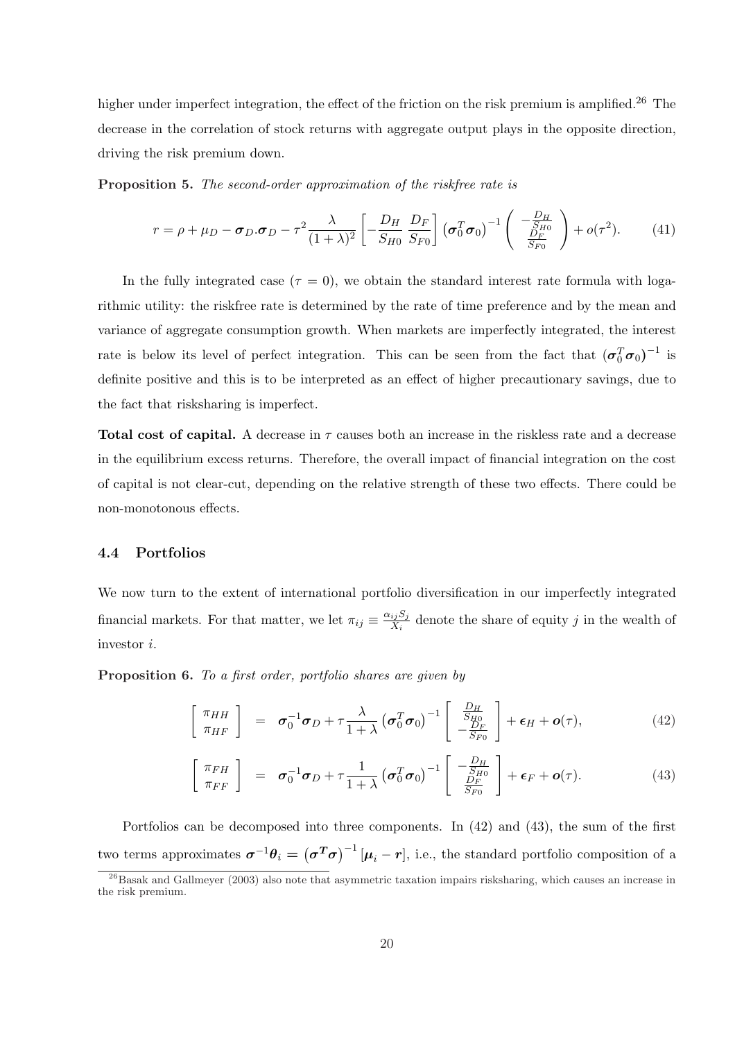higher under imperfect integration, the effect of the friction on the risk premium is amplified.[26] The decrease in the correlation of stock returns with aggregate output plays in the opposite direction, driving the risk premium down.

**Proposition 5.** *The second-order approximation of the riskfree rate is*

$$r = \rho + \mu_D - \boldsymbol{\sigma}_D.\boldsymbol{\sigma}_D - \tau^2 \frac{\lambda}{(1+\lambda)^2} \left[ -\frac{D_H}{S_{H0}} \; \frac{D_F}{S_{F0}} \right] \left( \boldsymbol{\sigma}_0^T \boldsymbol{\sigma}_0 \right)^{-1} \begin{pmatrix} -\frac{D_H}{S_{H0}} \\ \frac{D_F}{S_{F0}} \end{pmatrix} + o(\tau^2). \tag{41}$$

In the fully integrated case ($\tau = 0$), we obtain the standard interest rate formula with logarithmic utility: the riskfree rate is determined by the rate of time preference and by the mean and variance of aggregate consumption growth. When markets are imperfectly integrated, the interest rate is below its level of perfect integration. This can be seen from the fact that $\left( \boldsymbol{\sigma}_0^T \boldsymbol{\sigma}_0 \right)^{-1}$ is definite positive and this is to be interpreted as an effect of higher precautionary savings, due to the fact that risksharing is imperfect.

**Total cost of capital.** A decrease in $\tau$ causes both an increase in the riskless rate and a decrease in the equilibrium excess returns. Therefore, the overall impact of financial integration on the cost of capital is not clear-cut, depending on the relative strength of these two effects. There could be non-monotonous effects.

### 4.4 Portfolios

We now turn to the extent of international portfolio diversification in our imperfectly integrated financial markets. For that matter, we let $\pi_{ij} \equiv \frac{\alpha_{ij} S_j}{X_i}$ denote the share of equity $j$ in the wealth of investor $i$.

**Proposition 6.** *To a first order, portfolio shares are given by*

$$\begin{bmatrix} \pi_{HH} \\ \pi_{HF} \end{bmatrix} = \boldsymbol{\sigma}_0^{-1} \boldsymbol{\sigma}_D + \tau \frac{\lambda}{1+\lambda} \left( \boldsymbol{\sigma}_0^T \boldsymbol{\sigma}_0 \right)^{-1} \begin{bmatrix} \frac{D_H}{S_{H0}} \\ -\frac{D_F}{S_{F0}} \end{bmatrix} + \boldsymbol{\epsilon}_H + \boldsymbol{o}(\tau), \tag{42}$$

$$\begin{bmatrix} \pi_{FH} \\ \pi_{FF} \end{bmatrix} = \boldsymbol{\sigma}_0^{-1} \boldsymbol{\sigma}_D + \tau \frac{1}{1+\lambda} \left( \boldsymbol{\sigma}_0^T \boldsymbol{\sigma}_0 \right)^{-1} \begin{bmatrix} -\frac{D_H}{S_{H0}} \\ \frac{D_F}{S_{F0}} \end{bmatrix} + \boldsymbol{\epsilon}_F + \boldsymbol{o}(\tau). \tag{43}$$

Portfolios can be decomposed into three components. In (42) and (43), the sum of the first two terms approximates $\boldsymbol{\sigma}^{-1} \boldsymbol{\theta}_i = \left( \boldsymbol{\sigma}^T \boldsymbol{\sigma} \right)^{-1} [\boldsymbol{\mu}_i - \boldsymbol{r}]$, i.e., the standard portfolio composition of a

[26] Basak and Gallmeyer (2003) also note that asymmetric taxation impairs risksharing, which causes an increase in the risk premium.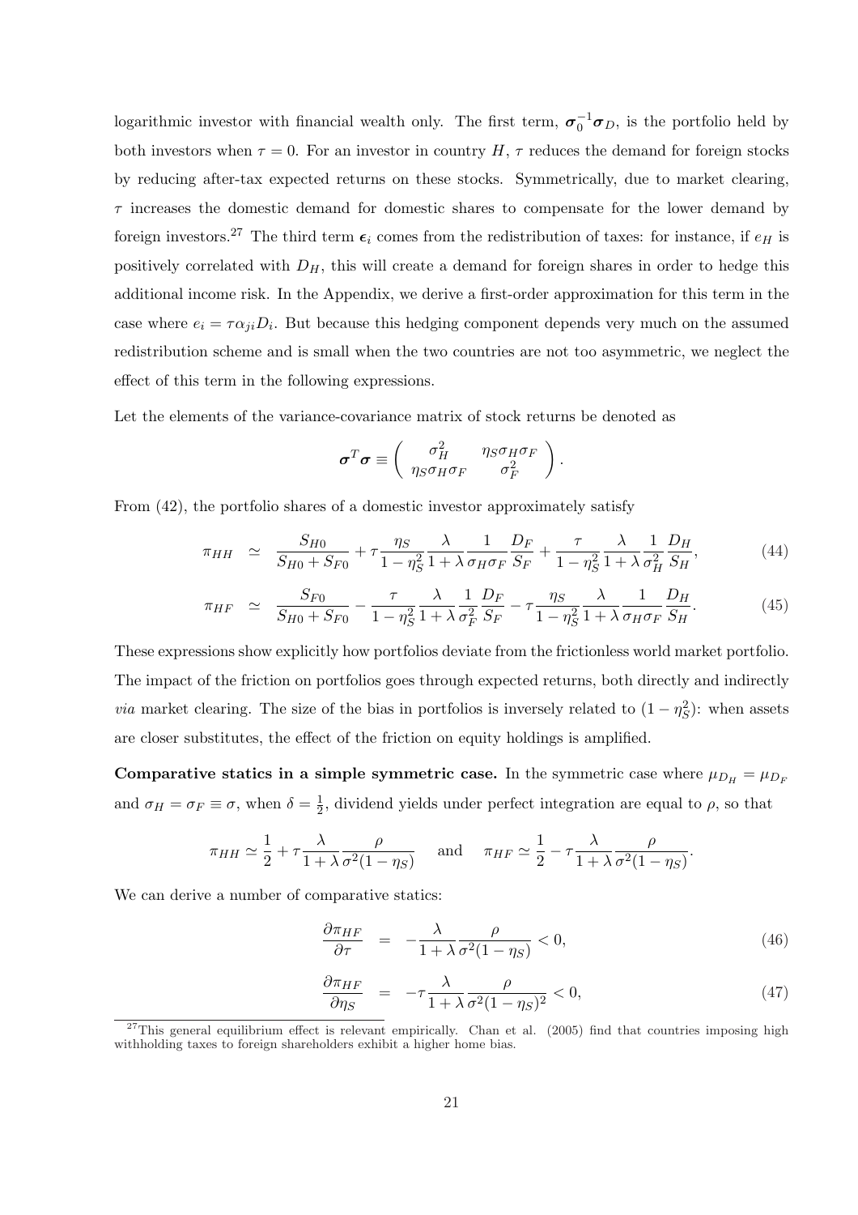logarithmic investor with financial wealth only. The first term, $\boldsymbol{\sigma}_0^{-1}\boldsymbol{\sigma}_D$, is the portfolio held by both investors when $\tau = 0$. For an investor in country $H$, $\tau$ reduces the demand for foreign stocks by reducing after-tax expected returns on these stocks. Symmetrically, due to market clearing, $\tau$ increases the domestic demand for domestic shares to compensate for the lower demand by foreign investors.[27] The third term $\boldsymbol{\epsilon}_i$ comes from the redistribution of taxes: for instance, if $e_H$ is positively correlated with $D_H$, this will create a demand for foreign shares in order to hedge this additional income risk. In the Appendix, we derive a first-order approximation for this term in the case where $e_i = \tau\alpha_{ji}D_i$. But because this hedging component depends very much on the assumed redistribution scheme and is small when the two countries are not too asymmetric, we neglect the effect of this term in the following expressions.

Let the elements of the variance-covariance matrix of stock returns be denoted as

$$\boldsymbol{\sigma}^T\boldsymbol{\sigma} \equiv \begin{pmatrix} \sigma_H^2 & \eta_S\sigma_H\sigma_F \\ \eta_S\sigma_H\sigma_F & \sigma_F^2 \end{pmatrix}.$$

From (42), the portfolio shares of a domestic investor approximately satisfy

$$\pi_{HH} \simeq \frac{S_{H0}}{S_{H0}+S_{F0}} + \tau\frac{\eta_S}{1-\eta_S^2}\frac{\lambda}{1+\lambda}\frac{1}{\sigma_H\sigma_F}\frac{D_F}{S_F} + \frac{\tau}{1-\eta_S^2}\frac{\lambda}{1+\lambda}\frac{1}{\sigma_H^2}\frac{D_H}{S_H}, \tag{44}$$

$$\pi_{HF} \simeq \frac{S_{F0}}{S_{H0}+S_{F0}} - \frac{\tau}{1-\eta_S^2}\frac{\lambda}{1+\lambda}\frac{1}{\sigma_F^2}\frac{D_F}{S_F} - \tau\frac{\eta_S}{1-\eta_S^2}\frac{\lambda}{1+\lambda}\frac{1}{\sigma_H\sigma_F}\frac{D_H}{S_H}. \tag{45}$$

These expressions show explicitly how portfolios deviate from the frictionless world market portfolio. The impact of the friction on portfolios goes through expected returns, both directly and indirectly *via* market clearing. The size of the bias in portfolios is inversely related to $(1-\eta_S^2)$: when assets are closer substitutes, the effect of the friction on equity holdings is amplified.

**Comparative statics in a simple symmetric case.** In the symmetric case where $\mu_{D_H} = \mu_{D_F}$ and $\sigma_H = \sigma_F \equiv \sigma$, when $\delta = \frac{1}{2}$, dividend yields under perfect integration are equal to $\rho$, so that

$$\pi_{HH} \simeq \frac{1}{2} + \tau\frac{\lambda}{1+\lambda}\frac{\rho}{\sigma^2(1-\eta_S)} \quad \text{and} \quad \pi_{HF} \simeq \frac{1}{2} - \tau\frac{\lambda}{1+\lambda}\frac{\rho}{\sigma^2(1-\eta_S)}.$$

We can derive a number of comparative statics:

$$\frac{\partial\pi_{HF}}{\partial\tau} = -\frac{\lambda}{1+\lambda}\frac{\rho}{\sigma^2(1-\eta_S)} < 0, \tag{46}$$

$$\frac{\partial\pi_{HF}}{\partial\eta_S} = -\tau\frac{\lambda}{1+\lambda}\frac{\rho}{\sigma^2(1-\eta_S)^2} < 0, \tag{47}$$

[27] This general equilibrium effect is relevant empirically. Chan et al. (2005) find that countries imposing high withholding taxes to foreign shareholders exhibit a higher home bias.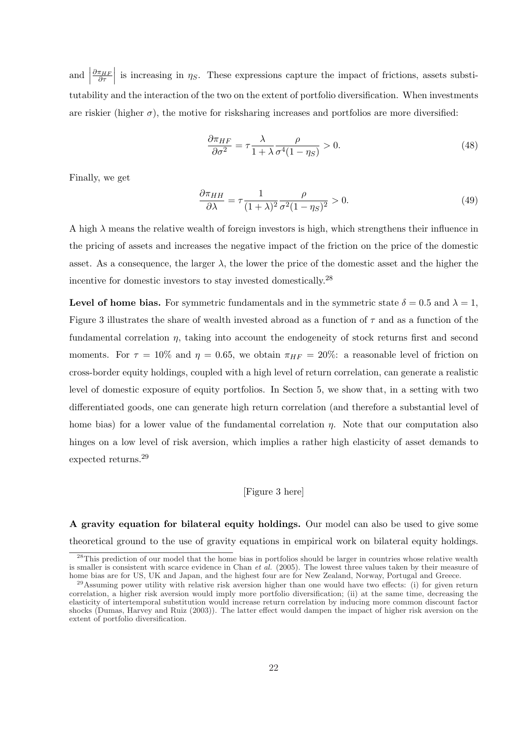and $\left|\frac{\partial \pi_{HF}}{\partial \tau}\right|$ is increasing in $\eta_S$. These expressions capture the impact of frictions, assets substitutability and the interaction of the two on the extent of portfolio diversification. When investments are riskier (higher $\sigma$), the motive for risksharing increases and portfolios are more diversified:

$$\frac{\partial \pi_{HF}}{\partial \sigma^2} = \tau \frac{\lambda}{1+\lambda} \frac{\rho}{\sigma^4(1-\eta_S)} > 0. \tag{48}$$

Finally, we get

$$\frac{\partial \pi_{HH}}{\partial \lambda} = \tau \frac{1}{(1+\lambda)^2} \frac{\rho}{\sigma^2(1-\eta_S)^2} > 0. \tag{49}$$

A high $\lambda$ means the relative wealth of foreign investors is high, which strengthens their influence in the pricing of assets and increases the negative impact of the friction on the price of the domestic asset. As a consequence, the larger $\lambda$, the lower the price of the domestic asset and the higher the incentive for domestic investors to stay invested domestically.[28]

**Level of home bias.** For symmetric fundamentals and in the symmetric state $\delta = 0.5$ and $\lambda = 1$, Figure 3 illustrates the share of wealth invested abroad as a function of $\tau$ and as a function of the fundamental correlation $\eta$, taking into account the endogeneity of stock returns first and second moments. For $\tau = 10\%$ and $\eta = 0.65$, we obtain $\pi_{HF} = 20\%$: a reasonable level of friction on cross-border equity holdings, coupled with a high level of return correlation, can generate a realistic level of domestic exposure of equity portfolios. In Section 5, we show that, in a setting with two differentiated goods, one can generate high return correlation (and therefore a substantial level of home bias) for a lower value of the fundamental correlation $\eta$. Note that our computation also hinges on a low level of risk aversion, which implies a rather high elasticity of asset demands to expected returns.[29]

[Figure 3 here]

**A gravity equation for bilateral equity holdings.** Our model can also be used to give some theoretical ground to the use of gravity equations in empirical work on bilateral equity holdings.

---

[28] This prediction of our model that the home bias in portfolios should be larger in countries whose relative wealth is smaller is consistent with scarce evidence in Chan *et al.* (2005). The lowest three values taken by their measure of home bias are for US, UK and Japan, and the highest four are for New Zealand, Norway, Portugal and Greece.

[29] Assuming power utility with relative risk aversion higher than one would have two effects: (i) for given return correlation, a higher risk aversion would imply more portfolio diversification; (ii) at the same time, decreasing the elasticity of intertemporal substitution would increase return correlation by inducing more common discount factor shocks (Dumas, Harvey and Ruiz (2003)). The latter effect would dampen the impact of higher risk aversion on the extent of portfolio diversification.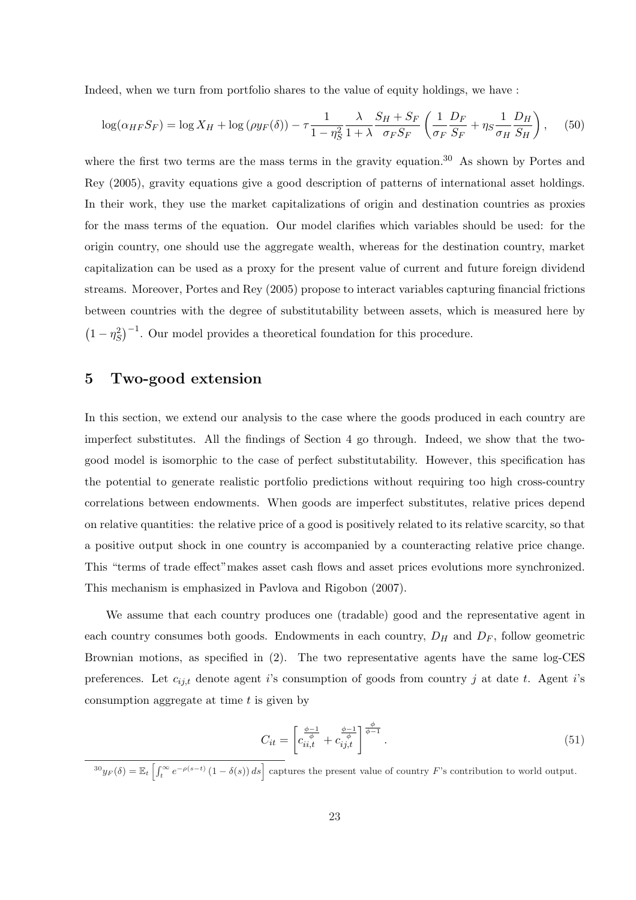Indeed, when we turn from portfolio shares to the value of equity holdings, we have :

$$\log(\alpha_{HF} S_F) = \log X_H + \log\left(\rho y_F(\delta)\right) - \tau \frac{1}{1-\eta_S^2} \frac{\lambda}{1+\lambda} \frac{S_H + S_F}{\sigma_F S_F} \left( \frac{1}{\sigma_F} \frac{D_F}{S_F} + \eta_S \frac{1}{\sigma_H} \frac{D_H}{S_H} \right), \quad (50)$$

where the first two terms are the mass terms in the gravity equation.[30] As shown by Portes and Rey (2005), gravity equations give a good description of patterns of international asset holdings. In their work, they use the market capitalizations of origin and destination countries as proxies for the mass terms of the equation. Our model clarifies which variables should be used: for the origin country, one should use the aggregate wealth, whereas for the destination country, market capitalization can be used as a proxy for the present value of current and future foreign dividend streams. Moreover, Portes and Rey (2005) propose to interact variables capturing financial frictions between countries with the degree of substitutability between assets, which is measured here by $\left(1-\eta_S^2\right)^{-1}$. Our model provides a theoretical foundation for this procedure.

## 5 Two-good extension

In this section, we extend our analysis to the case where the goods produced in each country are imperfect substitutes. All the findings of Section 4 go through. Indeed, we show that the two-good model is isomorphic to the case of perfect substitutability. However, this specification has the potential to generate realistic portfolio predictions without requiring too high cross-country correlations between endowments. When goods are imperfect substitutes, relative prices depend on relative quantities: the relative price of a good is positively related to its relative scarcity, so that a positive output shock in one country is accompanied by a counteracting relative price change. This "terms of trade effect" makes asset cash flows and asset prices evolutions more synchronized. This mechanism is emphasized in Pavlova and Rigobon (2007).

We assume that each country produces one (tradable) good and the representative agent in each country consumes both goods. Endowments in each country, $D_H$ and $D_F$, follow geometric Brownian motions, as specified in (2). The two representative agents have the same log-CES preferences. Let $c_{ij,t}$ denote agent $i$'s consumption of goods from country $j$ at date $t$. Agent $i$'s consumption aggregate at time $t$ is given by

$$C_{it} = \left[ c_{ii,t}^{\frac{\phi-1}{\phi}} + c_{ij,t}^{\frac{\phi-1}{\phi}} \right]^{\frac{\phi}{\phi-1}}. \quad (51)$$

[30] $y_F(\delta) = \mathbb{E}_t\left[\int_t^\infty e^{-\rho(s-t)}\left(1-\delta(s)\right)ds\right]$ captures the present value of country $F$'s contribution to world output.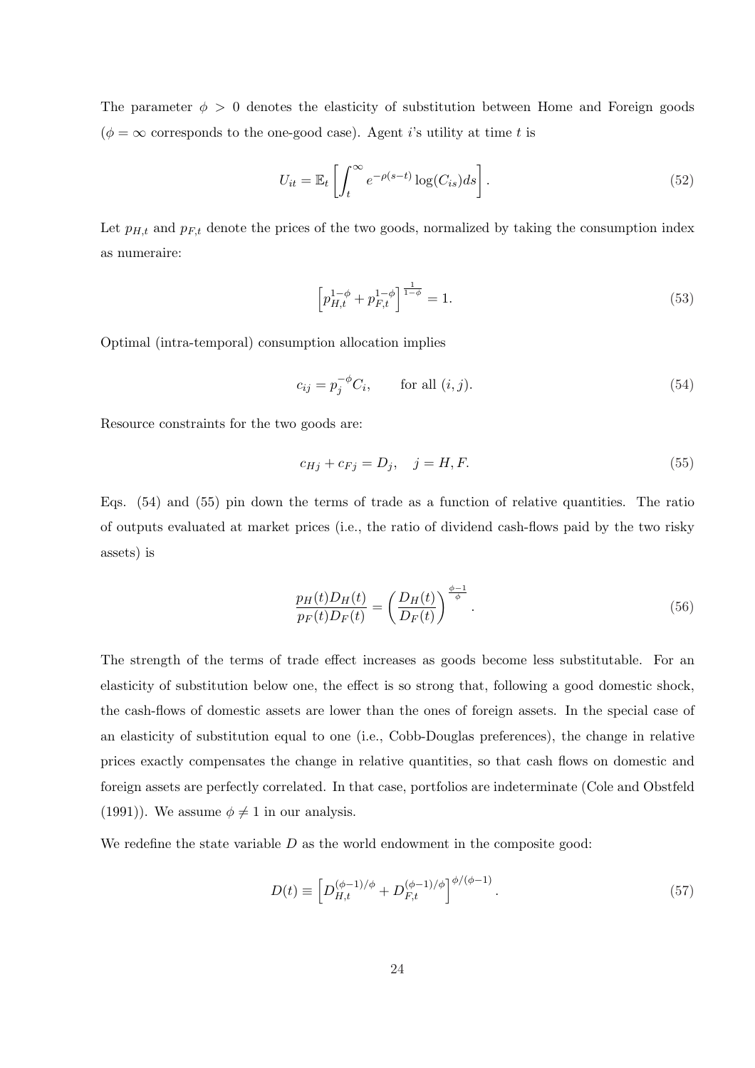The parameter $\phi > 0$ denotes the elasticity of substitution between Home and Foreign goods ($\phi = \infty$ corresponds to the one-good case). Agent $i$'s utility at time $t$ is

$$U_{it} = \mathbb{E}_t \left[ \int_t^\infty e^{-\rho(s-t)} \log(C_{is}) ds \right]. \tag{52}$$

Let $p_{H,t}$ and $p_{F,t}$ denote the prices of the two goods, normalized by taking the consumption index as numeraire:

$$\left[ p_{H,t}^{1-\phi} + p_{F,t}^{1-\phi} \right]^{\frac{1}{1-\phi}} = 1. \tag{53}$$

Optimal (intra-temporal) consumption allocation implies

$$c_{ij} = p_j^{-\phi} C_i, \qquad \text{for all } (i,j). \tag{54}$$

Resource constraints for the two goods are:

$$c_{Hj} + c_{Fj} = D_j, \quad j = H, F. \tag{55}$$

Eqs. (54) and (55) pin down the terms of trade as a function of relative quantities. The ratio of outputs evaluated at market prices (i.e., the ratio of dividend cash-flows paid by the two risky assets) is

$$\frac{p_H(t) D_H(t)}{p_F(t) D_F(t)} = \left( \frac{D_H(t)}{D_F(t)} \right)^{\frac{\phi-1}{\phi}}. \tag{56}$$

The strength of the terms of trade effect increases as goods become less substitutable. For an elasticity of substitution below one, the effect is so strong that, following a good domestic shock, the cash-flows of domestic assets are lower than the ones of foreign assets. In the special case of an elasticity of substitution equal to one (i.e., Cobb-Douglas preferences), the change in relative prices exactly compensates the change in relative quantities, so that cash flows on domestic and foreign assets are perfectly correlated. In that case, portfolios are indeterminate (Cole and Obstfeld (1991)). We assume $\phi \neq 1$ in our analysis.

We redefine the state variable $D$ as the world endowment in the composite good:

$$D(t) \equiv \left[ D_{H,t}^{(\phi-1)/\phi} + D_{F,t}^{(\phi-1)/\phi} \right]^{\phi/(\phi-1)}. \tag{57}$$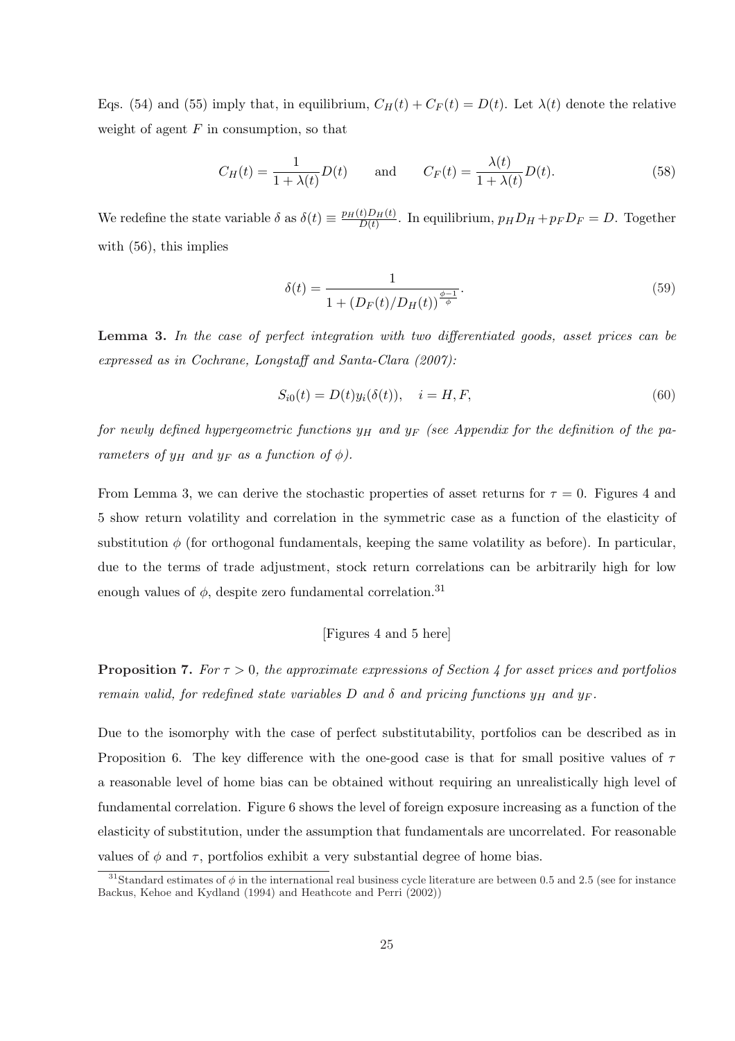Eqs. (54) and (55) imply that, in equilibrium, $C_H(t) + C_F(t) = D(t)$. Let $\lambda(t)$ denote the relative weight of agent $F$ in consumption, so that

$$C_H(t) = \frac{1}{1+\lambda(t)} D(t) \qquad \text{and} \qquad C_F(t) = \frac{\lambda(t)}{1+\lambda(t)} D(t). \tag{58}$$

We redefine the state variable $\delta$ as $\delta(t) \equiv \frac{p_H(t)D_H(t)}{D(t)}$. In equilibrium, $p_H D_H + p_F D_F = D$. Together with (56), this implies

$$\delta(t) = \frac{1}{1 + (D_F(t)/D_H(t))^{\frac{\phi-1}{\phi}}}. \tag{59}$$

**Lemma 3.** *In the case of perfect integration with two differentiated goods, asset prices can be expressed as in Cochrane, Longstaff and Santa-Clara (2007):*

$$S_{i0}(t) = D(t) y_i(\delta(t)), \quad i = H, F, \tag{60}$$

*for newly defined hypergeometric functions $y_H$ and $y_F$ (see Appendix for the definition of the parameters of $y_H$ and $y_F$ as a function of $\phi$).*

From Lemma 3, we can derive the stochastic properties of asset returns for $\tau = 0$. Figures 4 and 5 show return volatility and correlation in the symmetric case as a function of the elasticity of substitution $\phi$ (for orthogonal fundamentals, keeping the same volatility as before). In particular, due to the terms of trade adjustment, stock return correlations can be arbitrarily high for low enough values of $\phi$, despite zero fundamental correlation.[31]

[Figures 4 and 5 here]

**Proposition 7.** *For $\tau > 0$, the approximate expressions of Section 4 for asset prices and portfolios remain valid, for redefined state variables $D$ and $\delta$ and pricing functions $y_H$ and $y_F$.*

Due to the isomorphy with the case of perfect substitutability, portfolios can be described as in Proposition 6. The key difference with the one-good case is that for small positive values of $\tau$ a reasonable level of home bias can be obtained without requiring an unrealistically high level of fundamental correlation. Figure 6 shows the level of foreign exposure increasing as a function of the elasticity of substitution, under the assumption that fundamentals are uncorrelated. For reasonable values of $\phi$ and $\tau$, portfolios exhibit a very substantial degree of home bias.

[31] Standard estimates of $\phi$ in the international real business cycle literature are between 0.5 and 2.5 (see for instance Backus, Kehoe and Kydland (1994) and Heathcote and Perri (2002))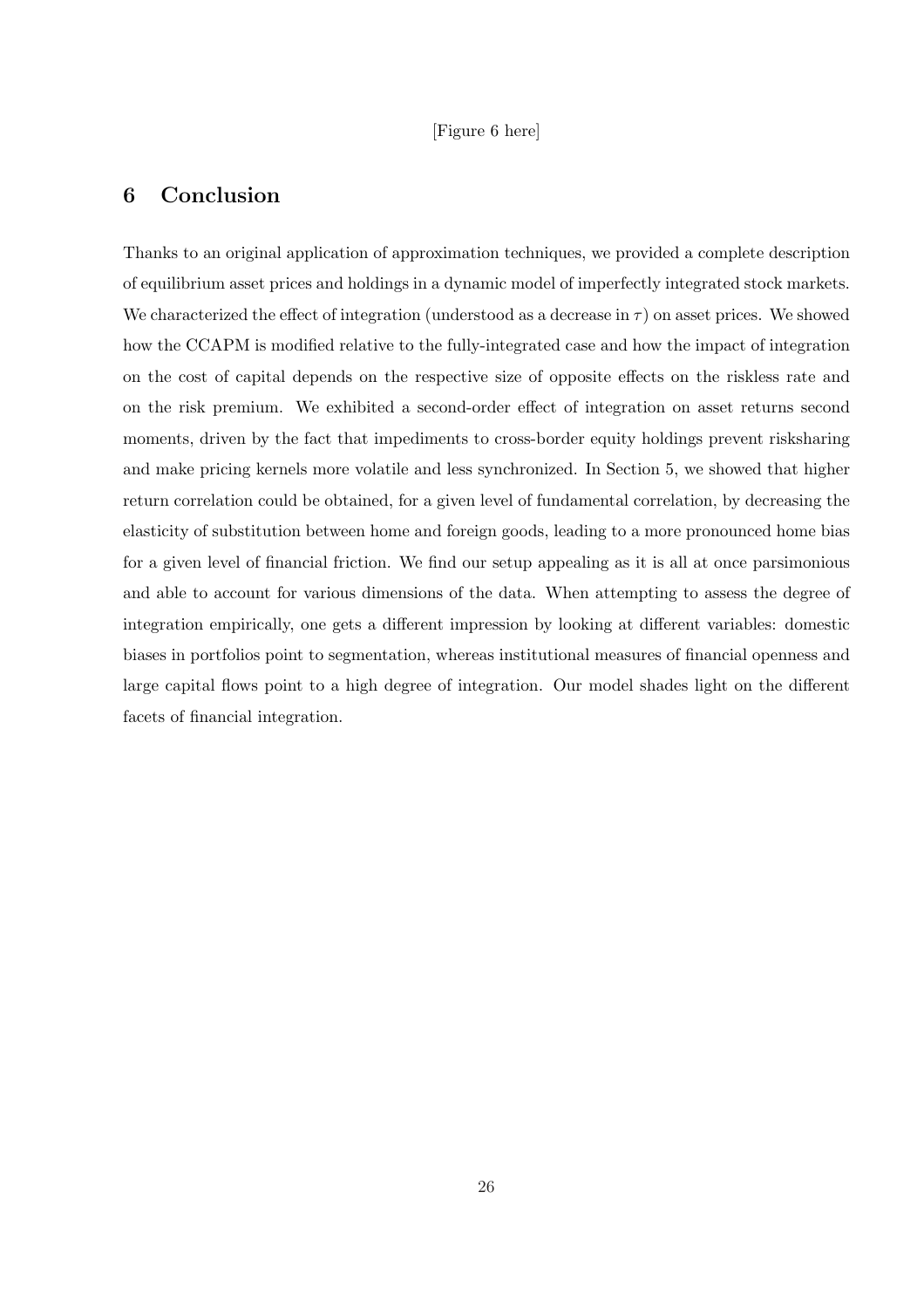[Figure 6 here]

## 6 Conclusion

Thanks to an original application of approximation techniques, we provided a complete description of equilibrium asset prices and holdings in a dynamic model of imperfectly integrated stock markets. We characterized the effect of integration (understood as a decrease in $\tau$) on asset prices. We showed how the CCAPM is modified relative to the fully-integrated case and how the impact of integration on the cost of capital depends on the respective size of opposite effects on the riskless rate and on the risk premium. We exhibited a second-order effect of integration on asset returns second moments, driven by the fact that impediments to cross-border equity holdings prevent risksharing and make pricing kernels more volatile and less synchronized. In Section 5, we showed that higher return correlation could be obtained, for a given level of fundamental correlation, by decreasing the elasticity of substitution between home and foreign goods, leading to a more pronounced home bias for a given level of financial friction. We find our setup appealing as it is all at once parsimonious and able to account for various dimensions of the data. When attempting to assess the degree of integration empirically, one gets a different impression by looking at different variables: domestic biases in portfolios point to segmentation, whereas institutional measures of financial openness and large capital flows point to a high degree of integration. Our model shades light on the different facets of financial integration.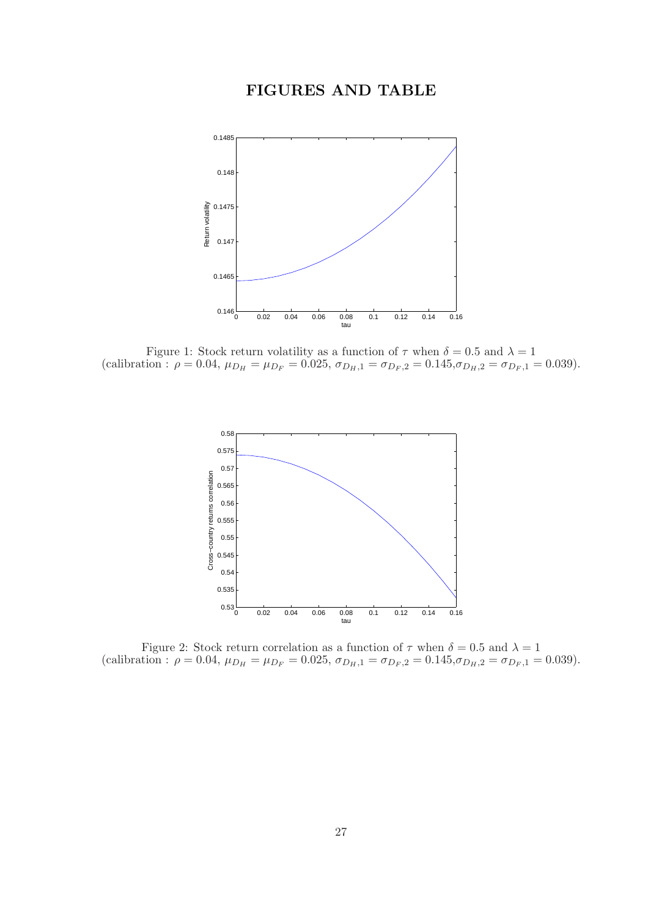# FIGURES AND TABLE

Figure 1: Stock return volatility as a function of $\tau$ when $\delta = 0.5$ and $\lambda = 1$ (calibration : $\rho = 0.04$, $\mu_{D_H} = \mu_{D_F} = 0.025$, $\sigma_{D_H,1} = \sigma_{D_F,2} = 0.145$, $\sigma_{D_H,2} = \sigma_{D_F,1} = 0.039$).

Figure 2: Stock return correlation as a function of $\tau$ when $\delta = 0.5$ and $\lambda = 1$ (calibration : $\rho = 0.04$, $\mu_{D_H} = \mu_{D_F} = 0.025$, $\sigma_{D_H,1} = \sigma_{D_F,2} = 0.145$, $\sigma_{D_H,2} = \sigma_{D_F,1} = 0.039$).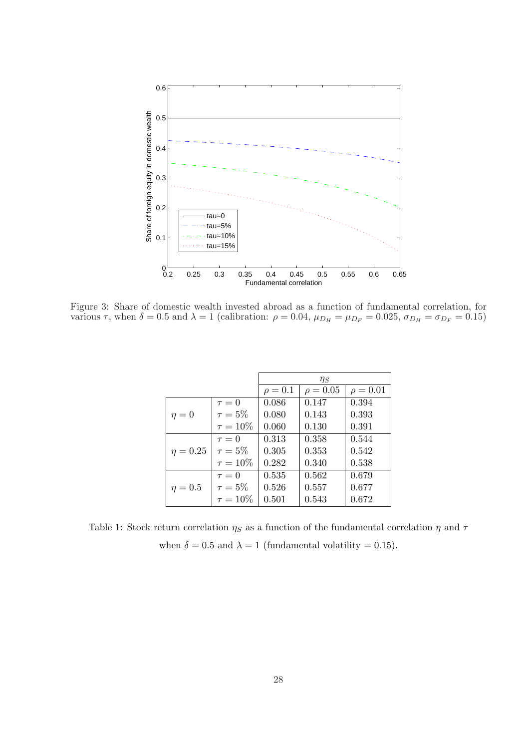Figure 3: Share of domestic wealth invested abroad as a function of fundamental correlation, for various $\tau$, when $\delta = 0.5$ and $\lambda = 1$ (calibration: $\rho = 0.04$, $\mu_{D_H} = \mu_{D_F} = 0.025$, $\sigma_{D_H} = \sigma_{D_F} = 0.15$)

| | | $\eta_S$ | | |
|---|---|---|---|---|
| | | $\rho = 0.1$ | $\rho = 0.05$ | $\rho = 0.01$ |
| $\eta = 0$ | $\tau = 0$ | 0.086 | 0.147 | 0.394 |
| | $\tau = 5\%$ | 0.080 | 0.143 | 0.393 |
| | $\tau = 10\%$ | 0.060 | 0.130 | 0.391 |
| $\eta = 0.25$ | $\tau = 0$ | 0.313 | 0.358 | 0.544 |
| | $\tau = 5\%$ | 0.305 | 0.353 | 0.542 |
| | $\tau = 10\%$ | 0.282 | 0.340 | 0.538 |
| $\eta = 0.5$ | $\tau = 0$ | 0.535 | 0.562 | 0.679 |
| | $\tau = 5\%$ | 0.526 | 0.557 | 0.677 |
| | $\tau = 10\%$ | 0.501 | 0.543 | 0.672 |

Table 1: Stock return correlation $\eta_S$ as a function of the fundamental correlation $\eta$ and $\tau$ when $\delta = 0.5$ and $\lambda = 1$ (fundamental volatility = 0.15).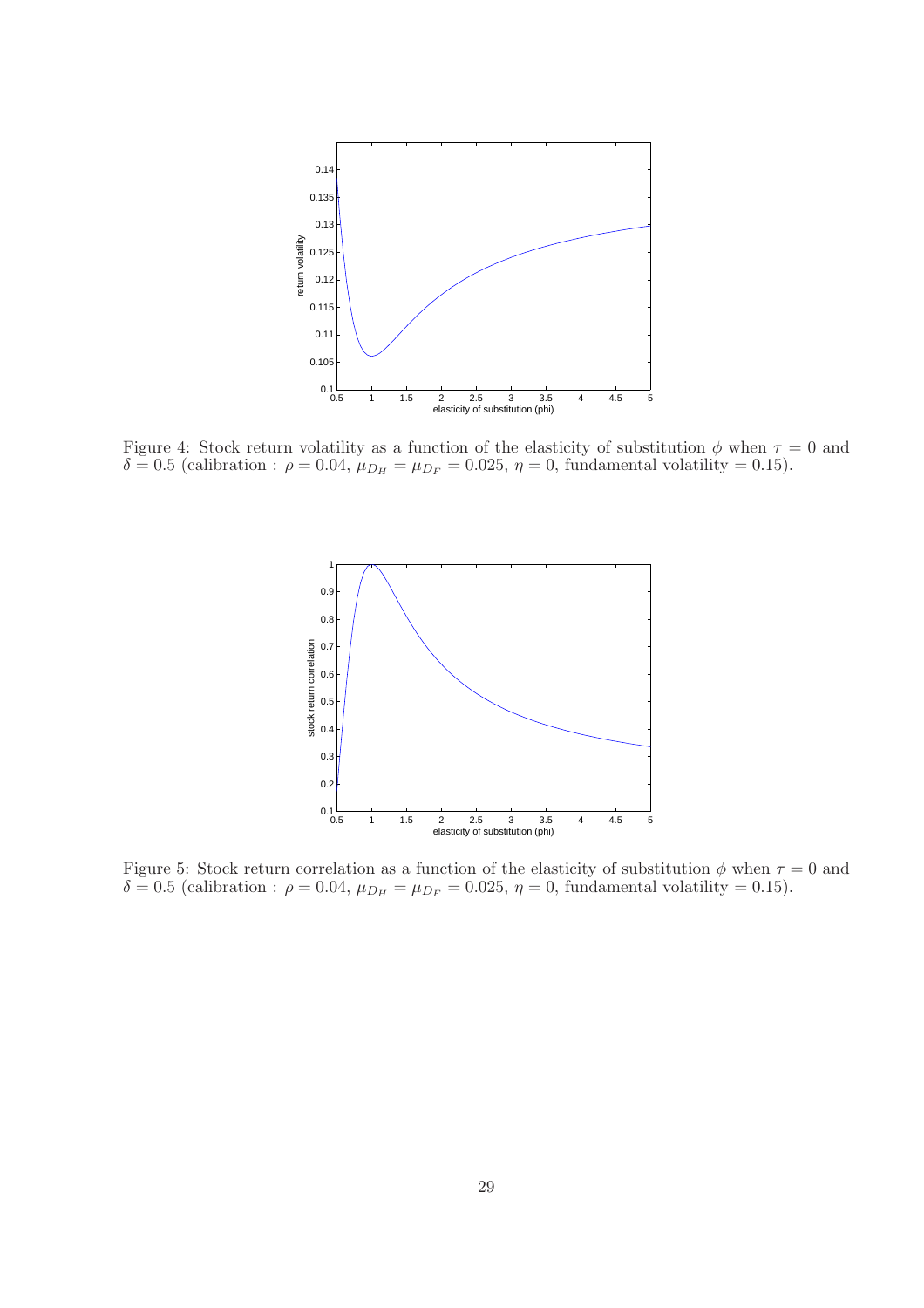Figure 4: Stock return volatility as a function of the elasticity of substitution $\phi$ when $\tau = 0$ and $\delta = 0.5$ (calibration : $\rho = 0.04$, $\mu_{D_H} = \mu_{D_F} = 0.025$, $\eta = 0$, fundamental volatility = 0.15).

Figure 5: Stock return correlation as a function of the elasticity of substitution $\phi$ when $\tau = 0$ and $\delta = 0.5$ (calibration : $\rho = 0.04$, $\mu_{D_H} = \mu_{D_F} = 0.025$, $\eta = 0$, fundamental volatility = 0.15).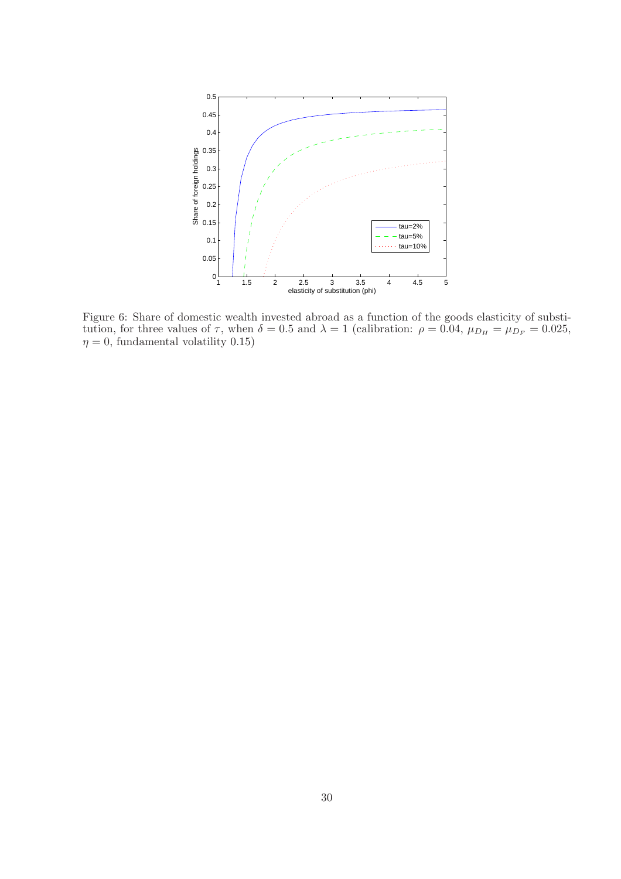Figure 6: Share of domestic wealth invested abroad as a function of the goods elasticity of substitution, for three values of $\tau$, when $\delta = 0.5$ and $\lambda = 1$ (calibration: $\rho = 0.04$, $\mu_{D_H} = \mu_{D_F} = 0.025$, $\eta = 0$, fundamental volatility 0.15)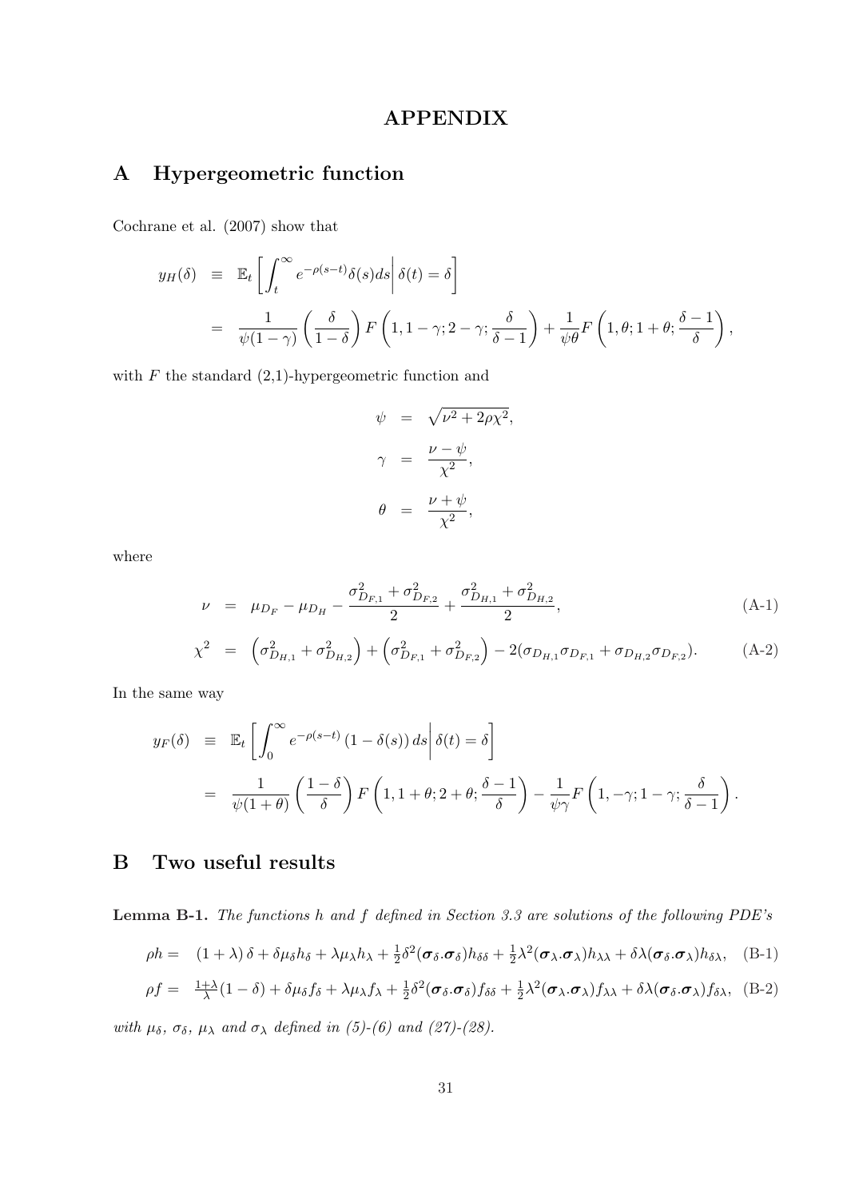# APPENDIX

## A Hypergeometric function

Cochrane et al. (2007) show that

$$
\begin{aligned}
y_H(\delta) &\equiv \mathbb{E}_t \left[ \int_t^\infty e^{-\rho(s-t)} \delta(s) ds \,\middle|\, \delta(t) = \delta \right] \\
&= \frac{1}{\psi(1-\gamma)} \left( \frac{\delta}{1-\delta} \right) F\left(1, 1-\gamma; 2-\gamma; \frac{\delta}{\delta - 1}\right) + \frac{1}{\psi\theta} F\left(1, \theta; 1+\theta; \frac{\delta-1}{\delta}\right),
\end{aligned}
$$

with $F$ the standard (2,1)-hypergeometric function and

$$
\begin{aligned}
\psi &= \sqrt{\nu^2 + 2\rho\chi^2}, \\
\gamma &= \frac{\nu - \psi}{\chi^2}, \\
\theta &= \frac{\nu + \psi}{\chi^2},
\end{aligned}
$$

where

$$
\nu = \mu_{D_F} - \mu_{D_H} - \frac{\sigma_{D_{F,1}}^2 + \sigma_{D_{F,2}}^2}{2} + \frac{\sigma_{D_{H,1}}^2 + \sigma_{D_{H,2}}^2}{2}, \tag{A-1}
$$

$$
\chi^2 = \left(\sigma_{D_{H,1}}^2 + \sigma_{D_{H,2}}^2\right) + \left(\sigma_{D_{F,1}}^2 + \sigma_{D_{F,2}}^2\right) - 2(\sigma_{D_{H,1}}\sigma_{D_{F,1}} + \sigma_{D_{H,2}}\sigma_{D_{F,2}}). \tag{A-2}
$$

In the same way

$$
\begin{aligned}
y_F(\delta) &\equiv \mathbb{E}_t \left[ \int_0^\infty e^{-\rho(s-t)} \left(1 - \delta(s)\right) ds \,\middle|\, \delta(t) = \delta \right] \\
&= \frac{1}{\psi(1+\theta)} \left( \frac{1-\delta}{\delta} \right) F\left(1, 1+\theta; 2+\theta; \frac{\delta-1}{\delta}\right) - \frac{1}{\psi\gamma} F\left(1, -\gamma; 1-\gamma; \frac{\delta}{\delta-1}\right).
\end{aligned}
$$

## B Two useful results

**Lemma B-1.** *The functions $h$ and $f$ defined in Section 3.3 are solutions of the following PDE's*

$$
\rho h = (1+\lambda)\,\delta + \delta\mu_\delta h_\delta + \lambda\mu_\lambda h_\lambda + \tfrac{1}{2}\delta^2(\boldsymbol{\sigma}_\delta.\boldsymbol{\sigma}_\delta)h_{\delta\delta} + \tfrac{1}{2}\lambda^2(\boldsymbol{\sigma}_\lambda.\boldsymbol{\sigma}_\lambda)h_{\lambda\lambda} + \delta\lambda(\boldsymbol{\sigma}_\delta.\boldsymbol{\sigma}_\lambda)h_{\delta\lambda}, \tag{B-1}
$$

$$
\rho f = \tfrac{1+\lambda}{\lambda}(1-\delta) + \delta\mu_\delta f_\delta + \lambda\mu_\lambda f_\lambda + \tfrac{1}{2}\delta^2(\boldsymbol{\sigma}_\delta.\boldsymbol{\sigma}_\delta)f_{\delta\delta} + \tfrac{1}{2}\lambda^2(\boldsymbol{\sigma}_\lambda.\boldsymbol{\sigma}_\lambda)f_{\lambda\lambda} + \delta\lambda(\boldsymbol{\sigma}_\delta.\boldsymbol{\sigma}_\lambda)f_{\delta\lambda}, \tag{B-2}
$$

*with $\mu_\delta$, $\sigma_\delta$, $\mu_\lambda$ and $\sigma_\lambda$ defined in (5)-(6) and (27)-(28).*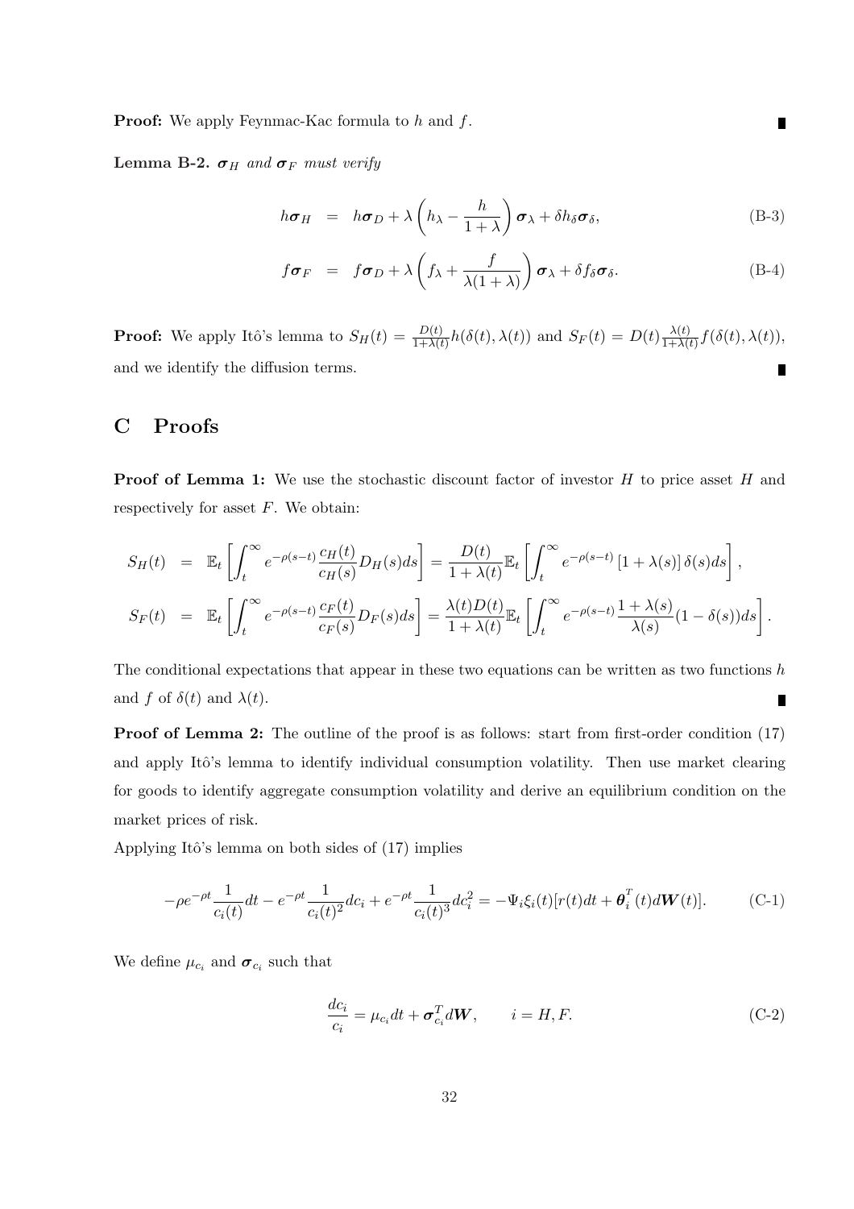**Proof:** We apply Feynmac-Kac formula to $h$ and $f$. ∎

**Lemma B-2.** *$\boldsymbol{\sigma}_H$ and $\boldsymbol{\sigma}_F$ must verify*

$$h\boldsymbol{\sigma}_H = h\boldsymbol{\sigma}_D + \lambda\left(h_\lambda - \frac{h}{1+\lambda}\right)\boldsymbol{\sigma}_\lambda + \delta h_\delta \boldsymbol{\sigma}_\delta, \tag{B-3}$$

$$f\boldsymbol{\sigma}_F = f\boldsymbol{\sigma}_D + \lambda\left(f_\lambda + \frac{f}{\lambda(1+\lambda)}\right)\boldsymbol{\sigma}_\lambda + \delta f_\delta \boldsymbol{\sigma}_\delta. \tag{B-4}$$

**Proof:** We apply Itô's lemma to $S_H(t) = \frac{D(t)}{1+\lambda(t)}h(\delta(t),\lambda(t))$ and $S_F(t) = D(t)\frac{\lambda(t)}{1+\lambda(t)}f(\delta(t),\lambda(t))$, and we identify the diffusion terms. ∎

# C Proofs

**Proof of Lemma 1:** We use the stochastic discount factor of investor $H$ to price asset $H$ and respectively for asset $F$. We obtain:

$$S_H(t) = \mathbb{E}_t\left[\int_t^\infty e^{-\rho(s-t)}\frac{c_H(t)}{c_H(s)}D_H(s)ds\right] = \frac{D(t)}{1+\lambda(t)}\mathbb{E}_t\left[\int_t^\infty e^{-\rho(s-t)}\left[1+\lambda(s)\right]\delta(s)ds\right],$$

$$S_F(t) = \mathbb{E}_t\left[\int_t^\infty e^{-\rho(s-t)}\frac{c_F(t)}{c_F(s)}D_F(s)ds\right] = \frac{\lambda(t)D(t)}{1+\lambda(t)}\mathbb{E}_t\left[\int_t^\infty e^{-\rho(s-t)}\frac{1+\lambda(s)}{\lambda(s)}(1-\delta(s))ds\right].$$

The conditional expectations that appear in these two equations can be written as two functions $h$ and $f$ of $\delta(t)$ and $\lambda(t)$. ∎

**Proof of Lemma 2:** The outline of the proof is as follows: start from first-order condition (17) and apply Itô's lemma to identify individual consumption volatility. Then use market clearing for goods to identify aggregate consumption volatility and derive an equilibrium condition on the market prices of risk.

Applying Itô's lemma on both sides of (17) implies

$$-\rho e^{-\rho t}\frac{1}{c_i(t)}dt - e^{-\rho t}\frac{1}{c_i(t)^2}dc_i + e^{-\rho t}\frac{1}{c_i(t)^3}dc_i^2 = -\Psi_i\xi_i(t)[r(t)dt + \boldsymbol{\theta}_i^T(t)d\boldsymbol{W}(t)]. \tag{C-1}$$

We define $\mu_{c_i}$ and $\boldsymbol{\sigma}_{c_i}$ such that

$$\frac{dc_i}{c_i} = \mu_{c_i}dt + \boldsymbol{\sigma}_{c_i}^T d\boldsymbol{W}, \qquad i = H, F. \tag{C-2}$$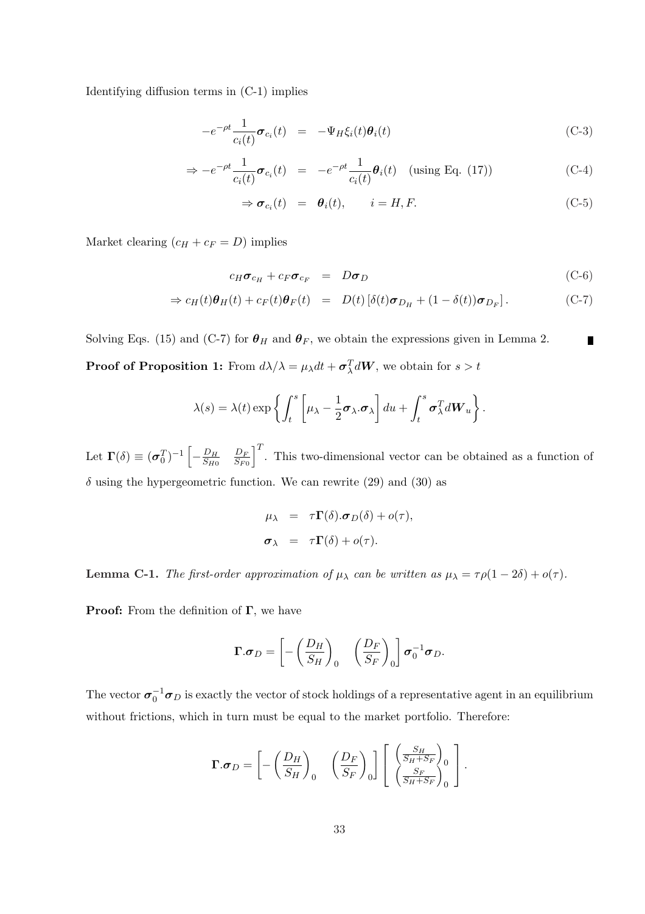Identifying diffusion terms in (C-1) implies

$$-e^{-\rho t}\frac{1}{c_i(t)}\boldsymbol{\sigma}_{c_i}(t) = -\Psi_H \xi_i(t)\boldsymbol{\theta}_i(t) \tag{C-3}$$

$$\Rightarrow -e^{-\rho t}\frac{1}{c_i(t)}\boldsymbol{\sigma}_{c_i}(t) = -e^{-\rho t}\frac{1}{c_i(t)}\boldsymbol{\theta}_i(t) \quad \text{(using Eq. (17))} \tag{C-4}$$

$$\Rightarrow \boldsymbol{\sigma}_{c_i}(t) = \boldsymbol{\theta}_i(t), \qquad i = H, F. \tag{C-5}$$

Market clearing ($c_H + c_F = D$) implies

$$c_H \boldsymbol{\sigma}_{c_H} + c_F \boldsymbol{\sigma}_{c_F} = D\boldsymbol{\sigma}_D \tag{C-6}$$

$$\Rightarrow c_H(t)\boldsymbol{\theta}_H(t) + c_F(t)\boldsymbol{\theta}_F(t) = D(t)\left[\delta(t)\boldsymbol{\sigma}_{D_H} + (1-\delta(t))\boldsymbol{\sigma}_{D_F}\right]. \tag{C-7}$$

Solving Eqs. (15) and (C-7) for $\boldsymbol{\theta}_H$ and $\boldsymbol{\theta}_F$, we obtain the expressions given in Lemma 2. ∎

**Proof of Proposition 1:** From $d\lambda/\lambda = \mu_\lambda dt + \boldsymbol{\sigma}_\lambda^T d\boldsymbol{W}$, we obtain for $s > t$

$$\lambda(s) = \lambda(t)\exp\left\{\int_t^s \left[\mu_\lambda - \frac{1}{2}\boldsymbol{\sigma}_\lambda . \boldsymbol{\sigma}_\lambda\right] du + \int_t^s \boldsymbol{\sigma}_\lambda^T d\boldsymbol{W}_u\right\}.$$

Let $\boldsymbol{\Gamma}(\delta) \equiv (\boldsymbol{\sigma}_0^T)^{-1}\begin{bmatrix} -\frac{D_H}{S_{H0}} & \frac{D_F}{S_{F0}} \end{bmatrix}^T$. This two-dimensional vector can be obtained as a function of $\delta$ using the hypergeometric function. We can rewrite (29) and (30) as

$$\begin{aligned}
\mu_\lambda &= \tau\boldsymbol{\Gamma}(\delta).\boldsymbol{\sigma}_D(\delta) + o(\tau), \\
\boldsymbol{\sigma}_\lambda &= \tau\boldsymbol{\Gamma}(\delta) + o(\tau).
\end{aligned}$$

**Lemma C-1.** *The first-order approximation of $\mu_\lambda$ can be written as $\mu_\lambda = \tau\rho(1-2\delta) + o(\tau)$.*

**Proof:** From the definition of $\boldsymbol{\Gamma}$, we have

$$\boldsymbol{\Gamma}.\boldsymbol{\sigma}_D = \begin{bmatrix} -\left(\frac{D_H}{S_H}\right)_0 & \left(\frac{D_F}{S_F}\right)_0 \end{bmatrix} \boldsymbol{\sigma}_0^{-1}\boldsymbol{\sigma}_D.$$

The vector $\boldsymbol{\sigma}_0^{-1}\boldsymbol{\sigma}_D$ is exactly the vector of stock holdings of a representative agent in an equilibrium without frictions, which in turn must be equal to the market portfolio. Therefore:

$$\boldsymbol{\Gamma}.\boldsymbol{\sigma}_D = \begin{bmatrix} -\left(\frac{D_H}{S_H}\right)_0 & \left(\frac{D_F}{S_F}\right)_0 \end{bmatrix} \begin{bmatrix} \left(\frac{S_H}{S_H+S_F}\right)_0 \\ \left(\frac{S_F}{S_H+S_F}\right)_0 \end{bmatrix}.$$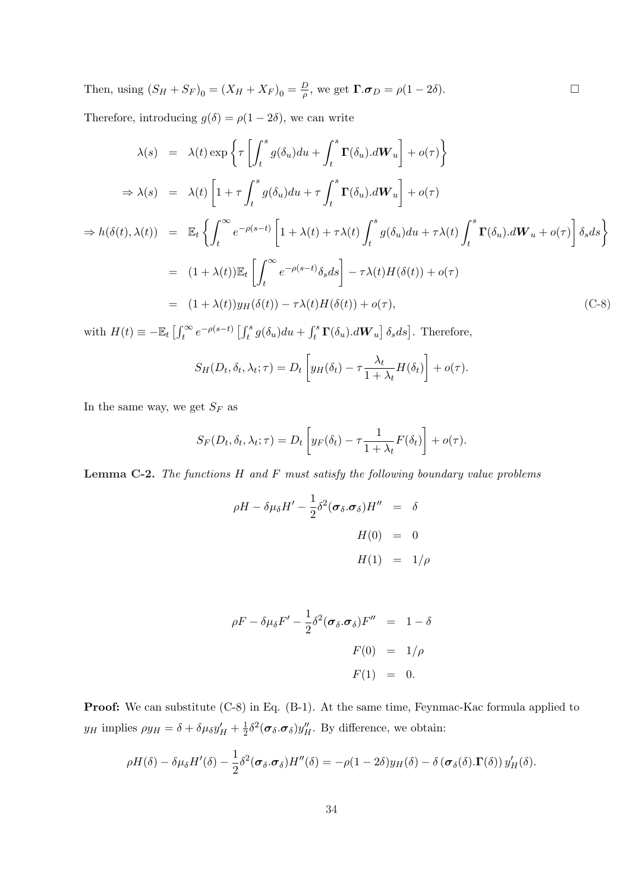Then, using $(S_H + S_F)_0 = (X_H + X_F)_0 = \frac{D}{\rho}$, we get $\boldsymbol{\Gamma}.\boldsymbol{\sigma}_D = \rho(1-2\delta)$. $\square$

Therefore, introducing $g(\delta) = \rho(1-2\delta)$, we can write

$$
\begin{aligned}
\lambda(s) &= \lambda(t) \exp\left\{ \tau \left[ \int_t^s g(\delta_u) du + \int_t^s \boldsymbol{\Gamma}(\delta_u).d\boldsymbol{W}_u \right] + o(\tau) \right\} \\
\Rightarrow \lambda(s) &= \lambda(t) \left[ 1 + \tau \int_t^s g(\delta_u) du + \tau \int_t^s \boldsymbol{\Gamma}(\delta_u).d\boldsymbol{W}_u \right] + o(\tau) \\
\Rightarrow h(\delta(t), \lambda(t)) &= \mathbb{E}_t \left\{ \int_t^\infty e^{-\rho(s-t)} \left[ 1 + \lambda(t) + \tau\lambda(t) \int_t^s g(\delta_u) du + \tau\lambda(t) \int_t^s \boldsymbol{\Gamma}(\delta_u).d\boldsymbol{W}_u + o(\tau) \right] \delta_s ds \right\} \\
&= (1+\lambda(t)) \mathbb{E}_t \left[ \int_t^\infty e^{-\rho(s-t)} \delta_s ds \right] - \tau\lambda(t) H(\delta(t)) + o(\tau) \\
&= (1+\lambda(t)) y_H(\delta(t)) - \tau\lambda(t) H(\delta(t)) + o(\tau), \qquad \text{(C-8)}
\end{aligned}
$$

with $H(t) \equiv -\mathbb{E}_t \left[ \int_t^\infty e^{-\rho(s-t)} \left[ \int_t^s g(\delta_u) du + \int_t^s \boldsymbol{\Gamma}(\delta_u).d\boldsymbol{W}_u \right] \delta_s ds \right]$. Therefore,

$$
S_H(D_t, \delta_t, \lambda_t; \tau) = D_t \left[ y_H(\delta_t) - \tau \frac{\lambda_t}{1+\lambda_t} H(\delta_t) \right] + o(\tau).
$$

In the same way, we get $S_F$ as

$$
S_F(D_t, \delta_t, \lambda_t; \tau) = D_t \left[ y_F(\delta_t) - \tau \frac{1}{1+\lambda_t} F(\delta_t) \right] + o(\tau).
$$

**Lemma C-2.** *The functions $H$ and $F$ must satisfy the following boundary value problems*

$$
\begin{aligned}
\rho H - \delta\mu_\delta H' - \frac{1}{2}\delta^2(\boldsymbol{\sigma}_\delta.\boldsymbol{\sigma}_\delta) H'' &= \delta \\
H(0) &= 0 \\
H(1) &= 1/\rho
\end{aligned}
$$

$$
\begin{aligned}
\rho F - \delta\mu_\delta F' - \frac{1}{2}\delta^2(\boldsymbol{\sigma}_\delta.\boldsymbol{\sigma}_\delta) F'' &= 1-\delta \\
F(0) &= 1/\rho \\
F(1) &= 0.
\end{aligned}
$$

**Proof:** We can substitute (C-8) in Eq. (B-1). At the same time, Feynmac-Kac formula applied to $y_H$ implies $\rho y_H = \delta + \delta\mu_\delta y_H' + \frac{1}{2}\delta^2(\boldsymbol{\sigma}_\delta.\boldsymbol{\sigma}_\delta) y_H''$. By difference, we obtain:

$$
\rho H(\delta) - \delta\mu_\delta H'(\delta) - \frac{1}{2}\delta^2(\boldsymbol{\sigma}_\delta.\boldsymbol{\sigma}_\delta) H''(\delta) = -\rho(1-2\delta) y_H(\delta) - \delta\left(\boldsymbol{\sigma}_\delta(\delta).\boldsymbol{\Gamma}(\delta)\right) y_H'(\delta).
$$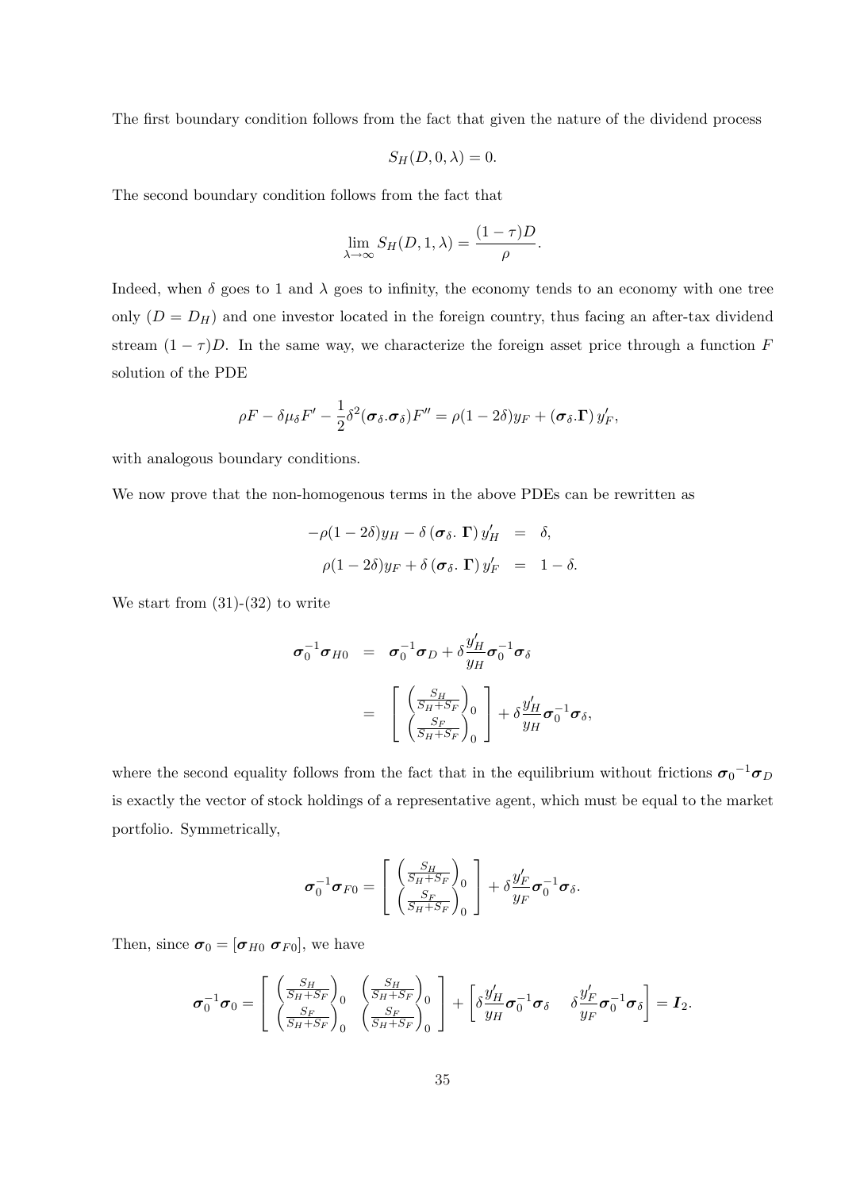The first boundary condition follows from the fact that given the nature of the dividend process

$$S_H(D, 0, \lambda) = 0.$$

The second boundary condition follows from the fact that

$$\lim_{\lambda \to \infty} S_H(D, 1, \lambda) = \frac{(1-\tau)D}{\rho}.$$

Indeed, when $\delta$ goes to 1 and $\lambda$ goes to infinity, the economy tends to an economy with one tree only ($D = D_H$) and one investor located in the foreign country, thus facing an after-tax dividend stream $(1-\tau)D$. In the same way, we characterize the foreign asset price through a function $F$ solution of the PDE

$$\rho F - \delta \mu_\delta F' - \frac{1}{2}\delta^2 (\boldsymbol{\sigma}_\delta . \boldsymbol{\sigma}_\delta) F'' = \rho(1-2\delta) y_F + (\boldsymbol{\sigma}_\delta . \boldsymbol{\Gamma})\, y_F',$$

with analogous boundary conditions.

We now prove that the non-homogenous terms in the above PDEs can be rewritten as

$$\begin{aligned}
-\rho(1-2\delta) y_H - \delta\,(\boldsymbol{\sigma}_\delta .\, \boldsymbol{\Gamma})\, y_H' &= \delta, \\
\rho(1-2\delta) y_F + \delta\,(\boldsymbol{\sigma}_\delta .\, \boldsymbol{\Gamma})\, y_F' &= 1-\delta.
\end{aligned}$$

We start from (31)-(32) to write

$$\begin{aligned}
\boldsymbol{\sigma}_0^{-1} \boldsymbol{\sigma}_{H0} &= \boldsymbol{\sigma}_0^{-1} \boldsymbol{\sigma}_D + \delta \frac{y_H'}{y_H} \boldsymbol{\sigma}_0^{-1} \boldsymbol{\sigma}_\delta \\
&= \left[ \begin{array}{c} \left(\frac{S_H}{S_H + S_F}\right)_0 \\ \left(\frac{S_F}{S_H + S_F}\right)_0 \end{array} \right] + \delta \frac{y_H'}{y_H} \boldsymbol{\sigma}_0^{-1} \boldsymbol{\sigma}_\delta,
\end{aligned}$$

where the second equality follows from the fact that in the equilibrium without frictions ${\boldsymbol{\sigma}_0}^{-1} \boldsymbol{\sigma}_D$ is exactly the vector of stock holdings of a representative agent, which must be equal to the market portfolio. Symmetrically,

$$\boldsymbol{\sigma}_0^{-1} \boldsymbol{\sigma}_{F0} = \left[ \begin{array}{c} \left(\frac{S_H}{S_H + S_F}\right)_0 \\ \left(\frac{S_F}{S_H + S_F}\right)_0 \end{array} \right] + \delta \frac{y_F'}{y_F} \boldsymbol{\sigma}_0^{-1} \boldsymbol{\sigma}_\delta.$$

Then, since $\boldsymbol{\sigma}_0 = [\boldsymbol{\sigma}_{H0}\ \boldsymbol{\sigma}_{F0}]$, we have

$$\boldsymbol{\sigma}_0^{-1} \boldsymbol{\sigma}_0 = \left[ \begin{array}{cc} \left(\frac{S_H}{S_H + S_F}\right)_0 & \left(\frac{S_H}{S_H + S_F}\right)_0 \\ \left(\frac{S_F}{S_H + S_F}\right)_0 & \left(\frac{S_F}{S_H + S_F}\right)_0 \end{array} \right] + \left[ \delta \frac{y_H'}{y_H} \boldsymbol{\sigma}_0^{-1} \boldsymbol{\sigma}_\delta \quad \delta \frac{y_F'}{y_F} \boldsymbol{\sigma}_0^{-1} \boldsymbol{\sigma}_\delta \right] = \boldsymbol{I}_2.$$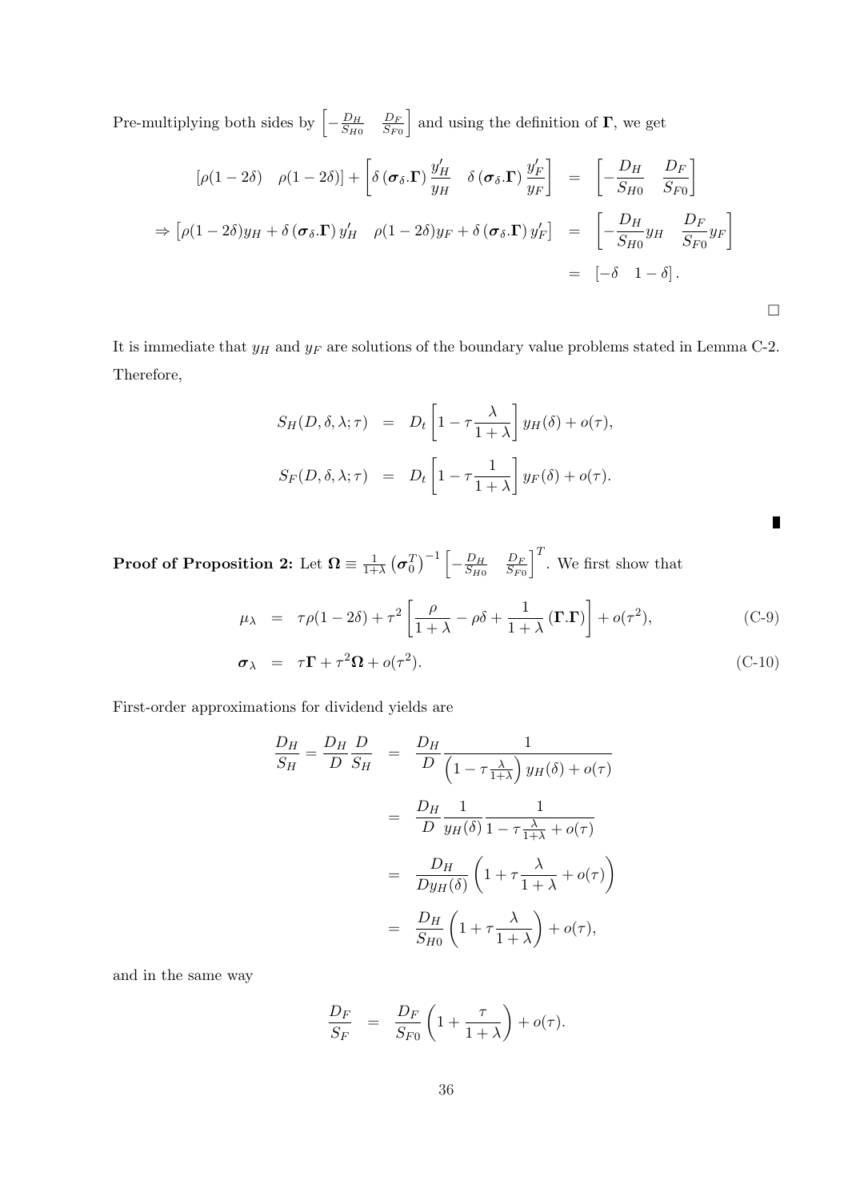Pre-multiplying both sides by $\left[-\frac{D_H}{S_{H0}} \quad \frac{D_F}{S_{F0}}\right]$ and using the definition of $\mathbf{\Gamma}$, we get

$$
\begin{aligned}
\left[\rho(1-2\delta) \quad \rho(1-2\delta)\right] + \left[\delta\left(\boldsymbol{\sigma}_\delta.\mathbf{\Gamma}\right)\frac{y_H'}{y_H} \quad \delta\left(\boldsymbol{\sigma}_\delta.\mathbf{\Gamma}\right)\frac{y_F'}{y_F}\right] &= \left[-\frac{D_H}{S_{H0}} \quad \frac{D_F}{S_{F0}}\right] \\
\Rightarrow \left[\rho(1-2\delta)y_H + \delta\left(\boldsymbol{\sigma}_\delta.\mathbf{\Gamma}\right)y_H' \quad \rho(1-2\delta)y_F + \delta\left(\boldsymbol{\sigma}_\delta.\mathbf{\Gamma}\right)y_F'\right] &= \left[-\frac{D_H}{S_{H0}}y_H \quad \frac{D_F}{S_{F0}}y_F\right] \\
&= \left[-\delta \quad 1-\delta\right].
\end{aligned}
$$

□

It is immediate that $y_H$ and $y_F$ are solutions of the boundary value problems stated in Lemma C-2. Therefore,

$$
\begin{aligned}
S_H(D,\delta,\lambda;\tau) &= D_t\left[1-\tau\frac{\lambda}{1+\lambda}\right]y_H(\delta)+o(\tau), \\
S_F(D,\delta,\lambda;\tau) &= D_t\left[1-\tau\frac{1}{1+\lambda}\right]y_F(\delta)+o(\tau).
\end{aligned}
$$

■

**Proof of Proposition 2:** Let $\mathbf{\Omega} \equiv \frac{1}{1+\lambda}\left(\boldsymbol{\sigma}_0^T\right)^{-1}\left[-\frac{D_H}{S_{H0}} \quad \frac{D_F}{S_{F0}}\right]^T$. We first show that

$$
\mu_\lambda = \tau\rho(1-2\delta)+\tau^2\left[\frac{\rho}{1+\lambda}-\rho\delta+\frac{1}{1+\lambda}\left(\mathbf{\Gamma}.\mathbf{\Gamma}\right)\right]+o(\tau^2), \tag{C-9}
$$

$$
\boldsymbol{\sigma}_\lambda = \tau\mathbf{\Gamma}+\tau^2\mathbf{\Omega}+o(\tau^2). \tag{C-10}
$$

First-order approximations for dividend yields are

$$
\begin{aligned}
\frac{D_H}{S_H} = \frac{D_H}{D}\frac{D}{S_H} &= \frac{D_H}{D}\frac{1}{\left(1-\tau\frac{\lambda}{1+\lambda}\right)y_H(\delta)+o(\tau)} \\
&= \frac{D_H}{D}\frac{1}{y_H(\delta)}\frac{1}{1-\tau\frac{\lambda}{1+\lambda}+o(\tau)} \\
&= \frac{D_H}{Dy_H(\delta)}\left(1+\tau\frac{\lambda}{1+\lambda}+o(\tau)\right) \\
&= \frac{D_H}{S_{H0}}\left(1+\tau\frac{\lambda}{1+\lambda}\right)+o(\tau),
\end{aligned}
$$

and in the same way

$$
\frac{D_F}{S_F} = \frac{D_F}{S_{F0}}\left(1+\frac{\tau}{1+\lambda}\right)+o(\tau).
$$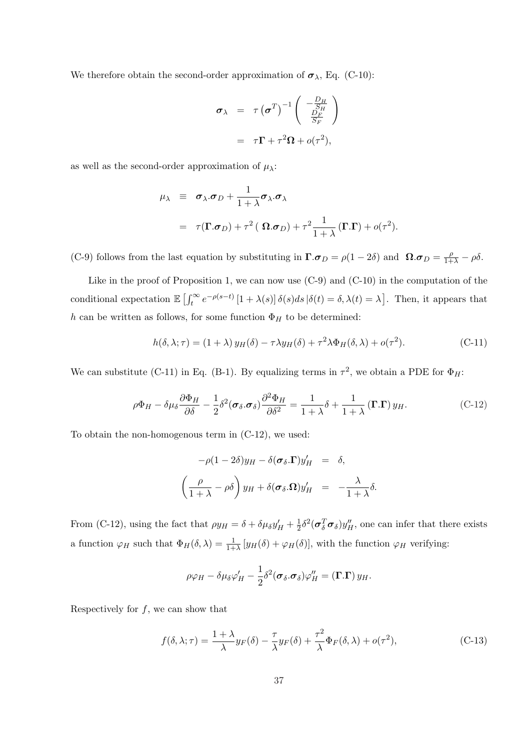We therefore obtain the second-order approximation of $\boldsymbol{\sigma}_\lambda$, Eq. (C-10):

$$
\begin{aligned}
\boldsymbol{\sigma}_\lambda &= \tau \left(\boldsymbol{\sigma}^T\right)^{-1} \begin{pmatrix} -\frac{D_H}{S_H} \\ \frac{D_F}{S_F} \end{pmatrix} \\
&= \tau \boldsymbol{\Gamma} + \tau^2 \boldsymbol{\Omega} + o(\tau^2),
\end{aligned}
$$

as well as the second-order approximation of $\mu_\lambda$:

$$
\begin{aligned}
\mu_\lambda &\equiv \boldsymbol{\sigma}_\lambda . \boldsymbol{\sigma}_D + \frac{1}{1+\lambda} \boldsymbol{\sigma}_\lambda . \boldsymbol{\sigma}_\lambda \\
&= \tau (\boldsymbol{\Gamma} . \boldsymbol{\sigma}_D) + \tau^2 \left( \boldsymbol{\Omega} . \boldsymbol{\sigma}_D \right) + \tau^2 \frac{1}{1+\lambda} \left( \boldsymbol{\Gamma} . \boldsymbol{\Gamma} \right) + o(\tau^2).
\end{aligned}
$$

(C-9) follows from the last equation by substituting in $\boldsymbol{\Gamma} . \boldsymbol{\sigma}_D = \rho(1-2\delta)$ and $\boldsymbol{\Omega} . \boldsymbol{\sigma}_D = \frac{\rho}{1+\lambda} - \rho\delta$.

Like in the proof of Proposition 1, we can now use (C-9) and (C-10) in the computation of the conditional expectation $\mathbb{E}\left[\int_t^\infty e^{-\rho(s-t)} \left[1+\lambda(s)\right] \delta(s) ds \,|\delta(t)=\delta, \lambda(t)=\lambda\right]$. Then, it appears that $h$ can be written as follows, for some function $\Phi_H$ to be determined:

$$
h(\delta, \lambda; \tau) = (1+\lambda)\, y_H(\delta) - \tau \lambda y_H(\delta) + \tau^2 \lambda \Phi_H(\delta, \lambda) + o(\tau^2). \tag{C-11}
$$

We can substitute (C-11) in Eq. (B-1). By equalizing terms in $\tau^2$, we obtain a PDE for $\Phi_H$:

$$
\rho \Phi_H - \delta \mu_\delta \frac{\partial \Phi_H}{\partial \delta} - \frac{1}{2} \delta^2 (\boldsymbol{\sigma}_\delta . \boldsymbol{\sigma}_\delta) \frac{\partial^2 \Phi_H}{\partial \delta^2} = \frac{1}{1+\lambda} \delta + \frac{1}{1+\lambda} \left( \boldsymbol{\Gamma} . \boldsymbol{\Gamma} \right) y_H. \tag{C-12}
$$

To obtain the non-homogenous term in (C-12), we used:

$$
\begin{aligned}
-\rho(1-2\delta) y_H - \delta (\boldsymbol{\sigma}_\delta . \boldsymbol{\Gamma}) y_H' &= \delta, \\
\left( \frac{\rho}{1+\lambda} - \rho\delta \right) y_H + \delta (\boldsymbol{\sigma}_\delta . \boldsymbol{\Omega}) y_H' &= -\frac{\lambda}{1+\lambda} \delta.
\end{aligned}
$$

From (C-12), using the fact that $\rho y_H = \delta + \delta \mu_\delta y_H' + \frac{1}{2} \delta^2 (\boldsymbol{\sigma}_\delta^T \boldsymbol{\sigma}_\delta) y_H''$, one can infer that there exists a function $\varphi_H$ such that $\Phi_H(\delta, \lambda) = \frac{1}{1+\lambda} \left[ y_H(\delta) + \varphi_H(\delta) \right]$, with the function $\varphi_H$ verifying:

$$
\rho \varphi_H - \delta \mu_\delta \varphi_H' - \frac{1}{2} \delta^2 (\boldsymbol{\sigma}_\delta . \boldsymbol{\sigma}_\delta) \varphi_H'' = \left( \boldsymbol{\Gamma} . \boldsymbol{\Gamma} \right) y_H.
$$

Respectively for $f$, we can show that

$$
f(\delta, \lambda; \tau) = \frac{1+\lambda}{\lambda} y_F(\delta) - \frac{\tau}{\lambda} y_F(\delta) + \frac{\tau^2}{\lambda} \Phi_F(\delta, \lambda) + o(\tau^2), \tag{C-13}
$$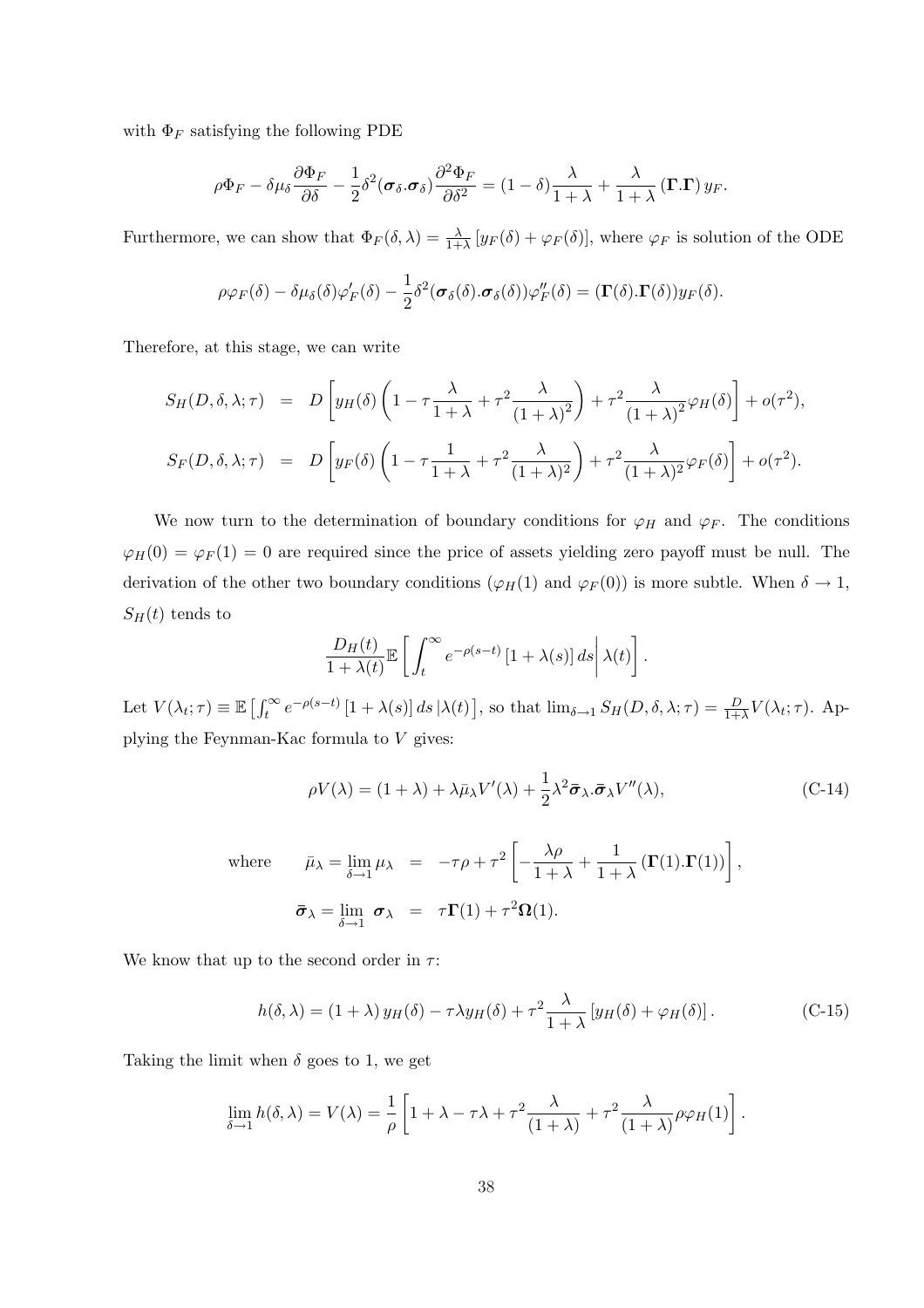with $\Phi_F$ satisfying the following PDE

$$\rho\Phi_F - \delta\mu_\delta \frac{\partial \Phi_F}{\partial \delta} - \frac{1}{2}\delta^2(\boldsymbol{\sigma}_\delta.\boldsymbol{\sigma}_\delta)\frac{\partial^2 \Phi_F}{\partial \delta^2} = (1-\delta)\frac{\lambda}{1+\lambda} + \frac{\lambda}{1+\lambda}\left(\boldsymbol{\Gamma}.\boldsymbol{\Gamma}\right) y_F.$$

Furthermore, we can show that $\Phi_F(\delta,\lambda) = \frac{\lambda}{1+\lambda}\left[y_F(\delta) + \varphi_F(\delta)\right]$, where $\varphi_F$ is solution of the ODE

$$\rho\varphi_F(\delta) - \delta\mu_\delta(\delta)\varphi_F'(\delta) - \frac{1}{2}\delta^2(\boldsymbol{\sigma}_\delta(\delta).\boldsymbol{\sigma}_\delta(\delta))\varphi_F''(\delta) = (\boldsymbol{\Gamma}(\delta).\boldsymbol{\Gamma}(\delta))y_F(\delta).$$

Therefore, at this stage, we can write

$$\begin{aligned}
S_H(D,\delta,\lambda;\tau) &= D\left[y_H(\delta)\left(1 - \tau\frac{\lambda}{1+\lambda} + \tau^2\frac{\lambda}{(1+\lambda)^2}\right) + \tau^2\frac{\lambda}{(1+\lambda)^2}\varphi_H(\delta)\right] + o(\tau^2),\\
S_F(D,\delta,\lambda;\tau) &= D\left[y_F(\delta)\left(1 - \tau\frac{1}{1+\lambda} + \tau^2\frac{\lambda}{(1+\lambda)^2}\right) + \tau^2\frac{\lambda}{(1+\lambda)^2}\varphi_F(\delta)\right] + o(\tau^2).
\end{aligned}$$

We now turn to the determination of boundary conditions for $\varphi_H$ and $\varphi_F$. The conditions $\varphi_H(0) = \varphi_F(1) = 0$ are required since the price of assets yielding zero payoff must be null. The derivation of the other two boundary conditions ($\varphi_H(1)$ and $\varphi_F(0)$) is more subtle. When $\delta \to 1$, $S_H(t)$ tends to

$$\frac{D_H(t)}{1+\lambda(t)}\mathbb{E}\left[\int_t^\infty e^{-\rho(s-t)}\left[1+\lambda(s)\right]ds\,\middle|\,\lambda(t)\right].$$

Let $V(\lambda_t;\tau) \equiv \mathbb{E}\left[\int_t^\infty e^{-\rho(s-t)}\left[1+\lambda(s)\right]ds\,|\lambda(t)\right]$, so that $\lim_{\delta\to 1} S_H(D,\delta,\lambda;\tau) = \frac{D}{1+\lambda}V(\lambda_t;\tau)$. Applying the Feynman-Kac formula to $V$ gives:

$$\rho V(\lambda) = (1+\lambda) + \lambda\bar{\mu}_\lambda V'(\lambda) + \frac{1}{2}\lambda^2\bar{\boldsymbol{\sigma}}_\lambda.\bar{\boldsymbol{\sigma}}_\lambda V''(\lambda), \tag{C-14}$$

$$\begin{aligned}
\text{where}\qquad \bar{\mu}_\lambda = \lim_{\delta\to 1}\mu_\lambda &= -\tau\rho + \tau^2\left[-\frac{\lambda\rho}{1+\lambda} + \frac{1}{1+\lambda}\left(\boldsymbol{\Gamma}(1).\boldsymbol{\Gamma}(1)\right)\right],\\
\bar{\boldsymbol{\sigma}}_\lambda = \lim_{\delta\to 1}\ \boldsymbol{\sigma}_\lambda &= \tau\boldsymbol{\Gamma}(1) + \tau^2\boldsymbol{\Omega}(1).
\end{aligned}$$

We know that up to the second order in $\tau$:

$$h(\delta,\lambda) = (1+\lambda)\,y_H(\delta) - \tau\lambda y_H(\delta) + \tau^2\frac{\lambda}{1+\lambda}\left[y_H(\delta) + \varphi_H(\delta)\right]. \tag{C-15}$$

Taking the limit when $\delta$ goes to 1, we get

$$\lim_{\delta\to 1} h(\delta,\lambda) = V(\lambda) = \frac{1}{\rho}\left[1 + \lambda - \tau\lambda + \tau^2\frac{\lambda}{(1+\lambda)} + \tau^2\frac{\lambda}{(1+\lambda)}\rho\varphi_H(1)\right].$$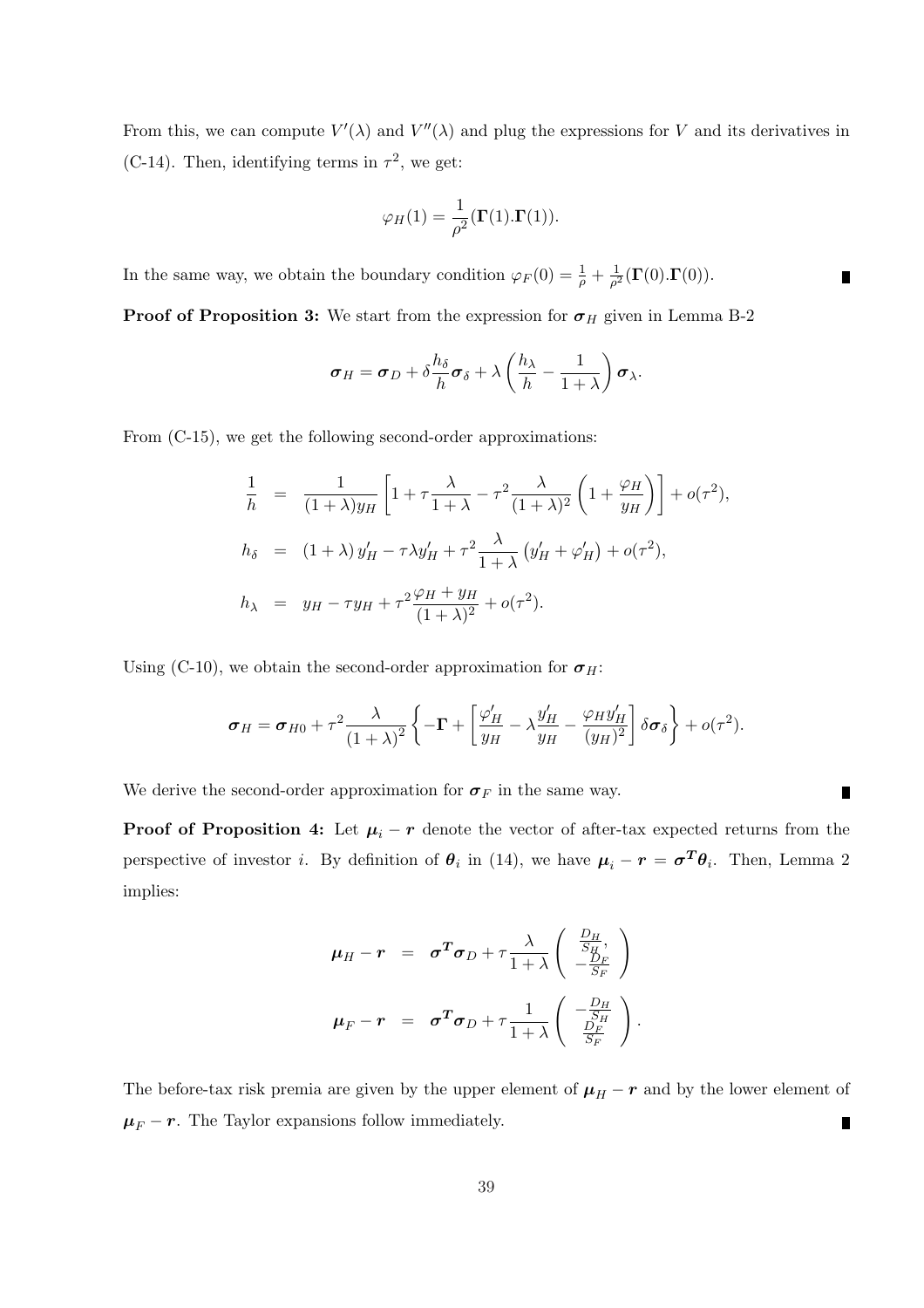From this, we can compute $V'(\lambda)$ and $V''(\lambda)$ and plug the expressions for $V$ and its derivatives in (C-14). Then, identifying terms in $\tau^2$, we get:

$$\varphi_H(1) = \frac{1}{\rho^2}(\mathbf{\Gamma}(1).\mathbf{\Gamma}(1)).$$

In the same way, we obtain the boundary condition $\varphi_F(0) = \frac{1}{\rho} + \frac{1}{\rho^2}(\mathbf{\Gamma}(0).\mathbf{\Gamma}(0))$. ∎

**Proof of Proposition 3:** We start from the expression for $\boldsymbol{\sigma}_H$ given in Lemma B-2

$$\boldsymbol{\sigma}_H = \boldsymbol{\sigma}_D + \delta \frac{h_\delta}{h} \boldsymbol{\sigma}_\delta + \lambda \left( \frac{h_\lambda}{h} - \frac{1}{1+\lambda} \right) \boldsymbol{\sigma}_\lambda.$$

From (C-15), we get the following second-order approximations:

$$\begin{aligned}
\frac{1}{h} &= \frac{1}{(1+\lambda)y_H} \left[ 1 + \tau \frac{\lambda}{1+\lambda} - \tau^2 \frac{\lambda}{(1+\lambda)^2} \left( 1 + \frac{\varphi_H}{y_H} \right) \right] + o(\tau^2), \\
h_\delta &= (1+\lambda)\, y'_H - \tau \lambda y'_H + \tau^2 \frac{\lambda}{1+\lambda} \left( y'_H + \varphi'_H \right) + o(\tau^2), \\
h_\lambda &= y_H - \tau y_H + \tau^2 \frac{\varphi_H + y_H}{(1+\lambda)^2} + o(\tau^2).
\end{aligned}$$

Using (C-10), we obtain the second-order approximation for $\boldsymbol{\sigma}_H$:

$$\boldsymbol{\sigma}_H = \boldsymbol{\sigma}_{H0} + \tau^2 \frac{\lambda}{(1+\lambda)^2} \left\{ -\mathbf{\Gamma} + \left[ \frac{\varphi'_H}{y_H} - \lambda \frac{y'_H}{y_H} - \frac{\varphi_H y'_H}{(y_H)^2} \right] \delta \boldsymbol{\sigma}_\delta \right\} + o(\tau^2).$$

We derive the second-order approximation for $\boldsymbol{\sigma}_F$ in the same way. ∎

**Proof of Proposition 4:** Let $\boldsymbol{\mu}_i - \boldsymbol{r}$ denote the vector of after-tax expected returns from the perspective of investor $i$. By definition of $\boldsymbol{\theta}_i$ in (14), we have $\boldsymbol{\mu}_i - \boldsymbol{r} = \boldsymbol{\sigma}^{\boldsymbol{T}} \boldsymbol{\theta}_i$. Then, Lemma 2 implies:

$$\begin{aligned}
\boldsymbol{\mu}_H - \boldsymbol{r} &= \boldsymbol{\sigma}^{\boldsymbol{T}} \boldsymbol{\sigma}_D + \tau \frac{\lambda}{1+\lambda} \begin{pmatrix} \frac{D_H}{S_H}, \\ -\frac{D_F}{S_F} \end{pmatrix} \\
\boldsymbol{\mu}_F - \boldsymbol{r} &= \boldsymbol{\sigma}^{\boldsymbol{T}} \boldsymbol{\sigma}_D + \tau \frac{1}{1+\lambda} \begin{pmatrix} -\frac{D_H}{S_H} \\ \frac{D_F}{S_F} \end{pmatrix}.
\end{aligned}$$

The before-tax risk premia are given by the upper element of $\boldsymbol{\mu}_H - \boldsymbol{r}$ and by the lower element of $\boldsymbol{\mu}_F - \boldsymbol{r}$. The Taylor expansions follow immediately. ∎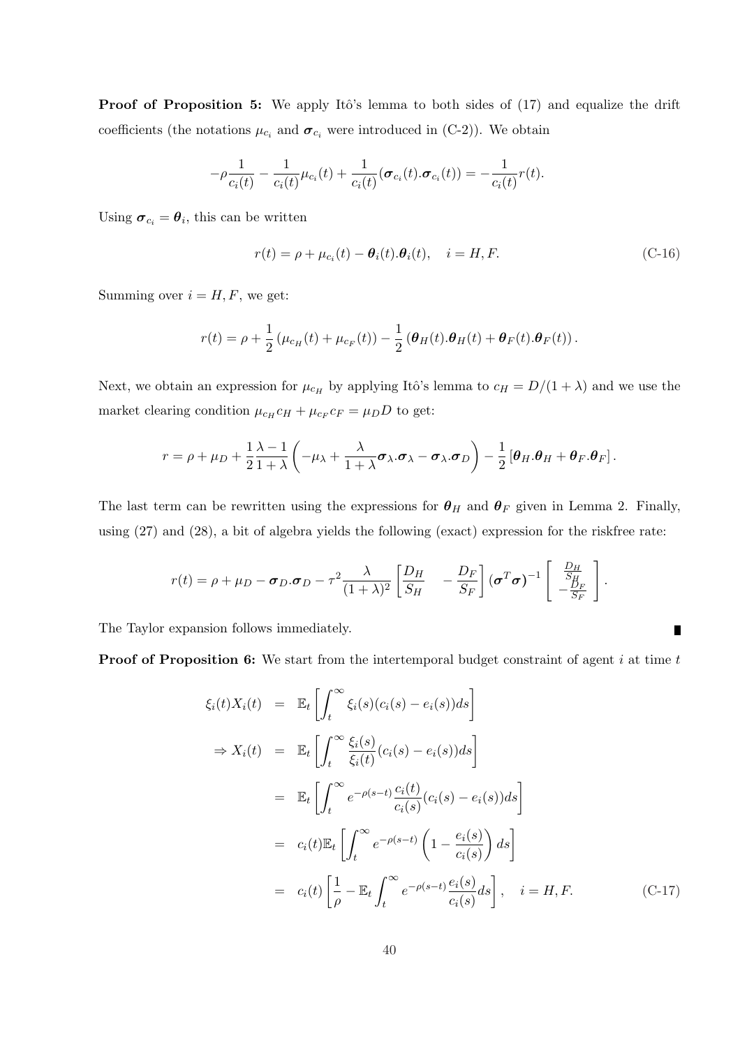**Proof of Proposition 5:** We apply Itô's lemma to both sides of (17) and equalize the drift coefficients (the notations $\mu_{c_i}$ and $\boldsymbol{\sigma}_{c_i}$ were introduced in (C-2)). We obtain

$$-\rho \frac{1}{c_i(t)} - \frac{1}{c_i(t)}\mu_{c_i}(t) + \frac{1}{c_i(t)}(\boldsymbol{\sigma}_{c_i}(t).\boldsymbol{\sigma}_{c_i}(t)) = -\frac{1}{c_i(t)}r(t).$$

Using $\boldsymbol{\sigma}_{c_i} = \boldsymbol{\theta}_i$, this can be written

$$r(t) = \rho + \mu_{c_i}(t) - \boldsymbol{\theta}_i(t).\boldsymbol{\theta}_i(t), \quad i = H, F. \tag{C-16}$$

Summing over $i = H, F$, we get:

$$r(t) = \rho + \frac{1}{2}\left(\mu_{c_H}(t) + \mu_{c_F}(t)\right) - \frac{1}{2}\left(\boldsymbol{\theta}_H(t).\boldsymbol{\theta}_H(t) + \boldsymbol{\theta}_F(t).\boldsymbol{\theta}_F(t)\right).$$

Next, we obtain an expression for $\mu_{c_H}$ by applying Itô's lemma to $c_H = D/(1+\lambda)$ and we use the market clearing condition $\mu_{c_H}c_H + \mu_{c_F}c_F = \mu_D D$ to get:

$$r = \rho + \mu_D + \frac{1}{2}\frac{\lambda - 1}{1+\lambda}\left(-\mu_\lambda + \frac{\lambda}{1+\lambda}\boldsymbol{\sigma}_\lambda.\boldsymbol{\sigma}_\lambda - \boldsymbol{\sigma}_\lambda.\boldsymbol{\sigma}_D\right) - \frac{1}{2}\left[\boldsymbol{\theta}_H.\boldsymbol{\theta}_H + \boldsymbol{\theta}_F.\boldsymbol{\theta}_F\right].$$

The last term can be rewritten using the expressions for $\boldsymbol{\theta}_H$ and $\boldsymbol{\theta}_F$ given in Lemma 2. Finally, using (27) and (28), a bit of algebra yields the following (exact) expression for the riskfree rate:

$$r(t) = \rho + \mu_D - \boldsymbol{\sigma}_D.\boldsymbol{\sigma}_D - \tau^2\frac{\lambda}{(1+\lambda)^2}\begin{bmatrix}\frac{D_H}{S_H} & -\frac{D_F}{S_F}\end{bmatrix}(\boldsymbol{\sigma}^T\boldsymbol{\sigma})^{-1}\begin{bmatrix}\frac{D_H}{S_H} \\ -\frac{D_F}{S_F}\end{bmatrix}.$$

The Taylor expansion follows immediately. ∎

**Proof of Proposition 6:** We start from the intertemporal budget constraint of agent $i$ at time $t$

$$\begin{aligned}
\xi_i(t)X_i(t) &= \mathbb{E}_t\left[\int_t^\infty \xi_i(s)(c_i(s) - e_i(s))ds\right] \\
\Rightarrow X_i(t) &= \mathbb{E}_t\left[\int_t^\infty \frac{\xi_i(s)}{\xi_i(t)}(c_i(s) - e_i(s))ds\right] \\
&= \mathbb{E}_t\left[\int_t^\infty e^{-\rho(s-t)}\frac{c_i(t)}{c_i(s)}(c_i(s) - e_i(s))ds\right] \\
&= c_i(t)\mathbb{E}_t\left[\int_t^\infty e^{-\rho(s-t)}\left(1 - \frac{e_i(s)}{c_i(s)}\right)ds\right] \\
&= c_i(t)\left[\frac{1}{\rho} - \mathbb{E}_t\int_t^\infty e^{-\rho(s-t)}\frac{e_i(s)}{c_i(s)}ds\right], \quad i = H, F.
\end{aligned} \tag{C-17}$$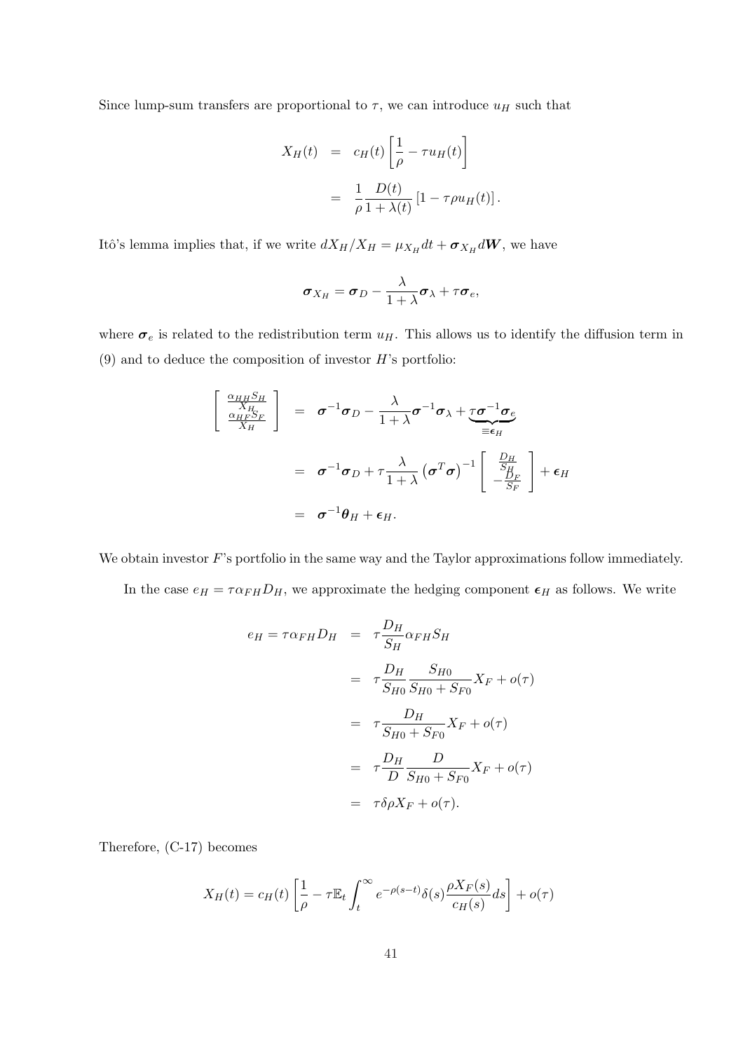Since lump-sum transfers are proportional to $\tau$, we can introduce $u_H$ such that

$$
\begin{aligned}
X_H(t) &= c_H(t)\left[\frac{1}{\rho} - \tau u_H(t)\right] \\
&= \frac{1}{\rho}\frac{D(t)}{1+\lambda(t)}\left[1 - \tau\rho u_H(t)\right].
\end{aligned}
$$

Itô's lemma implies that, if we write $dX_H/X_H = \mu_{X_H}dt + \boldsymbol{\sigma}_{X_H}d\boldsymbol{W}$, we have

$$
\boldsymbol{\sigma}_{X_H} = \boldsymbol{\sigma}_D - \frac{\lambda}{1+\lambda}\boldsymbol{\sigma}_\lambda + \tau\boldsymbol{\sigma}_e,
$$

where $\boldsymbol{\sigma}_e$ is related to the redistribution term $u_H$. This allows us to identify the diffusion term in (9) and to deduce the composition of investor $H$'s portfolio:

$$
\begin{aligned}
\left[\begin{array}{c} \frac{\alpha_{HH}S_H}{X_H} \\ \frac{\alpha_{HF}S_F}{X_H} \end{array}\right] &= \boldsymbol{\sigma}^{-1}\boldsymbol{\sigma}_D - \frac{\lambda}{1+\lambda}\boldsymbol{\sigma}^{-1}\boldsymbol{\sigma}_\lambda + \underbrace{\tau\boldsymbol{\sigma}^{-1}\boldsymbol{\sigma}_e}_{\equiv\boldsymbol{\epsilon}_H} \\
&= \boldsymbol{\sigma}^{-1}\boldsymbol{\sigma}_D + \tau\frac{\lambda}{1+\lambda}\left(\boldsymbol{\sigma}^T\boldsymbol{\sigma}\right)^{-1}\left[\begin{array}{c} \frac{D_H}{S_H} \\ -\frac{D_F}{S_F} \end{array}\right] + \boldsymbol{\epsilon}_H \\
&= \boldsymbol{\sigma}^{-1}\boldsymbol{\theta}_H + \boldsymbol{\epsilon}_H.
\end{aligned}
$$

We obtain investor $F$'s portfolio in the same way and the Taylor approximations follow immediately.

In the case $e_H = \tau\alpha_{FH}D_H$, we approximate the hedging component $\boldsymbol{\epsilon}_H$ as follows. We write

$$
\begin{aligned}
e_H = \tau\alpha_{FH}D_H &= \tau\frac{D_H}{S_H}\alpha_{FH}S_H \\
&= \tau\frac{D_H}{S_{H0}}\frac{S_{H0}}{S_{H0}+S_{F0}}X_F + o(\tau) \\
&= \tau\frac{D_H}{S_{H0}+S_{F0}}X_F + o(\tau) \\
&= \tau\frac{D_H}{D}\frac{D}{S_{H0}+S_{F0}}X_F + o(\tau) \\
&= \tau\delta\rho X_F + o(\tau).
\end{aligned}
$$

Therefore, (C-17) becomes

$$
X_H(t) = c_H(t)\left[\frac{1}{\rho} - \tau\mathbb{E}_t\int_t^\infty e^{-\rho(s-t)}\delta(s)\frac{\rho X_F(s)}{c_H(s)}ds\right] + o(\tau)
$$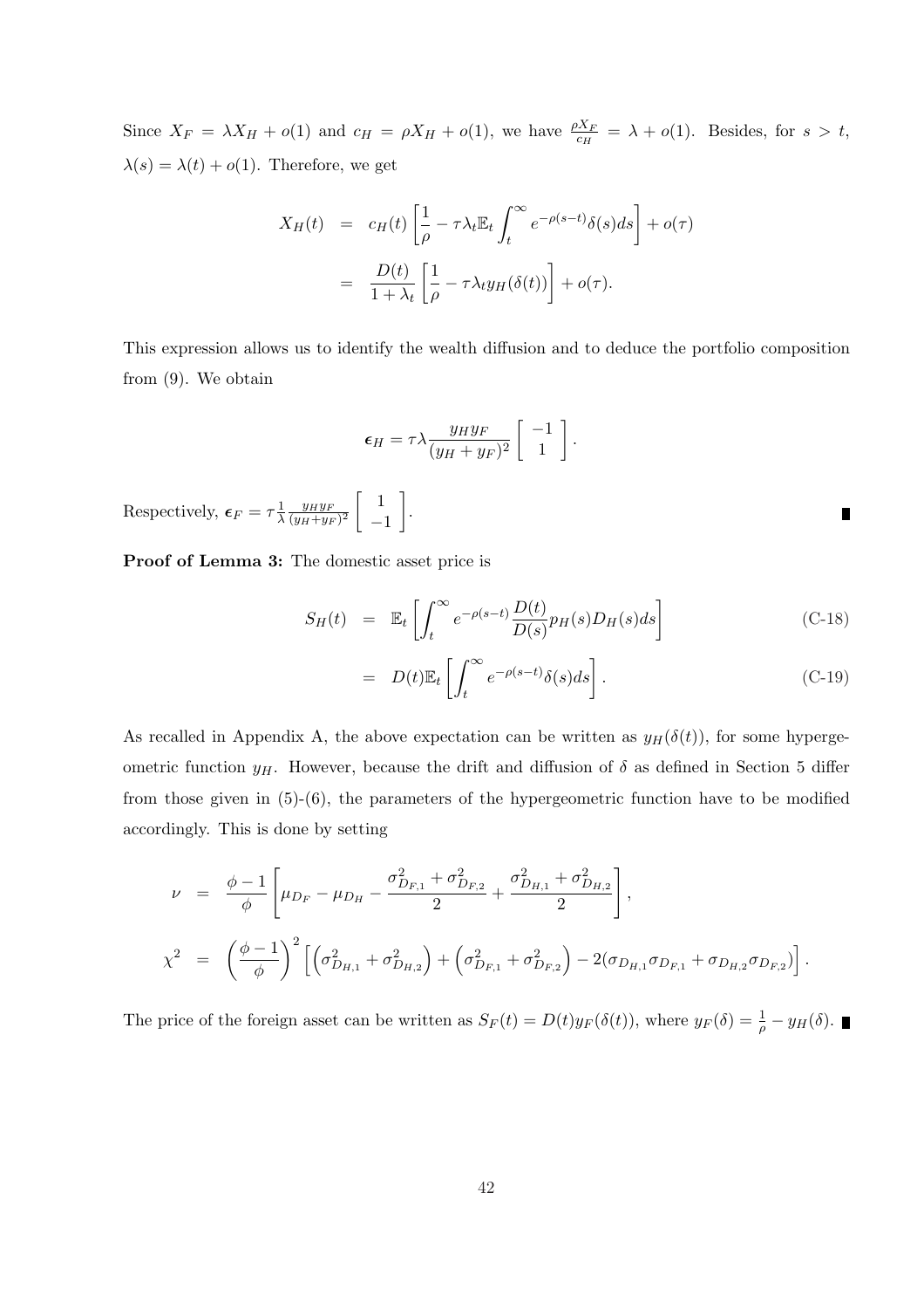Since $X_F = \lambda X_H + o(1)$ and $c_H = \rho X_H + o(1)$, we have $\frac{\rho X_F}{c_H} = \lambda + o(1)$. Besides, for $s > t$, $\lambda(s) = \lambda(t) + o(1)$. Therefore, we get

$$
\begin{aligned}
X_H(t) &= c_H(t)\left[\frac{1}{\rho} - \tau\lambda_t \mathbb{E}_t \int_t^\infty e^{-\rho(s-t)}\delta(s)ds\right] + o(\tau) \\
&= \frac{D(t)}{1+\lambda_t}\left[\frac{1}{\rho} - \tau\lambda_t y_H(\delta(t))\right] + o(\tau).
\end{aligned}
$$

This expression allows us to identify the wealth diffusion and to deduce the portfolio composition from (9). We obtain

$$
\boldsymbol{\epsilon}_H = \tau\lambda \frac{y_H y_F}{(y_H + y_F)^2}\begin{bmatrix} -1 \\ 1 \end{bmatrix}.
$$

Respectively, $\boldsymbol{\epsilon}_F = \tau\frac{1}{\lambda}\frac{y_H y_F}{(y_H+y_F)^2}\begin{bmatrix} 1 \\ -1 \end{bmatrix}$. ∎

**Proof of Lemma 3:** The domestic asset price is

$$
\begin{aligned}
S_H(t) &= \mathbb{E}_t\left[\int_t^\infty e^{-\rho(s-t)}\frac{D(t)}{D(s)}p_H(s)D_H(s)ds\right] & \text{(C-18)} \\
&= D(t)\mathbb{E}_t\left[\int_t^\infty e^{-\rho(s-t)}\delta(s)ds\right]. & \text{(C-19)}
\end{aligned}
$$

As recalled in Appendix A, the above expectation can be written as $y_H(\delta(t))$, for some hypergeometric function $y_H$. However, because the drift and diffusion of $\delta$ as defined in Section 5 differ from those given in (5)-(6), the parameters of the hypergeometric function have to be modified accordingly. This is done by setting

$$
\begin{aligned}
\nu &= \frac{\phi-1}{\phi}\left[\mu_{D_F} - \mu_{D_H} - \frac{\sigma_{D_{F,1}}^2 + \sigma_{D_{F,2}}^2}{2} + \frac{\sigma_{D_{H,1}}^2 + \sigma_{D_{H,2}}^2}{2}\right], \\
\chi^2 &= \left(\frac{\phi-1}{\phi}\right)^2\left[\left(\sigma_{D_{H,1}}^2 + \sigma_{D_{H,2}}^2\right) + \left(\sigma_{D_{F,1}}^2 + \sigma_{D_{F,2}}^2\right) - 2(\sigma_{D_{H,1}}\sigma_{D_{F,1}} + \sigma_{D_{H,2}}\sigma_{D_{F,2}})\right].
\end{aligned}
$$

The price of the foreign asset can be written as $S_F(t) = D(t)y_F(\delta(t))$, where $y_F(\delta) = \frac{1}{\rho} - y_H(\delta)$. ∎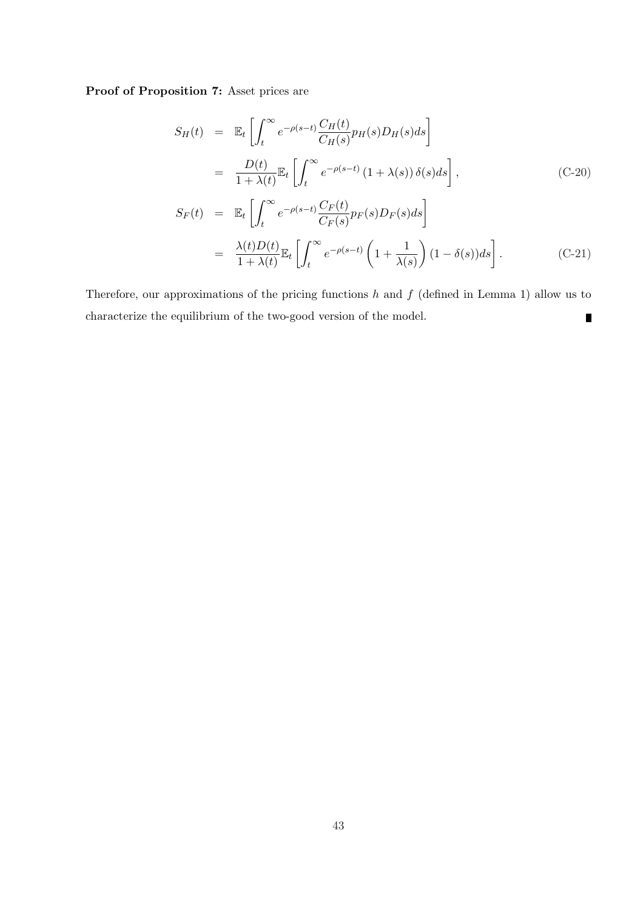**Proof of Proposition 7:** Asset prices are

$$
\begin{aligned}
S_H(t) &= \mathbb{E}_t\left[\int_t^\infty e^{-\rho(s-t)}\frac{C_H(t)}{C_H(s)}p_H(s)D_H(s)ds\right] \\
&= \frac{D(t)}{1+\lambda(t)}\mathbb{E}_t\left[\int_t^\infty e^{-\rho(s-t)}\left(1+\lambda(s)\right)\delta(s)ds\right], \qquad \text{(C-20)} \\
S_F(t) &= \mathbb{E}_t\left[\int_t^\infty e^{-\rho(s-t)}\frac{C_F(t)}{C_F(s)}p_F(s)D_F(s)ds\right] \\
&= \frac{\lambda(t)D(t)}{1+\lambda(t)}\mathbb{E}_t\left[\int_t^\infty e^{-\rho(s-t)}\left(1+\frac{1}{\lambda(s)}\right)(1-\delta(s))ds\right]. \qquad \text{(C-21)}
\end{aligned}
$$

Therefore, our approximations of the pricing functions $h$ and $f$ (defined in Lemma 1) allow us to characterize the equilibrium of the two-good version of the model. ∎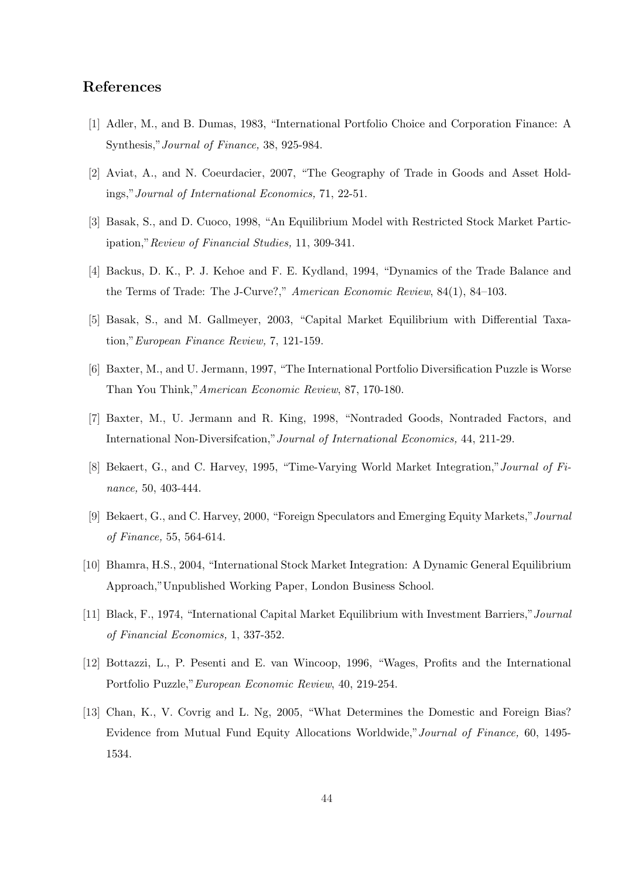## References

[1] Adler, M., and B. Dumas, 1983, "International Portfolio Choice and Corporation Finance: A Synthesis," *Journal of Finance,* 38, 925-984.

[2] Aviat, A., and N. Coeurdacier, 2007, "The Geography of Trade in Goods and Asset Holdings," *Journal of International Economics,* 71, 22-51.

[3] Basak, S., and D. Cuoco, 1998, "An Equilibrium Model with Restricted Stock Market Participation," *Review of Financial Studies,* 11, 309-341.

[4] Backus, D. K., P. J. Kehoe and F. E. Kydland, 1994, "Dynamics of the Trade Balance and the Terms of Trade: The J-Curve?," *American Economic Review*, 84(1), 84–103.

[5] Basak, S., and M. Gallmeyer, 2003, "Capital Market Equilibrium with Differential Taxation," *European Finance Review,* 7, 121-159.

[6] Baxter, M., and U. Jermann, 1997, "The International Portfolio Diversification Puzzle is Worse Than You Think," *American Economic Review*, 87, 170-180.

[7] Baxter, M., U. Jermann and R. King, 1998, "Nontraded Goods, Nontraded Factors, and International Non-Diversifcation," *Journal of International Economics,* 44, 211-29.

[8] Bekaert, G., and C. Harvey, 1995, "Time-Varying World Market Integration," *Journal of Finance,* 50, 403-444.

[9] Bekaert, G., and C. Harvey, 2000, "Foreign Speculators and Emerging Equity Markets," *Journal of Finance,* 55, 564-614.

[10] Bhamra, H.S., 2004, "International Stock Market Integration: A Dynamic General Equilibrium Approach," Unpublished Working Paper, London Business School.

[11] Black, F., 1974, "International Capital Market Equilibrium with Investment Barriers," *Journal of Financial Economics,* 1, 337-352.

[12] Bottazzi, L., P. Pesenti and E. van Wincoop, 1996, "Wages, Profits and the International Portfolio Puzzle," *European Economic Review*, 40, 219-254.

[13] Chan, K., V. Covrig and L. Ng, 2005, "What Determines the Domestic and Foreign Bias? Evidence from Mutual Fund Equity Allocations Worldwide," *Journal of Finance,* 60, 1495-1534.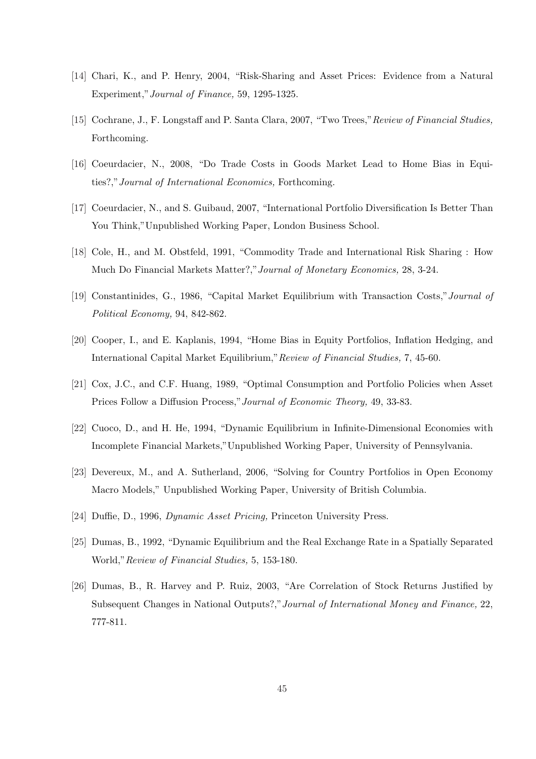[14] Chari, K., and P. Henry, 2004, "Risk-Sharing and Asset Prices: Evidence from a Natural Experiment," *Journal of Finance,* 59, 1295-1325.

[15] Cochrane, J., F. Longstaff and P. Santa Clara, 2007, "Two Trees," *Review of Financial Studies,* Forthcoming.

[16] Coeurdacier, N., 2008, "Do Trade Costs in Goods Market Lead to Home Bias in Equities?," *Journal of International Economics,* Forthcoming.

[17] Coeurdacier, N., and S. Guibaud, 2007, "International Portfolio Diversification Is Better Than You Think," Unpublished Working Paper, London Business School.

[18] Cole, H., and M. Obstfeld, 1991, "Commodity Trade and International Risk Sharing : How Much Do Financial Markets Matter?," *Journal of Monetary Economics,* 28, 3-24.

[19] Constantinides, G., 1986, "Capital Market Equilibrium with Transaction Costs," *Journal of Political Economy,* 94, 842-862.

[20] Cooper, I., and E. Kaplanis, 1994, "Home Bias in Equity Portfolios, Inflation Hedging, and International Capital Market Equilibrium," *Review of Financial Studies,* 7, 45-60.

[21] Cox, J.C., and C.F. Huang, 1989, "Optimal Consumption and Portfolio Policies when Asset Prices Follow a Diffusion Process," *Journal of Economic Theory,* 49, 33-83.

[22] Cuoco, D., and H. He, 1994, "Dynamic Equilibrium in Infinite-Dimensional Economies with Incomplete Financial Markets," Unpublished Working Paper, University of Pennsylvania.

[23] Devereux, M., and A. Sutherland, 2006, "Solving for Country Portfolios in Open Economy Macro Models," Unpublished Working Paper, University of British Columbia.

[24] Duffie, D., 1996, *Dynamic Asset Pricing,* Princeton University Press.

[25] Dumas, B., 1992, "Dynamic Equilibrium and the Real Exchange Rate in a Spatially Separated World," *Review of Financial Studies,* 5, 153-180.

[26] Dumas, B., R. Harvey and P. Ruiz, 2003, "Are Correlation of Stock Returns Justified by Subsequent Changes in National Outputs?," *Journal of International Money and Finance,* 22, 777-811.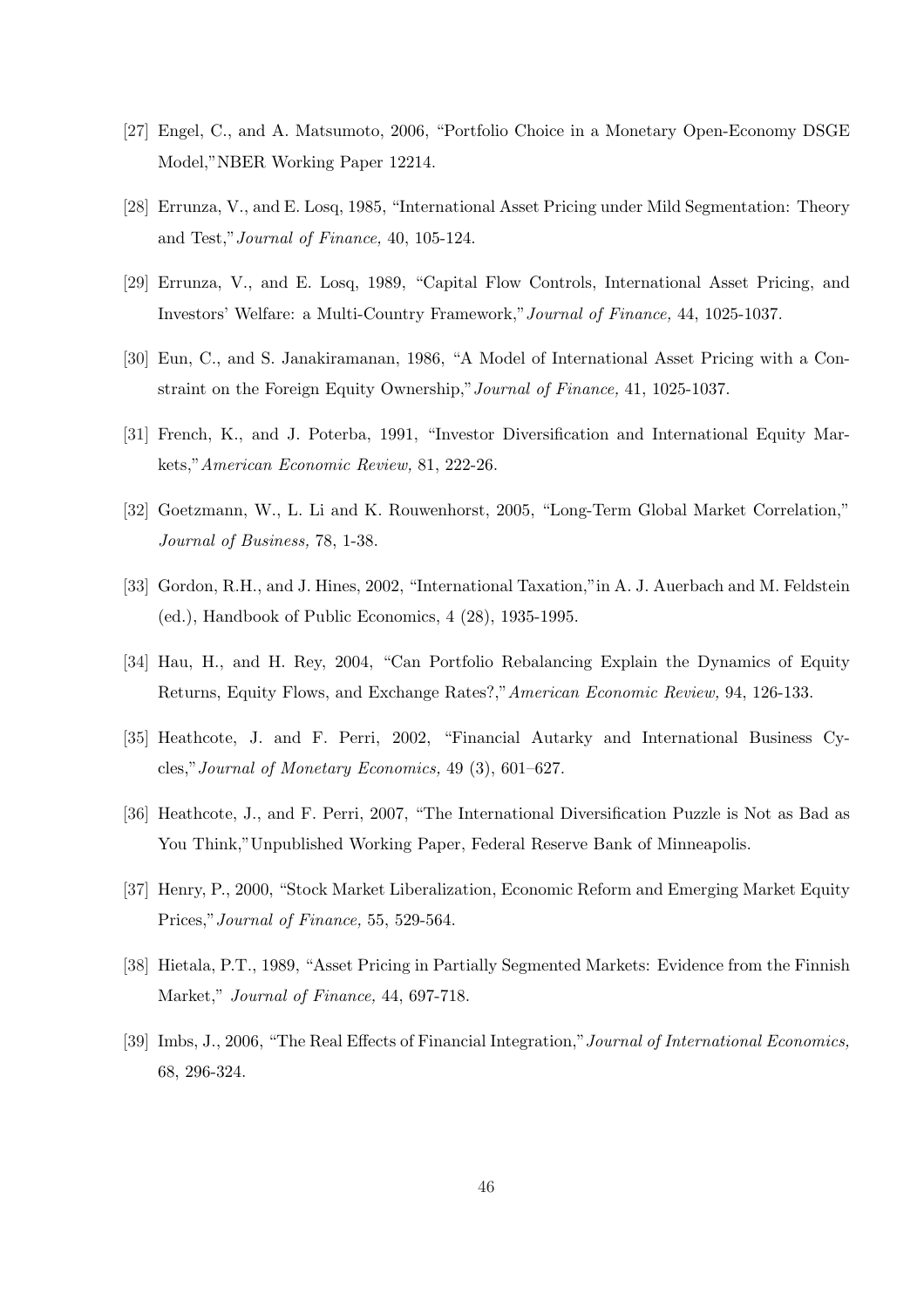[27] Engel, C., and A. Matsumoto, 2006, "Portfolio Choice in a Monetary Open-Economy DSGE Model," NBER Working Paper 12214.

[28] Errunza, V., and E. Losq, 1985, "International Asset Pricing under Mild Segmentation: Theory and Test," *Journal of Finance,* 40, 105-124.

[29] Errunza, V., and E. Losq, 1989, "Capital Flow Controls, International Asset Pricing, and Investors' Welfare: a Multi-Country Framework," *Journal of Finance,* 44, 1025-1037.

[30] Eun, C., and S. Janakiramanan, 1986, "A Model of International Asset Pricing with a Constraint on the Foreign Equity Ownership," *Journal of Finance,* 41, 1025-1037.

[31] French, K., and J. Poterba, 1991, "Investor Diversification and International Equity Markets," *American Economic Review,* 81, 222-26.

[32] Goetzmann, W., L. Li and K. Rouwenhorst, 2005, "Long-Term Global Market Correlation," *Journal of Business,* 78, 1-38.

[33] Gordon, R.H., and J. Hines, 2002, "International Taxation," in A. J. Auerbach and M. Feldstein (ed.), Handbook of Public Economics, 4 (28), 1935-1995.

[34] Hau, H., and H. Rey, 2004, "Can Portfolio Rebalancing Explain the Dynamics of Equity Returns, Equity Flows, and Exchange Rates?," *American Economic Review,* 94, 126-133.

[35] Heathcote, J. and F. Perri, 2002, "Financial Autarky and International Business Cycles," *Journal of Monetary Economics,* 49 (3), 601–627.

[36] Heathcote, J., and F. Perri, 2007, "The International Diversification Puzzle is Not as Bad as You Think," Unpublished Working Paper, Federal Reserve Bank of Minneapolis.

[37] Henry, P., 2000, "Stock Market Liberalization, Economic Reform and Emerging Market Equity Prices," *Journal of Finance,* 55, 529-564.

[38] Hietala, P.T., 1989, "Asset Pricing in Partially Segmented Markets: Evidence from the Finnish Market," *Journal of Finance,* 44, 697-718.

[39] Imbs, J., 2006, "The Real Effects of Financial Integration," *Journal of International Economics,* 68, 296-324.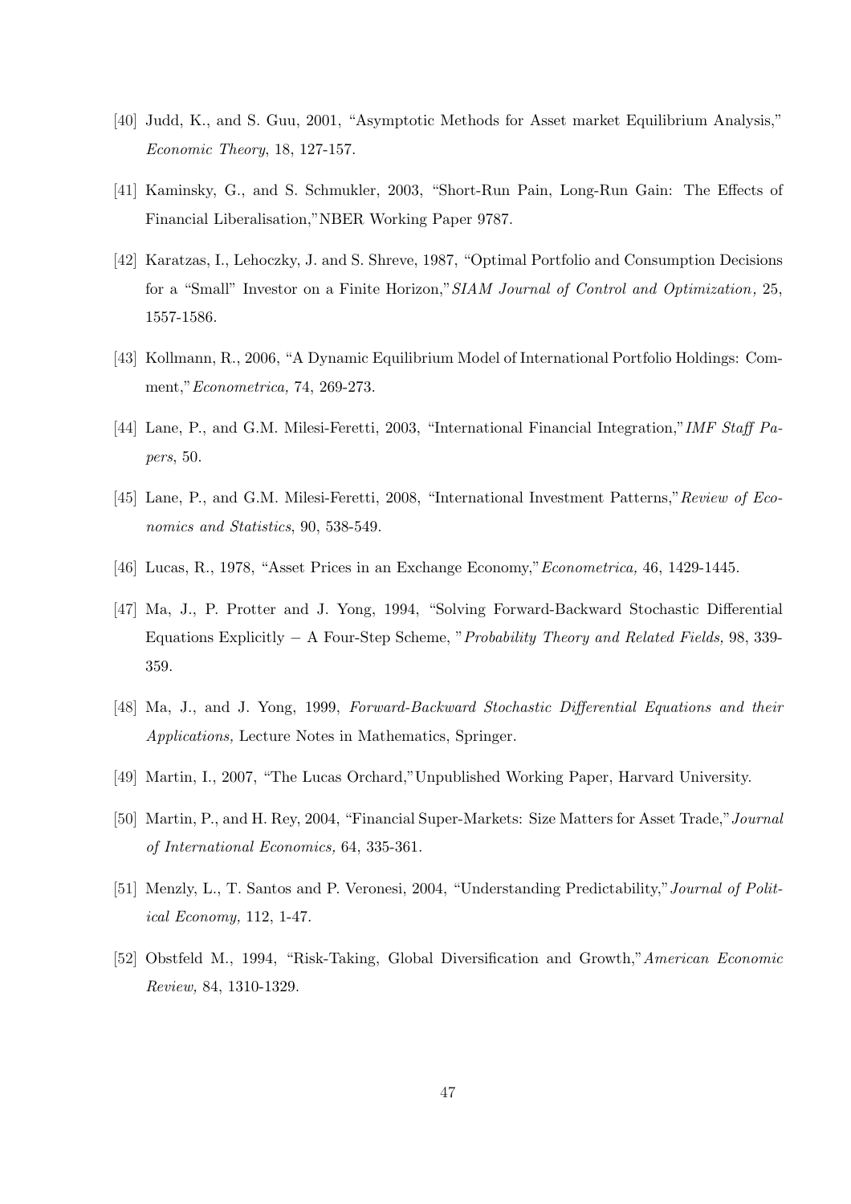[40] Judd, K., and S. Guu, 2001, "Asymptotic Methods for Asset market Equilibrium Analysis," *Economic Theory*, 18, 127-157.

[41] Kaminsky, G., and S. Schmukler, 2003, "Short-Run Pain, Long-Run Gain: The Effects of Financial Liberalisation,"NBER Working Paper 9787.

[42] Karatzas, I., Lehoczky, J. and S. Shreve, 1987, "Optimal Portfolio and Consumption Decisions for a "Small" Investor on a Finite Horizon,"*SIAM Journal of Control and Optimization,* 25, 1557-1586.

[43] Kollmann, R., 2006, "A Dynamic Equilibrium Model of International Portfolio Holdings: Comment,"*Econometrica,* 74, 269-273.

[44] Lane, P., and G.M. Milesi-Feretti, 2003, "International Financial Integration,"*IMF Staff Papers*, 50.

[45] Lane, P., and G.M. Milesi-Feretti, 2008, "International Investment Patterns,"*Review of Economics and Statistics*, 90, 538-549.

[46] Lucas, R., 1978, "Asset Prices in an Exchange Economy,"*Econometrica,* 46, 1429-1445.

[47] Ma, J., P. Protter and J. Yong, 1994, "Solving Forward-Backward Stochastic Differential Equations Explicitly − A Four-Step Scheme, "*Probability Theory and Related Fields,* 98, 339-359.

[48] Ma, J., and J. Yong, 1999, *Forward-Backward Stochastic Differential Equations and their Applications,* Lecture Notes in Mathematics, Springer.

[49] Martin, I., 2007, "The Lucas Orchard,"Unpublished Working Paper, Harvard University.

[50] Martin, P., and H. Rey, 2004, "Financial Super-Markets: Size Matters for Asset Trade,"*Journal of International Economics,* 64, 335-361.

[51] Menzly, L., T. Santos and P. Veronesi, 2004, "Understanding Predictability,"*Journal of Political Economy,* 112, 1-47.

[52] Obstfeld M., 1994, "Risk-Taking, Global Diversification and Growth,"*American Economic Review,* 84, 1310-1329.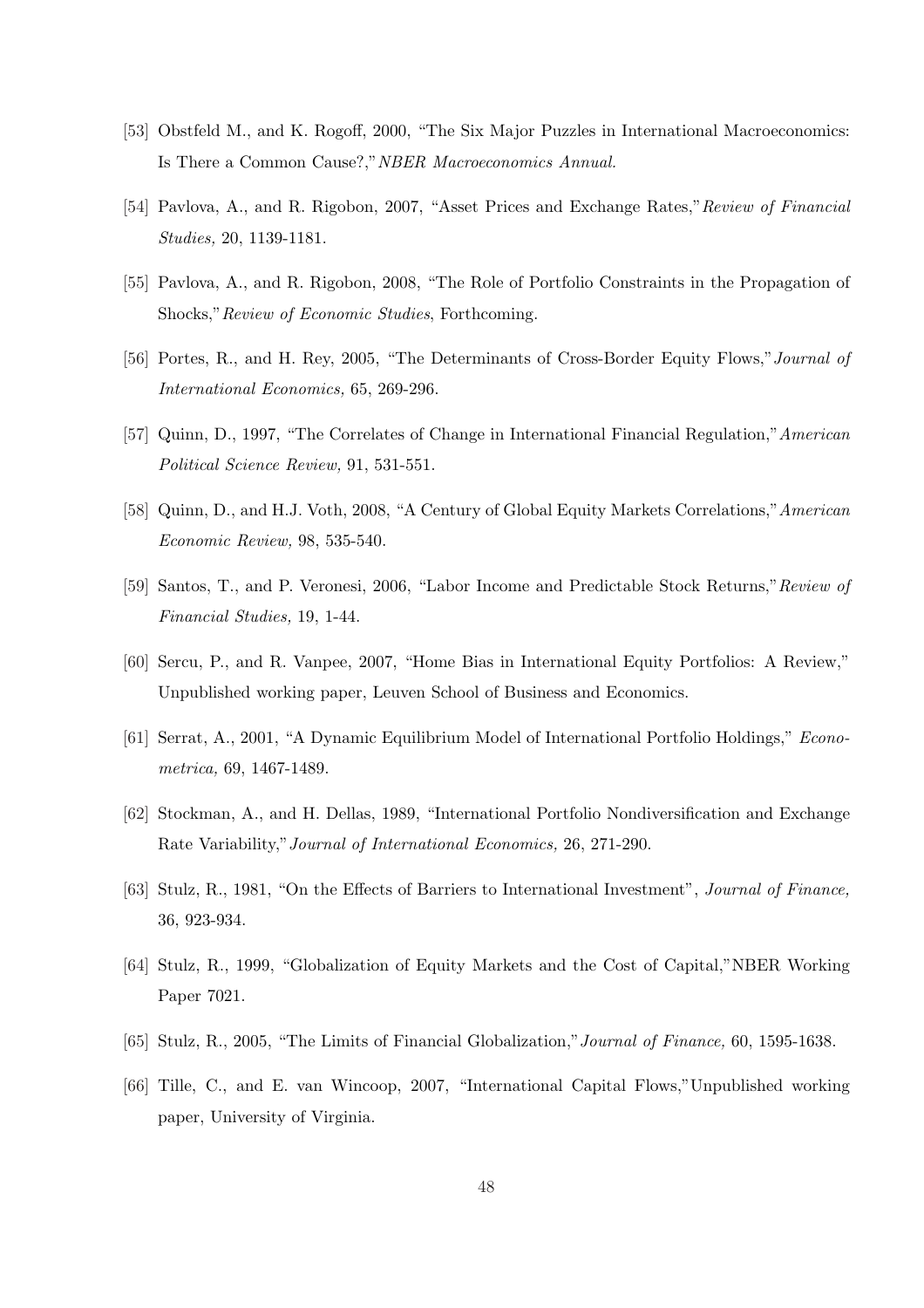[53] Obstfeld M., and K. Rogoff, 2000, "The Six Major Puzzles in International Macroeconomics: Is There a Common Cause?," *NBER Macroeconomics Annual*.

[54] Pavlova, A., and R. Rigobon, 2007, "Asset Prices and Exchange Rates," *Review of Financial Studies,* 20, 1139-1181.

[55] Pavlova, A., and R. Rigobon, 2008, "The Role of Portfolio Constraints in the Propagation of Shocks," *Review of Economic Studies*, Forthcoming.

[56] Portes, R., and H. Rey, 2005, "The Determinants of Cross-Border Equity Flows," *Journal of International Economics,* 65, 269-296.

[57] Quinn, D., 1997, "The Correlates of Change in International Financial Regulation," *American Political Science Review,* 91, 531-551.

[58] Quinn, D., and H.J. Voth, 2008, "A Century of Global Equity Markets Correlations," *American Economic Review,* 98, 535-540.

[59] Santos, T., and P. Veronesi, 2006, "Labor Income and Predictable Stock Returns," *Review of Financial Studies,* 19, 1-44.

[60] Sercu, P., and R. Vanpee, 2007, "Home Bias in International Equity Portfolios: A Review," Unpublished working paper, Leuven School of Business and Economics.

[61] Serrat, A., 2001, "A Dynamic Equilibrium Model of International Portfolio Holdings," *Econometrica,* 69, 1467-1489.

[62] Stockman, A., and H. Dellas, 1989, "International Portfolio Nondiversification and Exchange Rate Variability," *Journal of International Economics,* 26, 271-290.

[63] Stulz, R., 1981, "On the Effects of Barriers to International Investment", *Journal of Finance,* 36, 923-934.

[64] Stulz, R., 1999, "Globalization of Equity Markets and the Cost of Capital," NBER Working Paper 7021.

[65] Stulz, R., 2005, "The Limits of Financial Globalization," *Journal of Finance,* 60, 1595-1638.

[66] Tille, C., and E. van Wincoop, 2007, "International Capital Flows," Unpublished working paper, University of Virginia.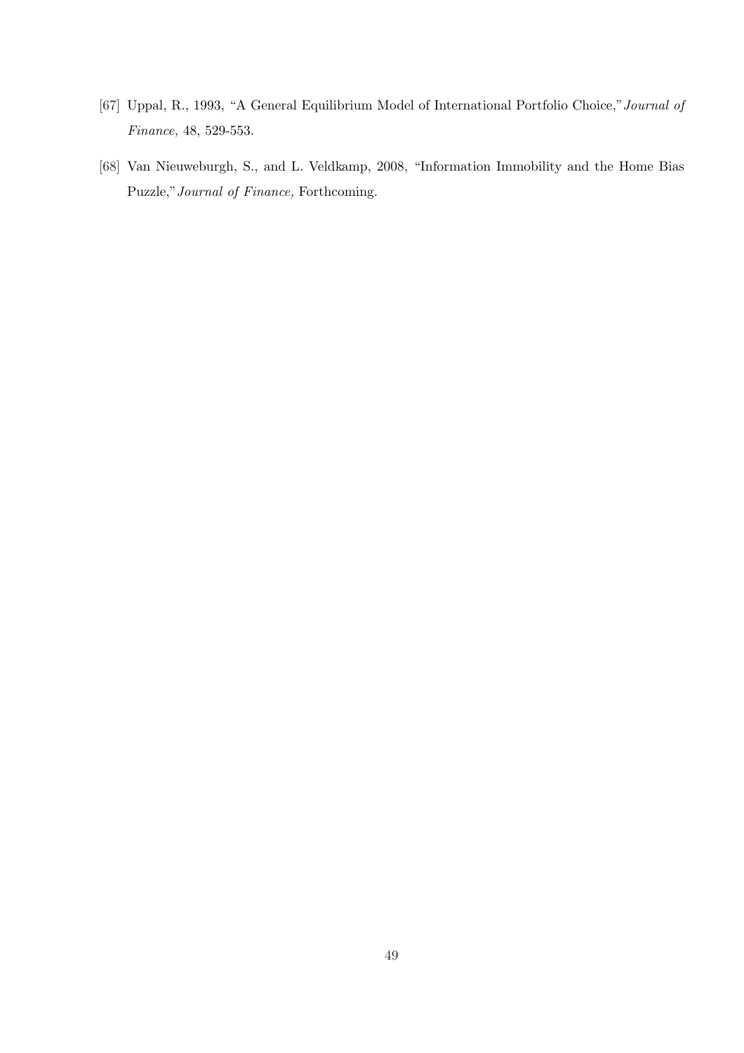[67] Uppal, R., 1993, "A General Equilibrium Model of International Portfolio Choice," *Journal of Finance,* 48, 529-553.

[68] Van Nieuweburgh, S., and L. Veldkamp, 2008, "Information Immobility and the Home Bias Puzzle," *Journal of Finance,* Forthcoming.